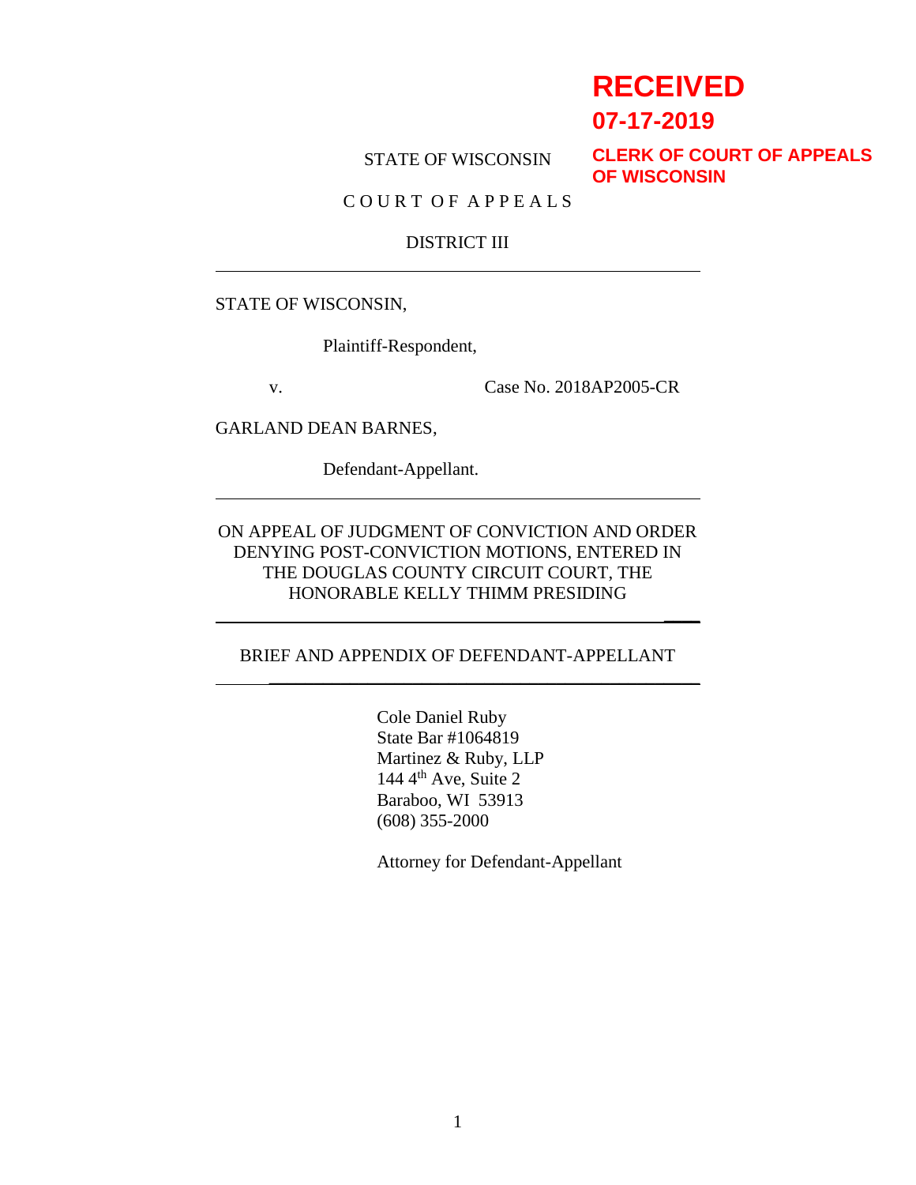**RECEIVED**
**07-17-2019**
**CLERK OF COURT OF APPEALS OF WISCONSIN**

STATE OF WISCONSIN

C O U R T O F A P P E A L S

DISTRICT III

---

STATE OF WISCONSIN,

Plaintiff-Respondent,

v. Case No. 2018AP2005-CR

GARLAND DEAN BARNES,

Defendant-Appellant.

---

ON APPEAL OF JUDGMENT OF CONVICTION AND ORDER DENYING POST-CONVICTION MOTIONS, ENTERED IN THE DOUGLAS COUNTY CIRCUIT COURT, THE HONORABLE KELLY THIMM PRESIDING

---

BRIEF AND APPENDIX OF DEFENDANT-APPELLANT

---

Cole Daniel Ruby
State Bar #1064819
Martinez & Ruby, LLP
144 4th Ave, Suite 2
Baraboo, WI 53913
(608) 355-2000

Attorney for Defendant-Appellant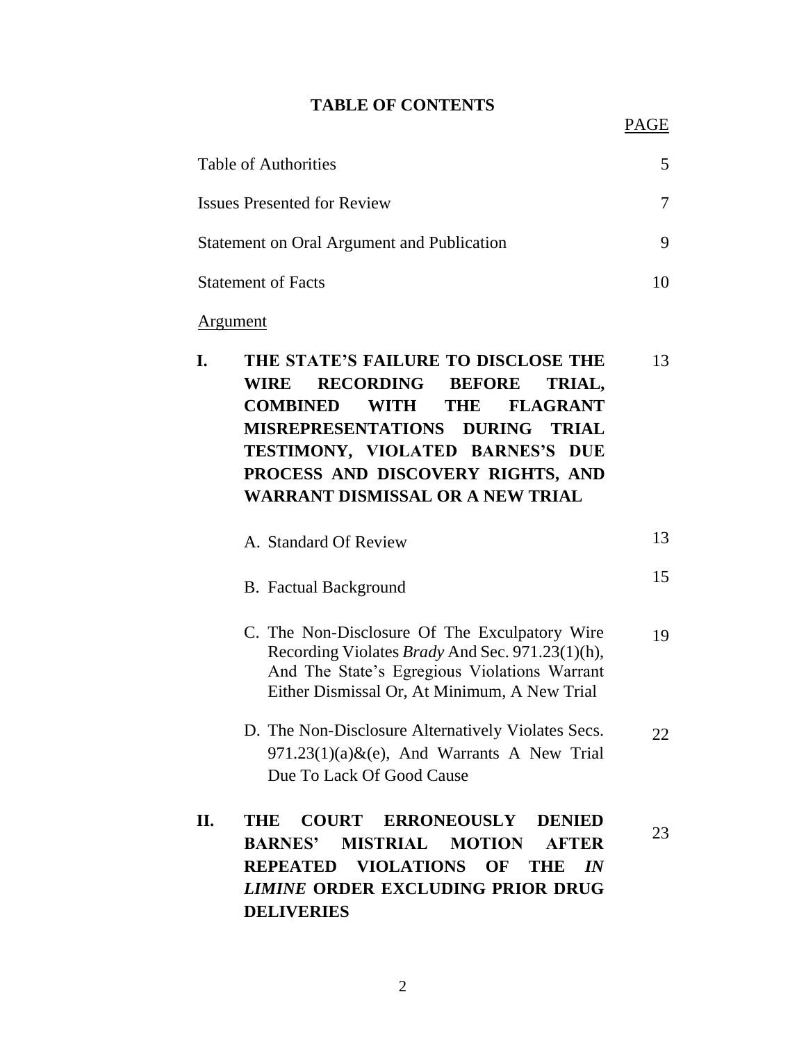**TABLE OF CONTENTS**

| | PAGE |
|---|---|
| Table of Authorities | 5 |
| Issues Presented for Review | 7 |
| Statement on Oral Argument and Publication | 9 |
| Statement of Facts | 10 |
| Argument | |
| **I. THE STATE'S FAILURE TO DISCLOSE THE WIRE RECORDING BEFORE TRIAL, COMBINED WITH THE FLAGRANT MISREPRESENTATIONS DURING TRIAL TESTIMONY, VIOLATED BARNES'S DUE PROCESS AND DISCOVERY RIGHTS, AND WARRANT DISMISSAL OR A NEW TRIAL** | 13 |
| A. Standard Of Review | 13 |
| B. Factual Background | 15 |
| C. The Non-Disclosure Of The Exculpatory Wire Recording Violates *Brady* And Sec. 971.23(1)(h), And The State's Egregious Violations Warrant Either Dismissal Or, At Minimum, A New Trial | 19 |
| D. The Non-Disclosure Alternatively Violates Secs. 971.23(1)(a)&(e), And Warrants A New Trial Due To Lack Of Good Cause | 22 |
| **II. THE COURT ERRONEOUSLY DENIED BARNES' MISTRIAL MOTION AFTER REPEATED VIOLATIONS OF THE *IN LIMINE* ORDER EXCLUDING PRIOR DRUG DELIVERIES** | 23 |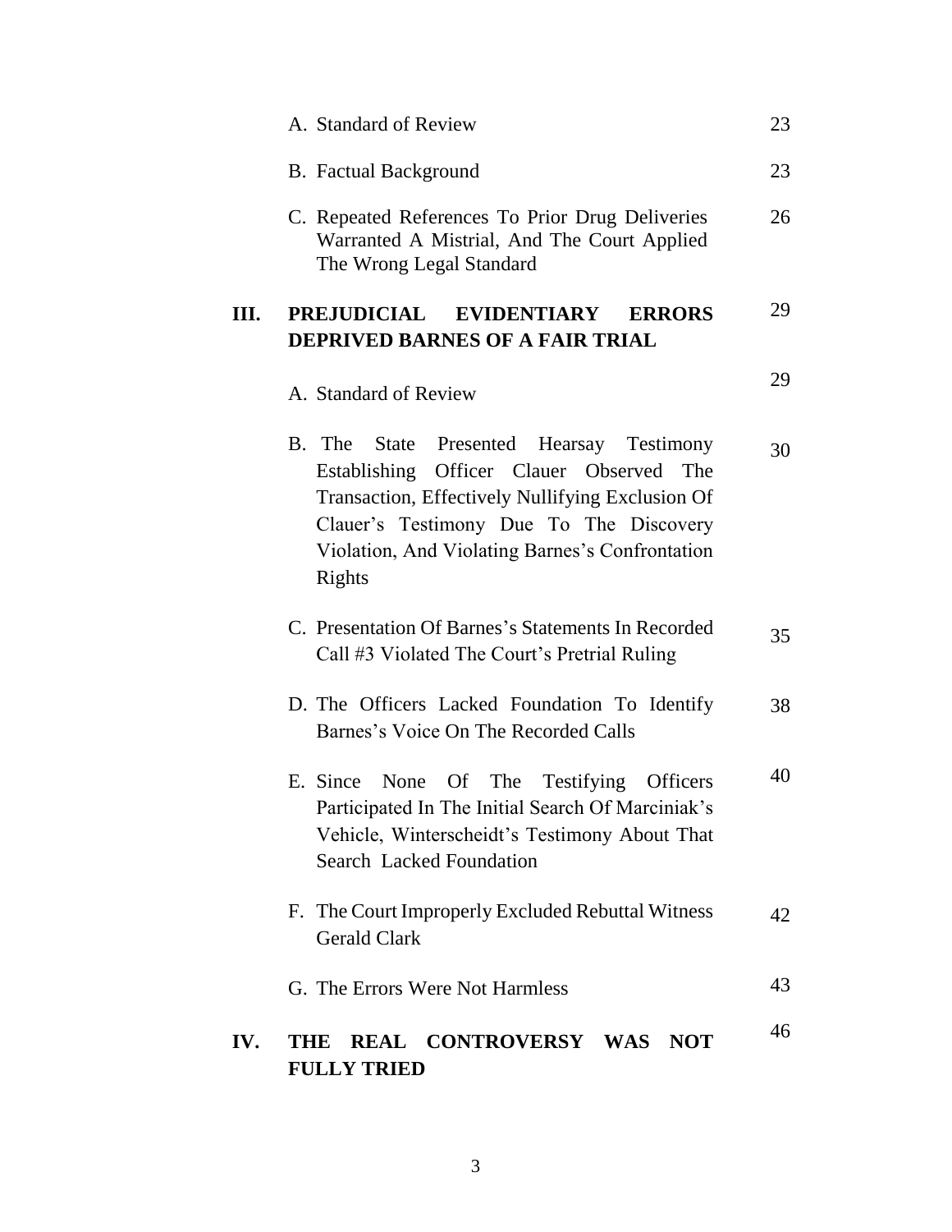| | | |
|---|---|---|
| | A. Standard of Review | 23 |
| | B. Factual Background | 23 |
| | C. Repeated References To Prior Drug Deliveries Warranted A Mistrial, And The Court Applied The Wrong Legal Standard | 26 |
| **III.** | **PREJUDICIAL EVIDENTIARY ERRORS DEPRIVED BARNES OF A FAIR TRIAL** | 29 |
| | A. Standard of Review | 29 |
| | B. The State Presented Hearsay Testimony Establishing Officer Clauer Observed The Transaction, Effectively Nullifying Exclusion Of Clauer's Testimony Due To The Discovery Violation, And Violating Barnes's Confrontation Rights | 30 |
| | C. Presentation Of Barnes's Statements In Recorded Call #3 Violated The Court's Pretrial Ruling | 35 |
| | D. The Officers Lacked Foundation To Identify Barnes's Voice On The Recorded Calls | 38 |
| | E. Since None Of The Testifying Officers Participated In The Initial Search Of Marciniak's Vehicle, Winterscheidt's Testimony About That Search Lacked Foundation | 40 |
| | F. The Court Improperly Excluded Rebuttal Witness Gerald Clark | 42 |
| | G. The Errors Were Not Harmless | 43 |
| **IV.** | **THE REAL CONTROVERSY WAS NOT FULLY TRIED** | 46 |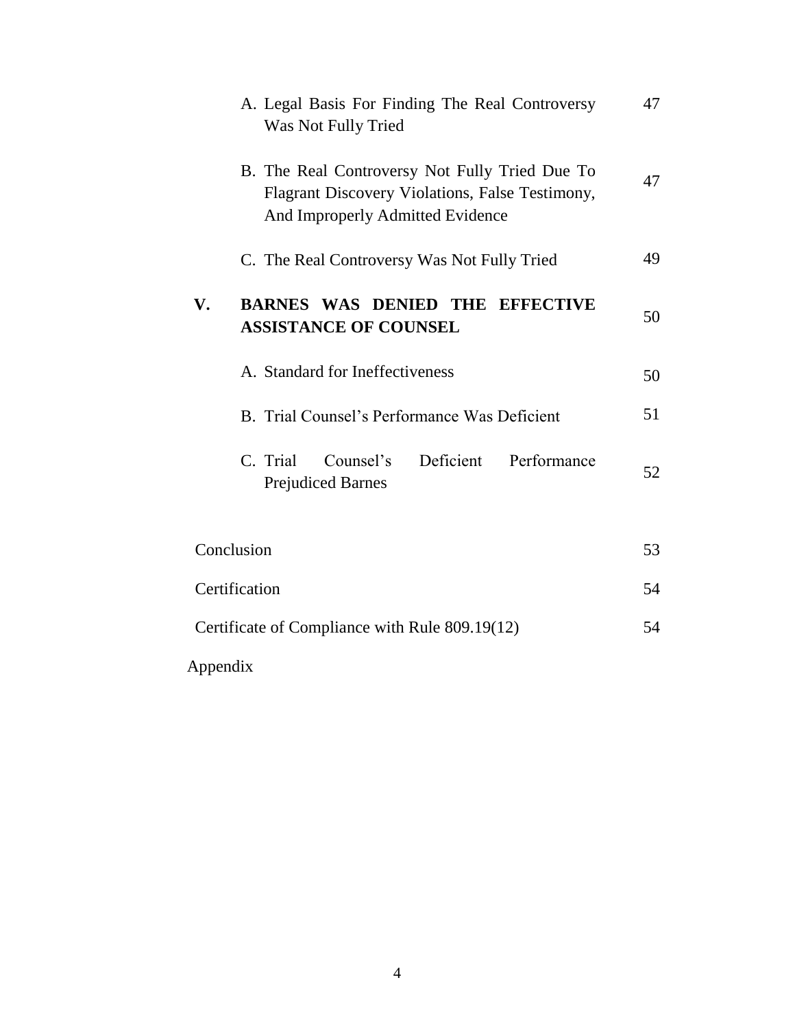| | | |
|---|---|---|
| | A. Legal Basis For Finding The Real Controversy Was Not Fully Tried | 47 |
| | B. The Real Controversy Not Fully Tried Due To Flagrant Discovery Violations, False Testimony, And Improperly Admitted Evidence | 47 |
| | C. The Real Controversy Was Not Fully Tried | 49 |
| **V.** | **BARNES WAS DENIED THE EFFECTIVE ASSISTANCE OF COUNSEL** | 50 |
| | A. Standard for Ineffectiveness | 50 |
| | B. Trial Counsel's Performance Was Deficient | 51 |
| | C. Trial Counsel's Deficient Performance Prejudiced Barnes | 52 |
| Conclusion | | 53 |
| Certification | | 54 |
| Certificate of Compliance with Rule 809.19(12) | | 54 |
| Appendix | | |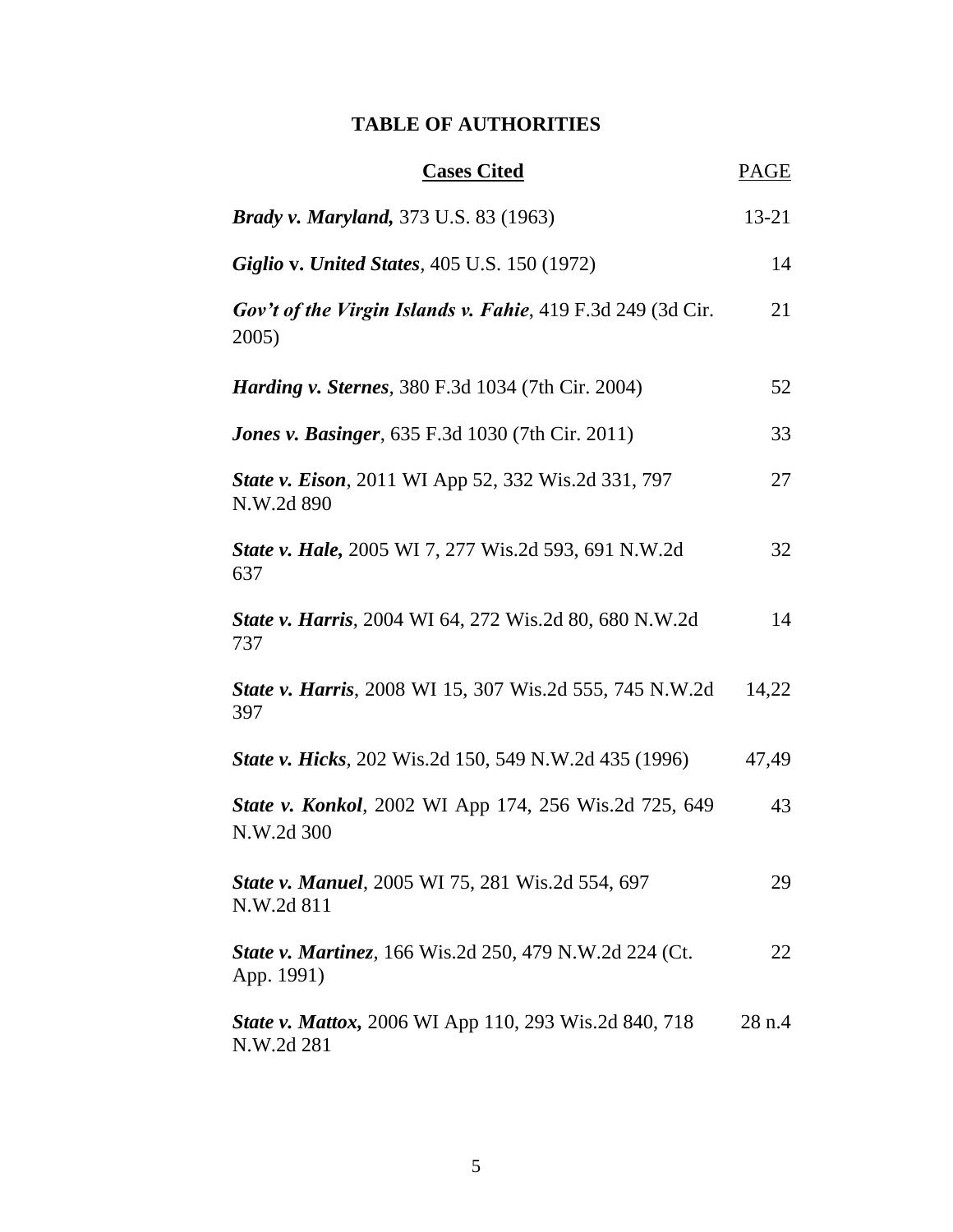# TABLE OF AUTHORITIES

| **Cases Cited** | PAGE |
|---|---|
| ***Brady v. Maryland,*** 373 U.S. 83 (1963) | 13-21 |
| ***Giglio* v. *United States***, 405 U.S. 150 (1972) | 14 |
| ***Gov't of the Virgin Islands v. Fahie***, 419 F.3d 249 (3d Cir. 2005) | 21 |
| ***Harding v. Sternes***, 380 F.3d 1034 (7th Cir. 2004) | 52 |
| ***Jones v. Basinger***, 635 F.3d 1030 (7th Cir. 2011) | 33 |
| ***State v. Eison***, 2011 WI App 52, 332 Wis.2d 331, 797 N.W.2d 890 | 27 |
| ***State v. Hale,*** 2005 WI 7, 277 Wis.2d 593, 691 N.W.2d 637 | 32 |
| ***State v. Harris***, 2004 WI 64, 272 Wis.2d 80, 680 N.W.2d 737 | 14 |
| ***State v. Harris***, 2008 WI 15, 307 Wis.2d 555, 745 N.W.2d 397 | 14,22 |
| ***State v. Hicks***, 202 Wis.2d 150, 549 N.W.2d 435 (1996) | 47,49 |
| ***State v. Konkol***, 2002 WI App 174, 256 Wis.2d 725, 649 N.W.2d 300 | 43 |
| ***State v. Manuel***, 2005 WI 75, 281 Wis.2d 554, 697 N.W.2d 811 | 29 |
| ***State v. Martinez***, 166 Wis.2d 250, 479 N.W.2d 224 (Ct. App. 1991) | 22 |
| ***State v. Mattox,*** 2006 WI App 110, 293 Wis.2d 840, 718 N.W.2d 281 | 28 n.4 |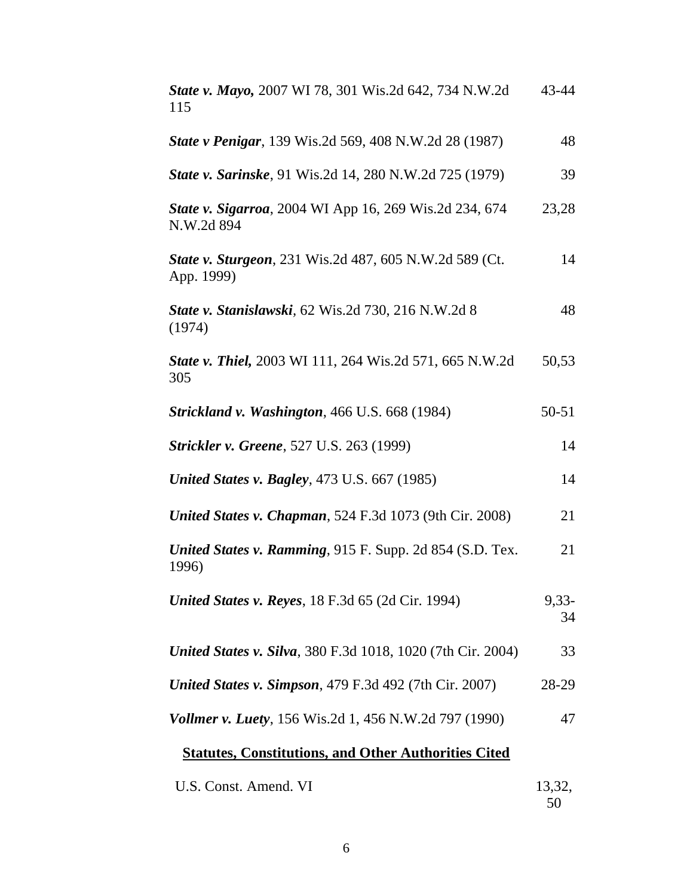| | |
|---|---|
| ***State v. Mayo,*** 2007 WI 78, 301 Wis.2d 642, 734 N.W.2d 115 | 43-44 |
| ***State v Penigar***, 139 Wis.2d 569, 408 N.W.2d 28 (1987) | 48 |
| ***State v. Sarinske***, 91 Wis.2d 14, 280 N.W.2d 725 (1979) | 39 |
| ***State v. Sigarroa***, 2004 WI App 16, 269 Wis.2d 234, 674 N.W.2d 894 | 23,28 |
| ***State v. Sturgeon***, 231 Wis.2d 487, 605 N.W.2d 589 (Ct. App. 1999) | 14 |
| ***State v. Stanislawski***, 62 Wis.2d 730, 216 N.W.2d 8 (1974) | 48 |
| ***State v. Thiel,*** 2003 WI 111, 264 Wis.2d 571, 665 N.W.2d 305 | 50,53 |
| ***Strickland v. Washington***, 466 U.S. 668 (1984) | 50-51 |
| ***Strickler v. Greene***, 527 U.S. 263 (1999) | 14 |
| ***United States v. Bagley***, 473 U.S. 667 (1985) | 14 |
| ***United States v. Chapman***, 524 F.3d 1073 (9th Cir. 2008) | 21 |
| ***United States v. Ramming***, 915 F. Supp. 2d 854 (S.D. Tex. 1996) | 21 |
| ***United States v. Reyes***, 18 F.3d 65 (2d Cir. 1994) | 9,33-34 |
| ***United States v. Silva***, 380 F.3d 1018, 1020 (7th Cir. 2004) | 33 |
| ***United States v. Simpson***, 479 F.3d 492 (7th Cir. 2007) | 28-29 |
| ***Vollmer v. Luety***, 156 Wis.2d 1, 456 N.W.2d 797 (1990) | 47 |

**Statutes, Constitutions, and Other Authorities Cited**

| | |
|---|---|
| U.S. Const. Amend. VI | 13,32, 50 |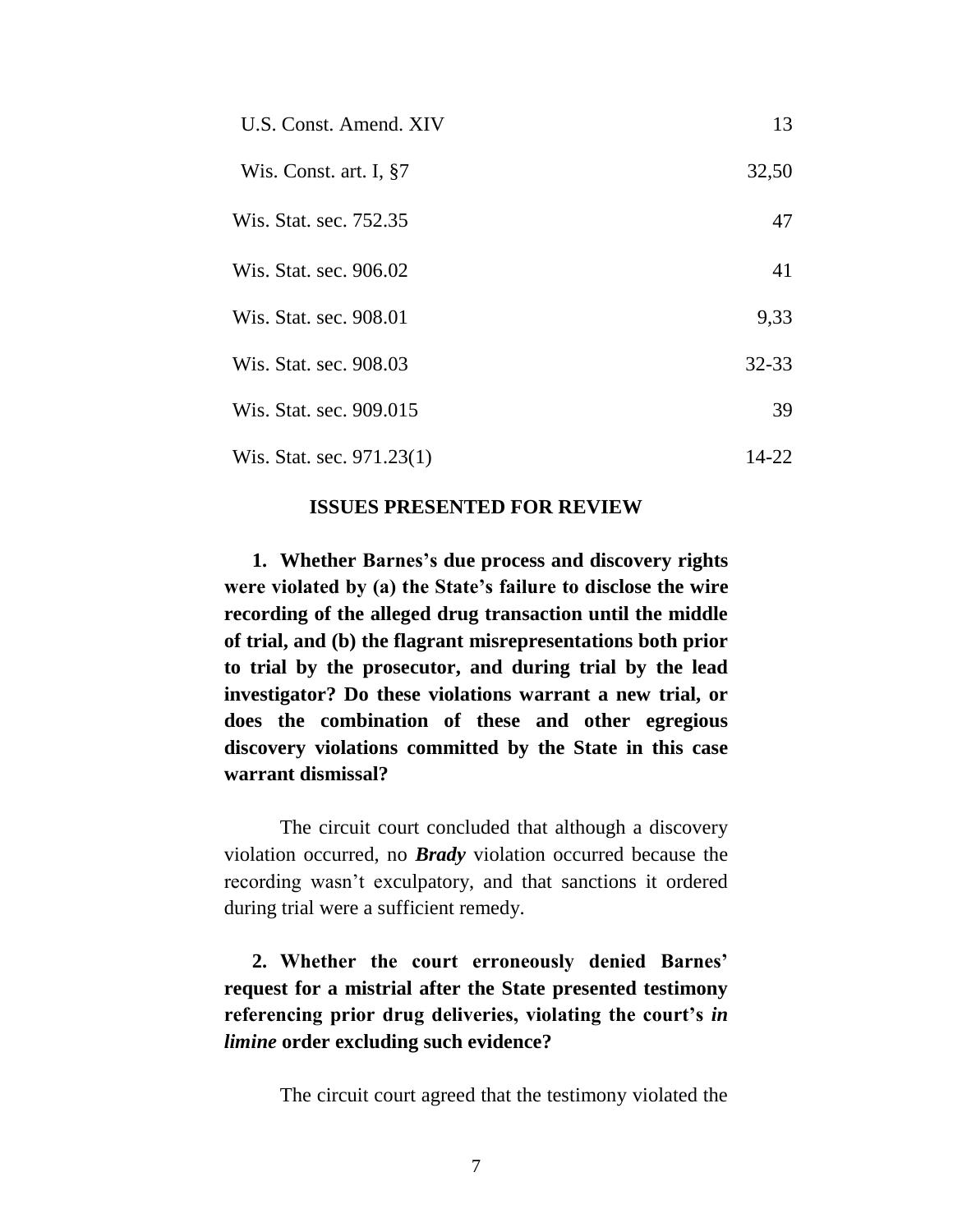| | |
|---|---|
| U.S. Const. Amend. XIV | 13 |
| Wis. Const. art. I, §7 | 32,50 |
| Wis. Stat. sec. 752.35 | 47 |
| Wis. Stat. sec. 906.02 | 41 |
| Wis. Stat. sec. 908.01 | 9,33 |
| Wis. Stat. sec. 908.03 | 32-33 |
| Wis. Stat. sec. 909.015 | 39 |
| Wis. Stat. sec. 971.23(1) | 14-22 |

## ISSUES PRESENTED FOR REVIEW

**1. Whether Barnes's due process and discovery rights were violated by (a) the State's failure to disclose the wire recording of the alleged drug transaction until the middle of trial, and (b) the flagrant misrepresentations both prior to trial by the prosecutor, and during trial by the lead investigator? Do these violations warrant a new trial, or does the combination of these and other egregious discovery violations committed by the State in this case warrant dismissal?**

The circuit court concluded that although a discovery violation occurred, no ***Brady*** violation occurred because the recording wasn't exculpatory, and that sanctions it ordered during trial were a sufficient remedy.

**2. Whether the court erroneously denied Barnes' request for a mistrial after the State presented testimony referencing prior drug deliveries, violating the court's *in limine* order excluding such evidence?**

The circuit court agreed that the testimony violated the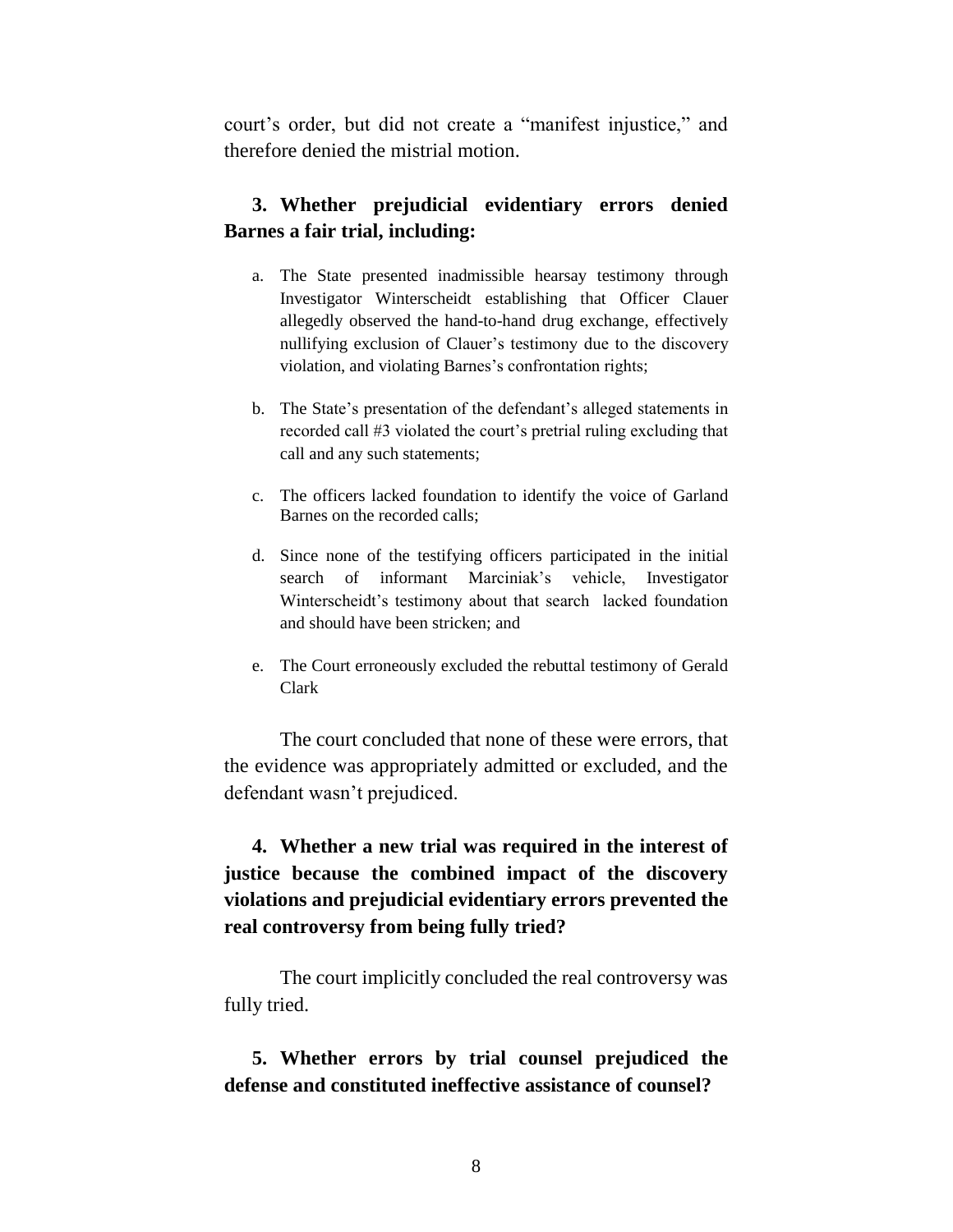court's order, but did not create a "manifest injustice," and therefore denied the mistrial motion.

**3. Whether prejudicial evidentiary errors denied Barnes a fair trial, including:**

a. The State presented inadmissible hearsay testimony through Investigator Winterscheidt establishing that Officer Clauer allegedly observed the hand-to-hand drug exchange, effectively nullifying exclusion of Clauer's testimony due to the discovery violation, and violating Barnes's confrontation rights;

b. The State's presentation of the defendant's alleged statements in recorded call #3 violated the court's pretrial ruling excluding that call and any such statements;

c. The officers lacked foundation to identify the voice of Garland Barnes on the recorded calls;

d. Since none of the testifying officers participated in the initial search of informant Marciniak's vehicle, Investigator Winterscheidt's testimony about that search lacked foundation and should have been stricken; and

e. The Court erroneously excluded the rebuttal testimony of Gerald Clark

The court concluded that none of these were errors, that the evidence was appropriately admitted or excluded, and the defendant wasn't prejudiced.

**4. Whether a new trial was required in the interest of justice because the combined impact of the discovery violations and prejudicial evidentiary errors prevented the real controversy from being fully tried?**

The court implicitly concluded the real controversy was fully tried.

**5. Whether errors by trial counsel prejudiced the defense and constituted ineffective assistance of counsel?**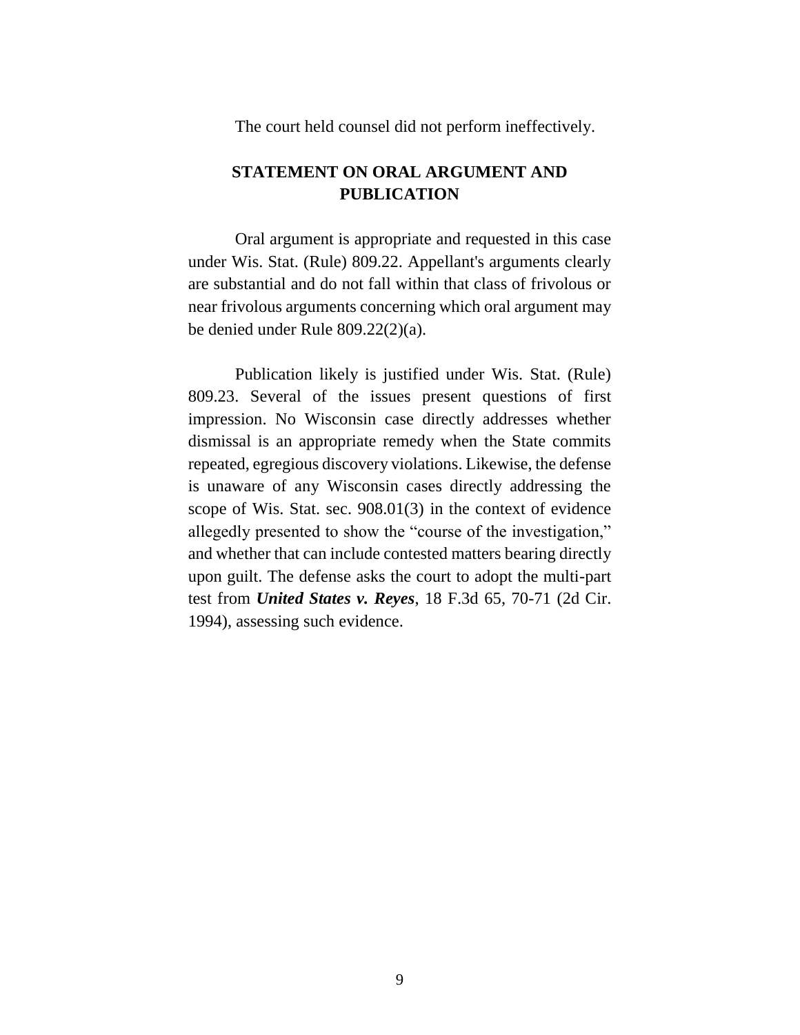The court held counsel did not perform ineffectively.

## STATEMENT ON ORAL ARGUMENT AND PUBLICATION

Oral argument is appropriate and requested in this case under Wis. Stat. (Rule) 809.22. Appellant's arguments clearly are substantial and do not fall within that class of frivolous or near frivolous arguments concerning which oral argument may be denied under Rule 809.22(2)(a).

Publication likely is justified under Wis. Stat. (Rule) 809.23. Several of the issues present questions of first impression. No Wisconsin case directly addresses whether dismissal is an appropriate remedy when the State commits repeated, egregious discovery violations. Likewise, the defense is unaware of any Wisconsin cases directly addressing the scope of Wis. Stat. sec. 908.01(3) in the context of evidence allegedly presented to show the "course of the investigation," and whether that can include contested matters bearing directly upon guilt. The defense asks the court to adopt the multi-part test from ***United States v. Reyes***, 18 F.3d 65, 70-71 (2d Cir. 1994), assessing such evidence.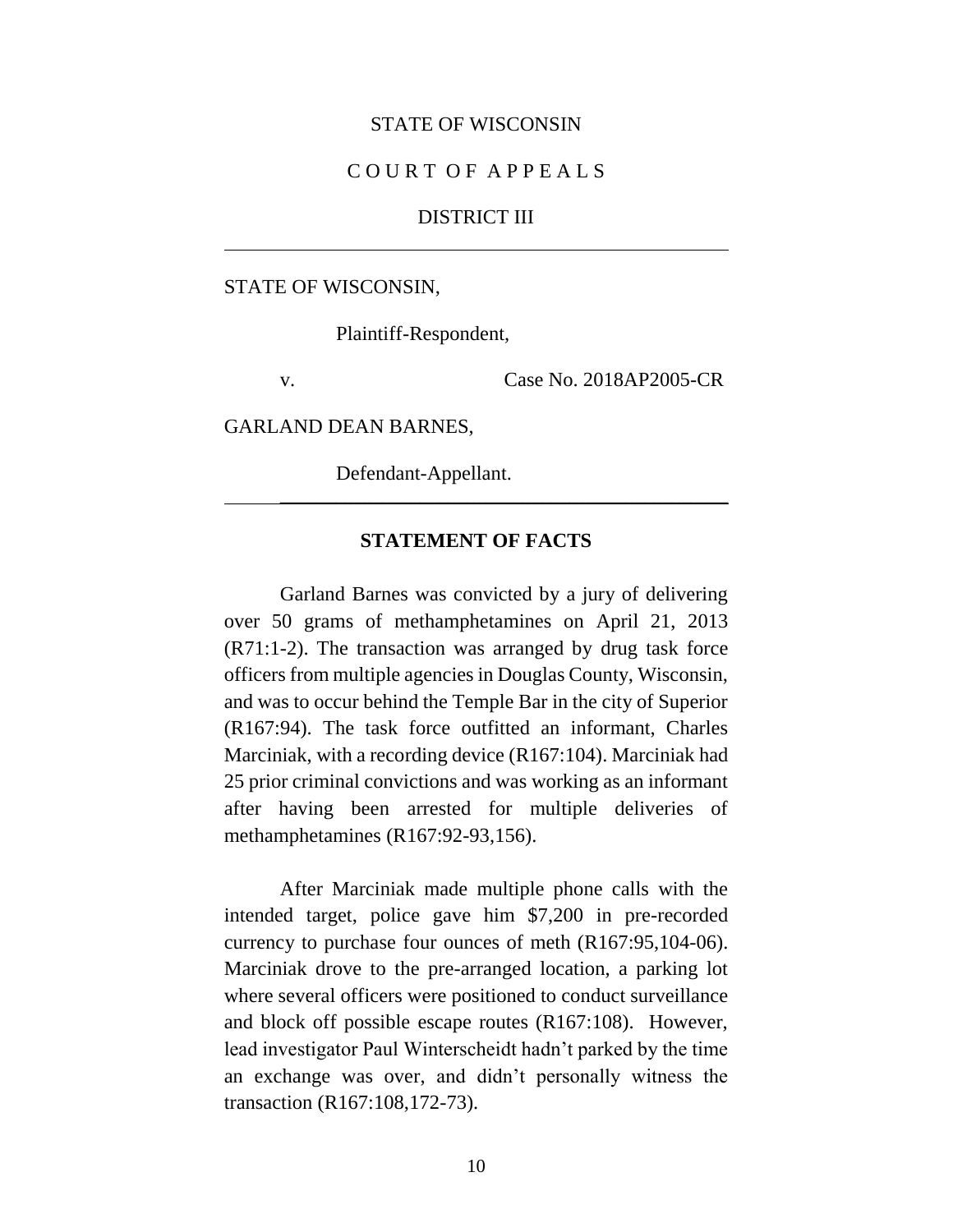STATE OF WISCONSIN

C O U R T O F A P P E A L S

DISTRICT III

---

STATE OF WISCONSIN,

Plaintiff-Respondent,

v. Case No. 2018AP2005-CR

GARLAND DEAN BARNES,

Defendant-Appellant.

---

## STATEMENT OF FACTS

Garland Barnes was convicted by a jury of delivering over 50 grams of methamphetamines on April 21, 2013 (R71:1-2). The transaction was arranged by drug task force officers from multiple agencies in Douglas County, Wisconsin, and was to occur behind the Temple Bar in the city of Superior (R167:94). The task force outfitted an informant, Charles Marciniak, with a recording device (R167:104). Marciniak had 25 prior criminal convictions and was working as an informant after having been arrested for multiple deliveries of methamphetamines (R167:92-93,156).

After Marciniak made multiple phone calls with the intended target, police gave him $7,200 in pre-recorded currency to purchase four ounces of meth (R167:95,104-06). Marciniak drove to the pre-arranged location, a parking lot where several officers were positioned to conduct surveillance and block off possible escape routes (R167:108). However, lead investigator Paul Winterscheidt hadn't parked by the time an exchange was over, and didn't personally witness the transaction (R167:108,172-73).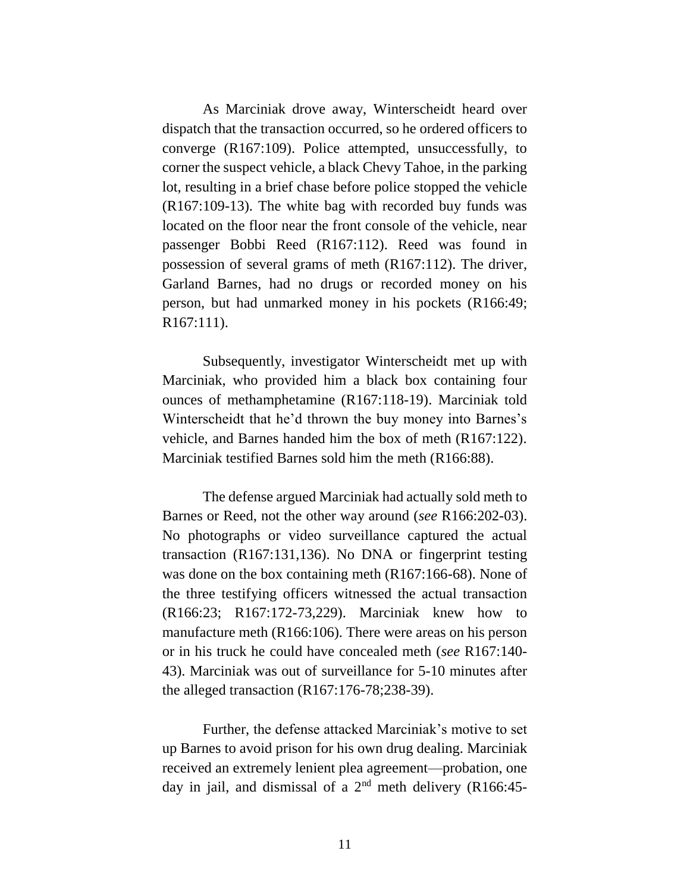As Marciniak drove away, Winterscheidt heard over dispatch that the transaction occurred, so he ordered officers to converge (R167:109). Police attempted, unsuccessfully, to corner the suspect vehicle, a black Chevy Tahoe, in the parking lot, resulting in a brief chase before police stopped the vehicle (R167:109-13). The white bag with recorded buy funds was located on the floor near the front console of the vehicle, near passenger Bobbi Reed (R167:112). Reed was found in possession of several grams of meth (R167:112). The driver, Garland Barnes, had no drugs or recorded money on his person, but had unmarked money in his pockets (R166:49; R167:111).

Subsequently, investigator Winterscheidt met up with Marciniak, who provided him a black box containing four ounces of methamphetamine (R167:118-19). Marciniak told Winterscheidt that he'd thrown the buy money into Barnes's vehicle, and Barnes handed him the box of meth (R167:122). Marciniak testified Barnes sold him the meth (R166:88).

The defense argued Marciniak had actually sold meth to Barnes or Reed, not the other way around (*see* R166:202-03). No photographs or video surveillance captured the actual transaction (R167:131,136). No DNA or fingerprint testing was done on the box containing meth (R167:166-68). None of the three testifying officers witnessed the actual transaction (R166:23; R167:172-73,229). Marciniak knew how to manufacture meth (R166:106). There were areas on his person or in his truck he could have concealed meth (*see* R167:140-43). Marciniak was out of surveillance for 5-10 minutes after the alleged transaction (R167:176-78;238-39).

Further, the defense attacked Marciniak's motive to set up Barnes to avoid prison for his own drug dealing. Marciniak received an extremely lenient plea agreement—probation, one day in jail, and dismissal of a 2nd meth delivery (R166:45-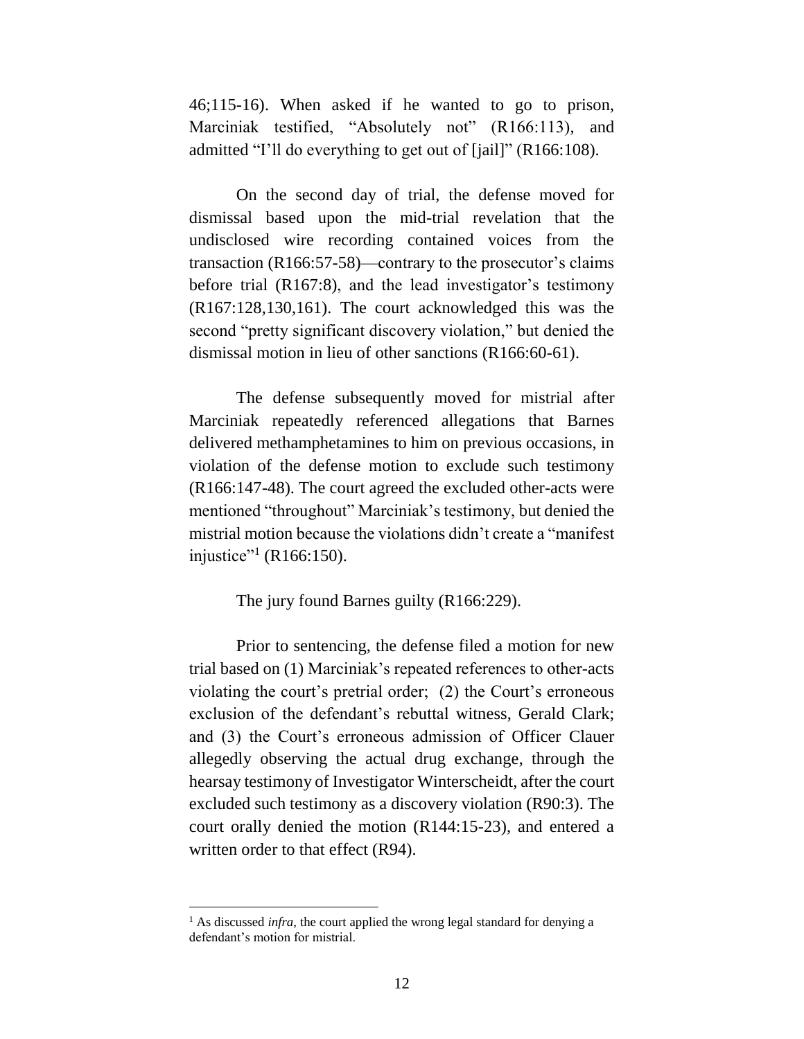46;115-16). When asked if he wanted to go to prison, Marciniak testified, "Absolutely not" (R166:113), and admitted "I'll do everything to get out of [jail]" (R166:108).

On the second day of trial, the defense moved for dismissal based upon the mid-trial revelation that the undisclosed wire recording contained voices from the transaction (R166:57-58)—contrary to the prosecutor's claims before trial (R167:8), and the lead investigator's testimony (R167:128,130,161). The court acknowledged this was the second "pretty significant discovery violation," but denied the dismissal motion in lieu of other sanctions (R166:60-61).

The defense subsequently moved for mistrial after Marciniak repeatedly referenced allegations that Barnes delivered methamphetamines to him on previous occasions, in violation of the defense motion to exclude such testimony (R166:147-48). The court agreed the excluded other-acts were mentioned "throughout" Marciniak's testimony, but denied the mistrial motion because the violations didn't create a "manifest injustice"[1] (R166:150).

The jury found Barnes guilty (R166:229).

Prior to sentencing, the defense filed a motion for new trial based on (1) Marciniak's repeated references to other-acts violating the court's pretrial order; (2) the Court's erroneous exclusion of the defendant's rebuttal witness, Gerald Clark; and (3) the Court's erroneous admission of Officer Clauer allegedly observing the actual drug exchange, through the hearsay testimony of Investigator Winterscheidt, after the court excluded such testimony as a discovery violation (R90:3). The court orally denied the motion (R144:15-23), and entered a written order to that effect (R94).

---

[1] As discussed *infra*, the court applied the wrong legal standard for denying a defendant's motion for mistrial.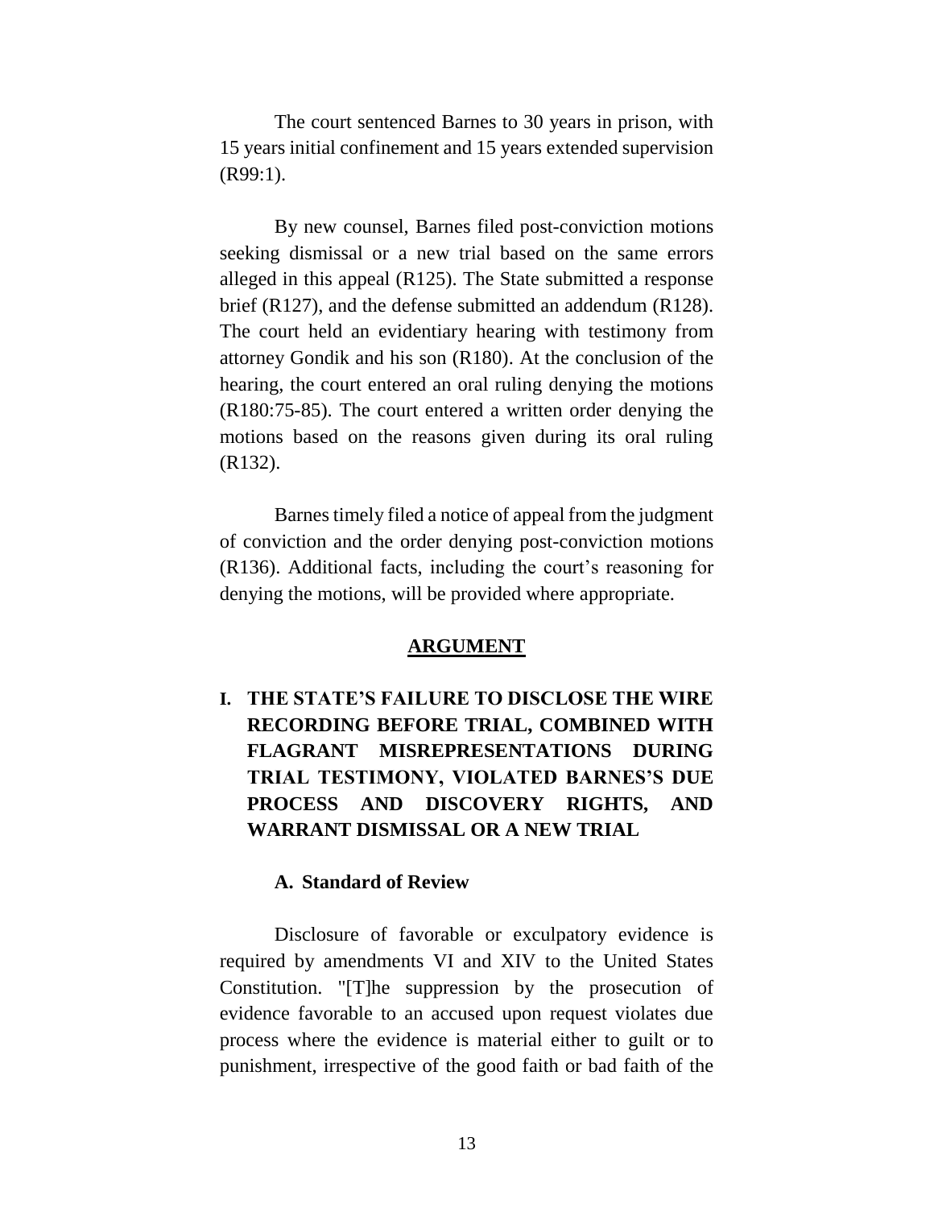The court sentenced Barnes to 30 years in prison, with 15 years initial confinement and 15 years extended supervision (R99:1).

By new counsel, Barnes filed post-conviction motions seeking dismissal or a new trial based on the same errors alleged in this appeal (R125). The State submitted a response brief (R127), and the defense submitted an addendum (R128). The court held an evidentiary hearing with testimony from attorney Gondik and his son (R180). At the conclusion of the hearing, the court entered an oral ruling denying the motions (R180:75-85). The court entered a written order denying the motions based on the reasons given during its oral ruling (R132).

Barnes timely filed a notice of appeal from the judgment of conviction and the order denying post-conviction motions (R136). Additional facts, including the court's reasoning for denying the motions, will be provided where appropriate.

## ARGUMENT

### I. THE STATE'S FAILURE TO DISCLOSE THE WIRE RECORDING BEFORE TRIAL, COMBINED WITH FLAGRANT MISREPRESENTATIONS DURING TRIAL TESTIMONY, VIOLATED BARNES'S DUE PROCESS AND DISCOVERY RIGHTS, AND WARRANT DISMISSAL OR A NEW TRIAL

#### A. Standard of Review

Disclosure of favorable or exculpatory evidence is required by amendments VI and XIV to the United States Constitution. "[T]he suppression by the prosecution of evidence favorable to an accused upon request violates due process where the evidence is material either to guilt or to punishment, irrespective of the good faith or bad faith of the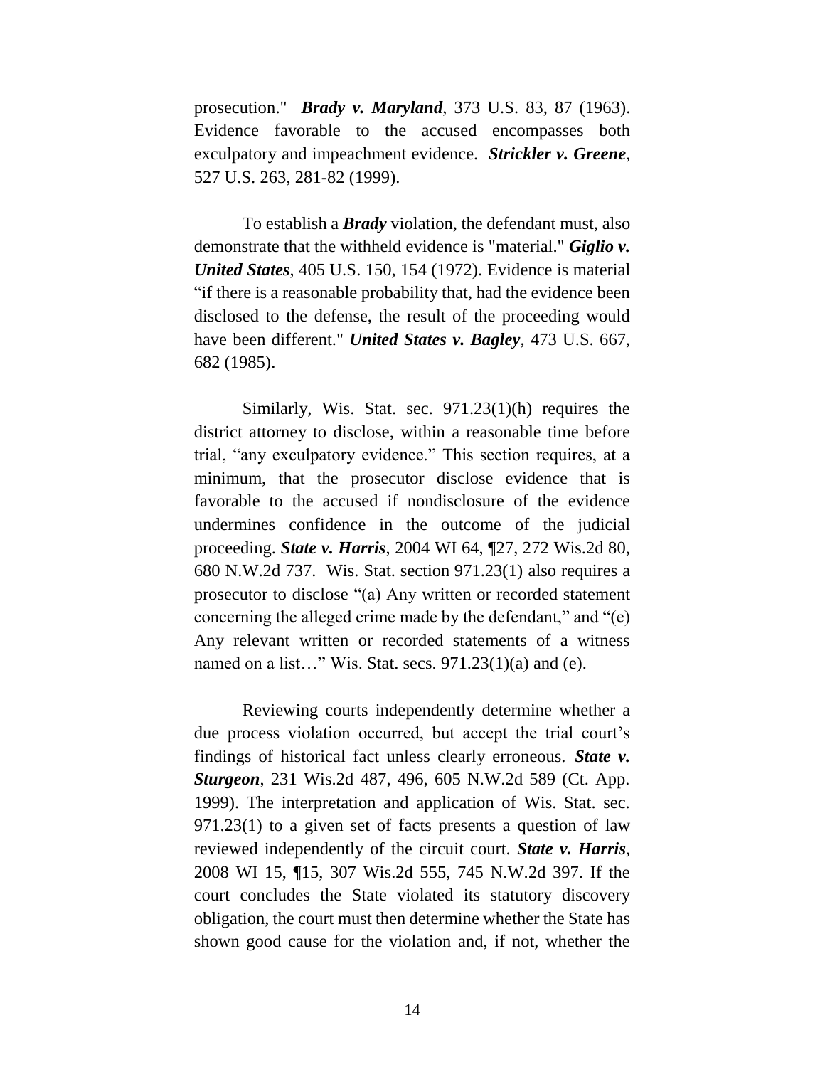prosecution." ***Brady v. Maryland***, 373 U.S. 83, 87 (1963). Evidence favorable to the accused encompasses both exculpatory and impeachment evidence. ***Strickler v. Greene***, 527 U.S. 263, 281-82 (1999).

To establish a ***Brady*** violation, the defendant must, also demonstrate that the withheld evidence is "material." ***Giglio v. United States***, 405 U.S. 150, 154 (1972). Evidence is material "if there is a reasonable probability that, had the evidence been disclosed to the defense, the result of the proceeding would have been different." ***United States v. Bagley***, 473 U.S. 667, 682 (1985).

Similarly, Wis. Stat. sec. 971.23(1)(h) requires the district attorney to disclose, within a reasonable time before trial, "any exculpatory evidence." This section requires, at a minimum, that the prosecutor disclose evidence that is favorable to the accused if nondisclosure of the evidence undermines confidence in the outcome of the judicial proceeding. ***State v. Harris***, 2004 WI 64, ¶27, 272 Wis.2d 80, 680 N.W.2d 737. Wis. Stat. section 971.23(1) also requires a prosecutor to disclose "(a) Any written or recorded statement concerning the alleged crime made by the defendant," and "(e) Any relevant written or recorded statements of a witness named on a list…" Wis. Stat. secs. 971.23(1)(a) and (e).

Reviewing courts independently determine whether a due process violation occurred, but accept the trial court's findings of historical fact unless clearly erroneous. ***State v. Sturgeon***, 231 Wis.2d 487, 496, 605 N.W.2d 589 (Ct. App. 1999). The interpretation and application of Wis. Stat. sec. 971.23(1) to a given set of facts presents a question of law reviewed independently of the circuit court. ***State v. Harris***, 2008 WI 15, ¶15, 307 Wis.2d 555, 745 N.W.2d 397. If the court concludes the State violated its statutory discovery obligation, the court must then determine whether the State has shown good cause for the violation and, if not, whether the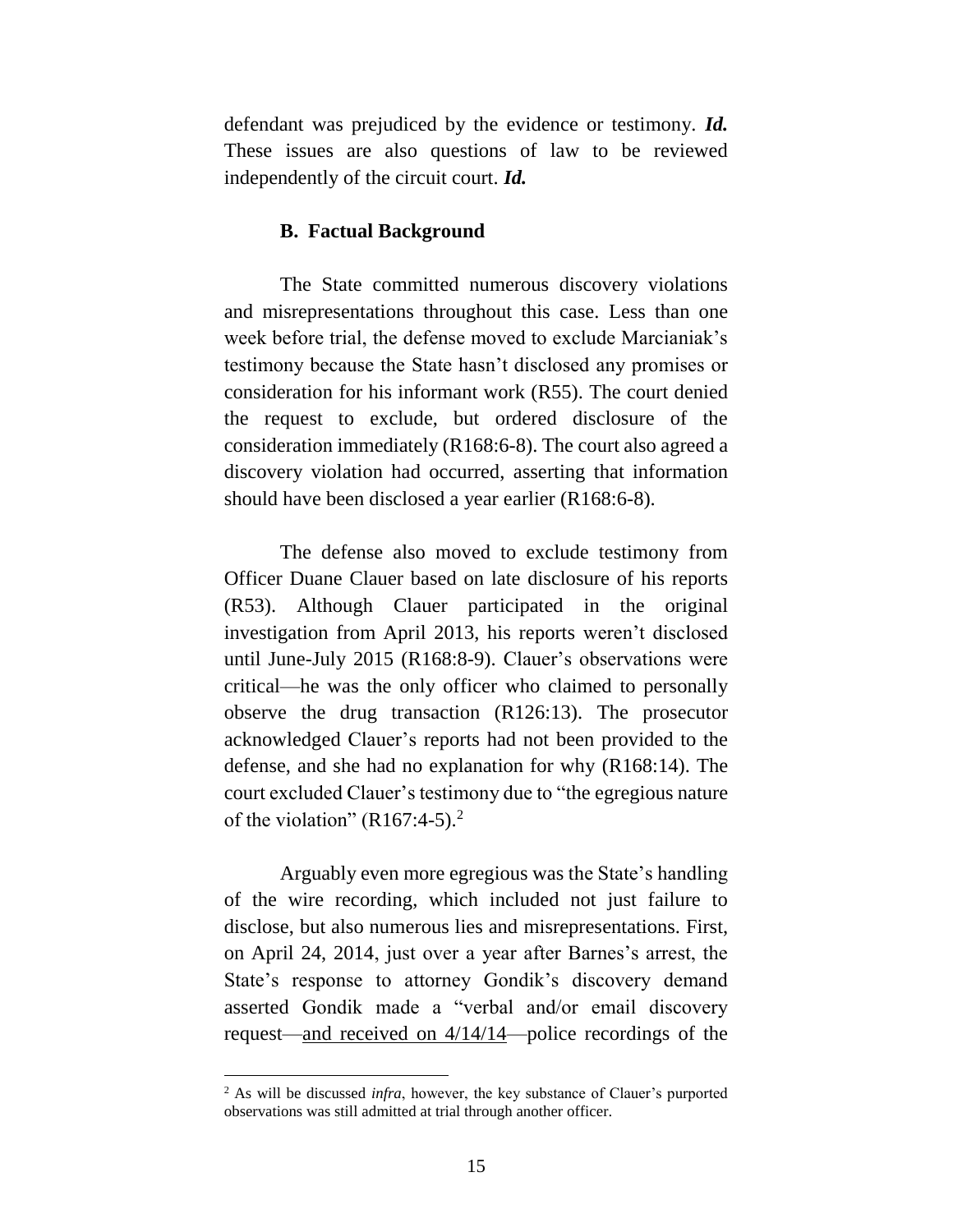defendant was prejudiced by the evidence or testimony. ***Id.*** These issues are also questions of law to be reviewed independently of the circuit court. ***Id.***

### B. Factual Background

The State committed numerous discovery violations and misrepresentations throughout this case. Less than one week before trial, the defense moved to exclude Marcianiak's testimony because the State hasn't disclosed any promises or consideration for his informant work (R55). The court denied the request to exclude, but ordered disclosure of the consideration immediately (R168:6-8). The court also agreed a discovery violation had occurred, asserting that information should have been disclosed a year earlier (R168:6-8).

The defense also moved to exclude testimony from Officer Duane Clauer based on late disclosure of his reports (R53). Although Clauer participated in the original investigation from April 2013, his reports weren't disclosed until June-July 2015 (R168:8-9). Clauer's observations were critical—he was the only officer who claimed to personally observe the drug transaction (R126:13). The prosecutor acknowledged Clauer's reports had not been provided to the defense, and she had no explanation for why (R168:14). The court excluded Clauer's testimony due to "the egregious nature of the violation" (R167:4-5).[2]

Arguably even more egregious was the State's handling of the wire recording, which included not just failure to disclose, but also numerous lies and misrepresentations. First, on April 24, 2014, just over a year after Barnes's arrest, the State's response to attorney Gondik's discovery demand asserted Gondik made a "verbal and/or email discovery request—<u>and received on 4/14/14</u>—police recordings of the

[2] As will be discussed *infra*, however, the key substance of Clauer's purported observations was still admitted at trial through another officer.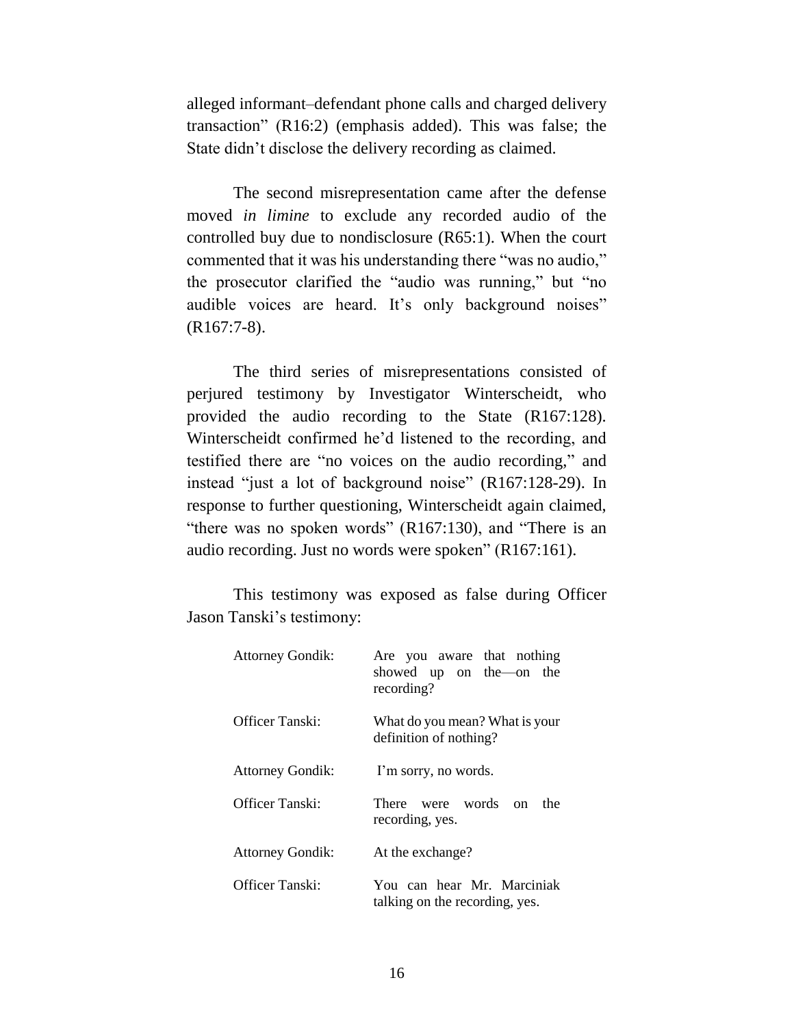alleged informant–defendant phone calls and charged delivery transaction" (R16:2) (emphasis added). This was false; the State didn't disclose the delivery recording as claimed.

The second misrepresentation came after the defense moved *in limine* to exclude any recorded audio of the controlled buy due to nondisclosure (R65:1). When the court commented that it was his understanding there "was no audio," the prosecutor clarified the "audio was running," but "no audible voices are heard. It's only background noises" (R167:7-8).

The third series of misrepresentations consisted of perjured testimony by Investigator Winterscheidt, who provided the audio recording to the State (R167:128). Winterscheidt confirmed he'd listened to the recording, and testified there are "no voices on the audio recording," and instead "just a lot of background noise" (R167:128-29). In response to further questioning, Winterscheidt again claimed, "there was no spoken words" (R167:130), and "There is an audio recording. Just no words were spoken" (R167:161).

This testimony was exposed as false during Officer Jason Tanski's testimony:

| | |
|---|---|
| Attorney Gondik: | Are you aware that nothing showed up on the—on the recording? |
| Officer Tanski: | What do you mean? What is your definition of nothing? |
| Attorney Gondik: | I'm sorry, no words. |
| Officer Tanski: | There were words on the recording, yes. |
| Attorney Gondik: | At the exchange? |
| Officer Tanski: | You can hear Mr. Marciniak talking on the recording, yes. |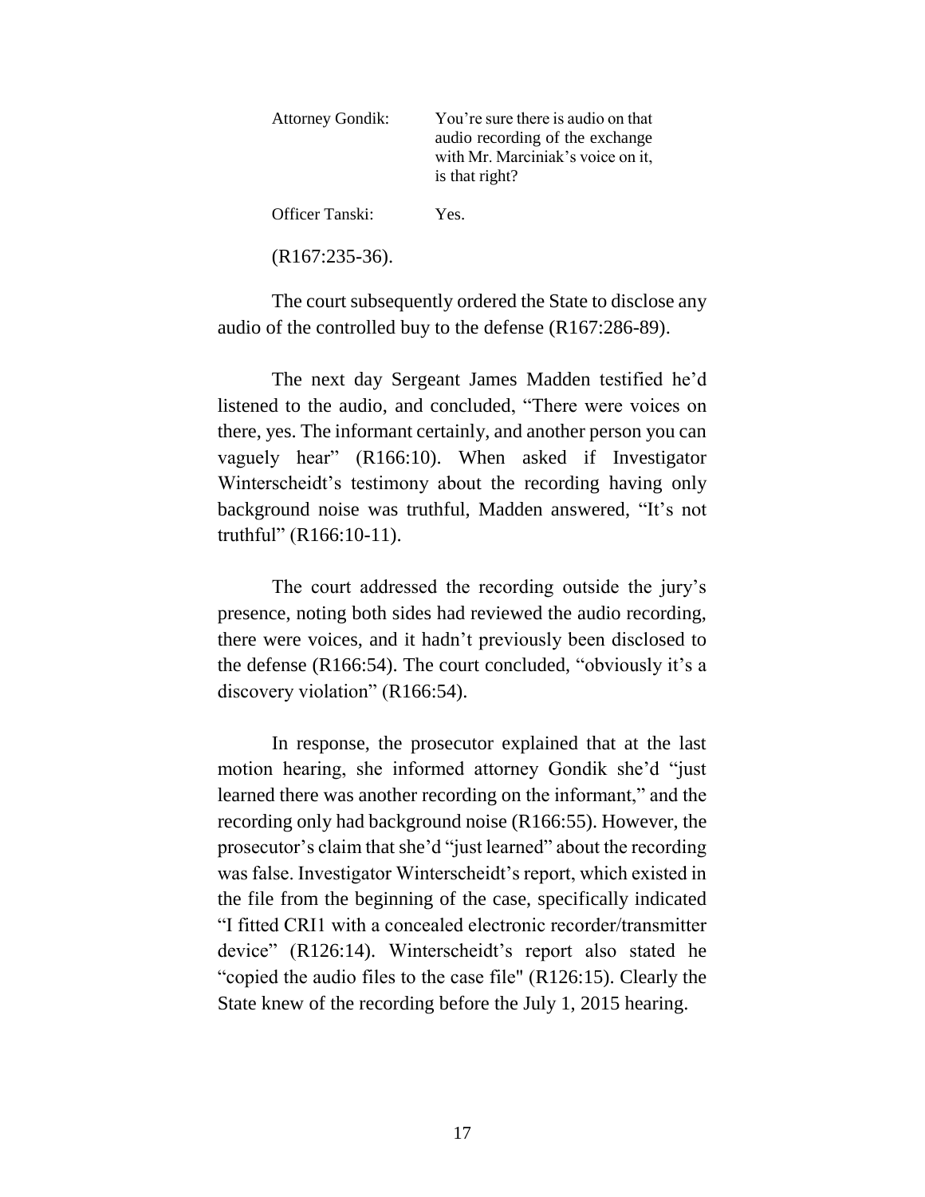| | |
|---|---|
| Attorney Gondik: | You're sure there is audio on that audio recording of the exchange with Mr. Marciniak's voice on it, is that right? |
| Officer Tanski: | Yes. |

(R167:235-36).

The court subsequently ordered the State to disclose any audio of the controlled buy to the defense (R167:286-89).

The next day Sergeant James Madden testified he'd listened to the audio, and concluded, "There were voices on there, yes. The informant certainly, and another person you can vaguely hear" (R166:10). When asked if Investigator Winterscheidt's testimony about the recording having only background noise was truthful, Madden answered, "It's not truthful" (R166:10-11).

The court addressed the recording outside the jury's presence, noting both sides had reviewed the audio recording, there were voices, and it hadn't previously been disclosed to the defense (R166:54). The court concluded, "obviously it's a discovery violation" (R166:54).

In response, the prosecutor explained that at the last motion hearing, she informed attorney Gondik she'd "just learned there was another recording on the informant," and the recording only had background noise (R166:55). However, the prosecutor's claim that she'd "just learned" about the recording was false. Investigator Winterscheidt's report, which existed in the file from the beginning of the case, specifically indicated "I fitted CRI1 with a concealed electronic recorder/transmitter device" (R126:14). Winterscheidt's report also stated he "copied the audio files to the case file" (R126:15). Clearly the State knew of the recording before the July 1, 2015 hearing.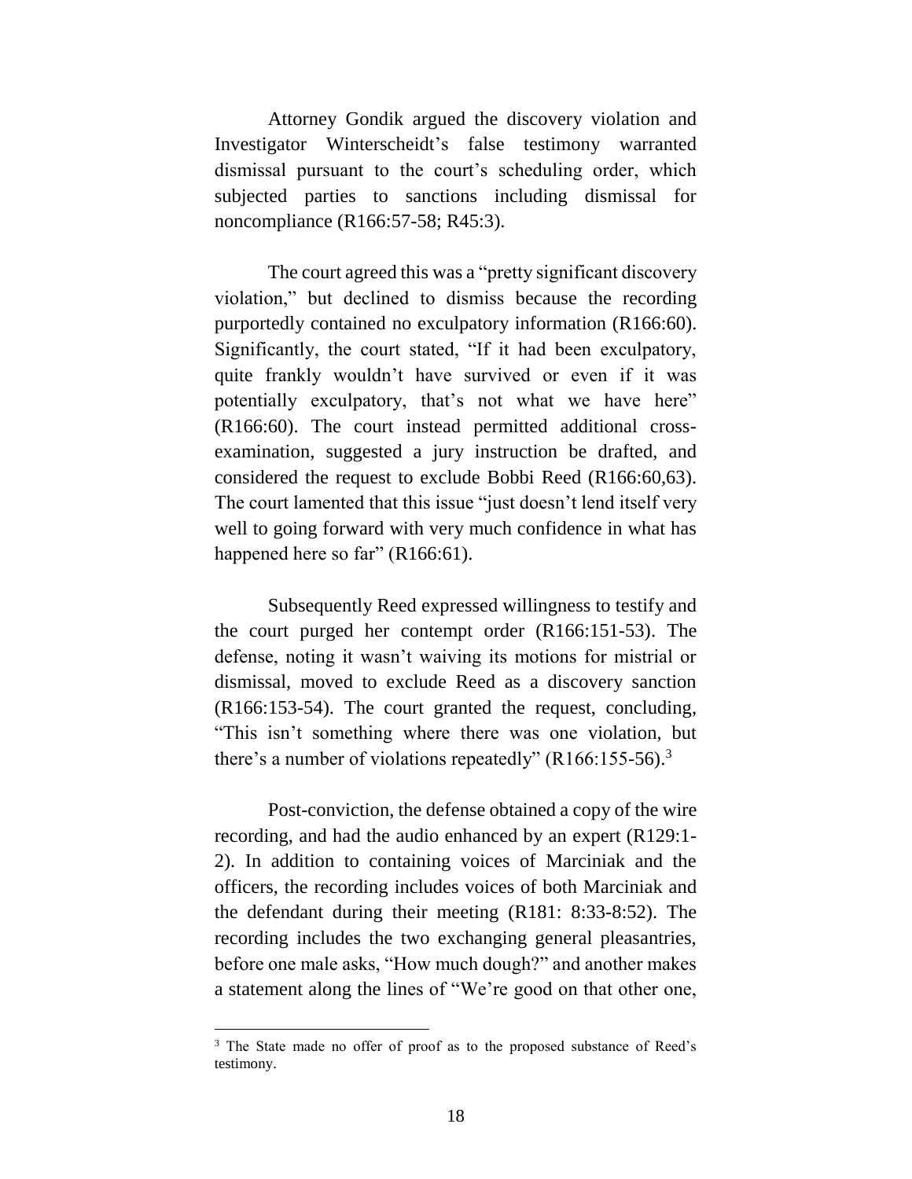Attorney Gondik argued the discovery violation and Investigator Winterscheidt's false testimony warranted dismissal pursuant to the court's scheduling order, which subjected parties to sanctions including dismissal for noncompliance (R166:57-58; R45:3).

The court agreed this was a "pretty significant discovery violation," but declined to dismiss because the recording purportedly contained no exculpatory information (R166:60). Significantly, the court stated, "If it had been exculpatory, quite frankly wouldn't have survived or even if it was potentially exculpatory, that's not what we have here" (R166:60). The court instead permitted additional cross-examination, suggested a jury instruction be drafted, and considered the request to exclude Bobbi Reed (R166:60,63). The court lamented that this issue "just doesn't lend itself very well to going forward with very much confidence in what has happened here so far" (R166:61).

Subsequently Reed expressed willingness to testify and the court purged her contempt order (R166:151-53). The defense, noting it wasn't waiving its motions for mistrial or dismissal, moved to exclude Reed as a discovery sanction (R166:153-54). The court granted the request, concluding, "This isn't something where there was one violation, but there's a number of violations repeatedly" (R166:155-56).[3]

Post-conviction, the defense obtained a copy of the wire recording, and had the audio enhanced by an expert (R129:1-2). In addition to containing voices of Marciniak and the officers, the recording includes voices of both Marciniak and the defendant during their meeting (R181: 8:33-8:52). The recording includes the two exchanging general pleasantries, before one male asks, "How much dough?" and another makes a statement along the lines of "We're good on that other one,

---

[3] The State made no offer of proof as to the proposed substance of Reed's testimony.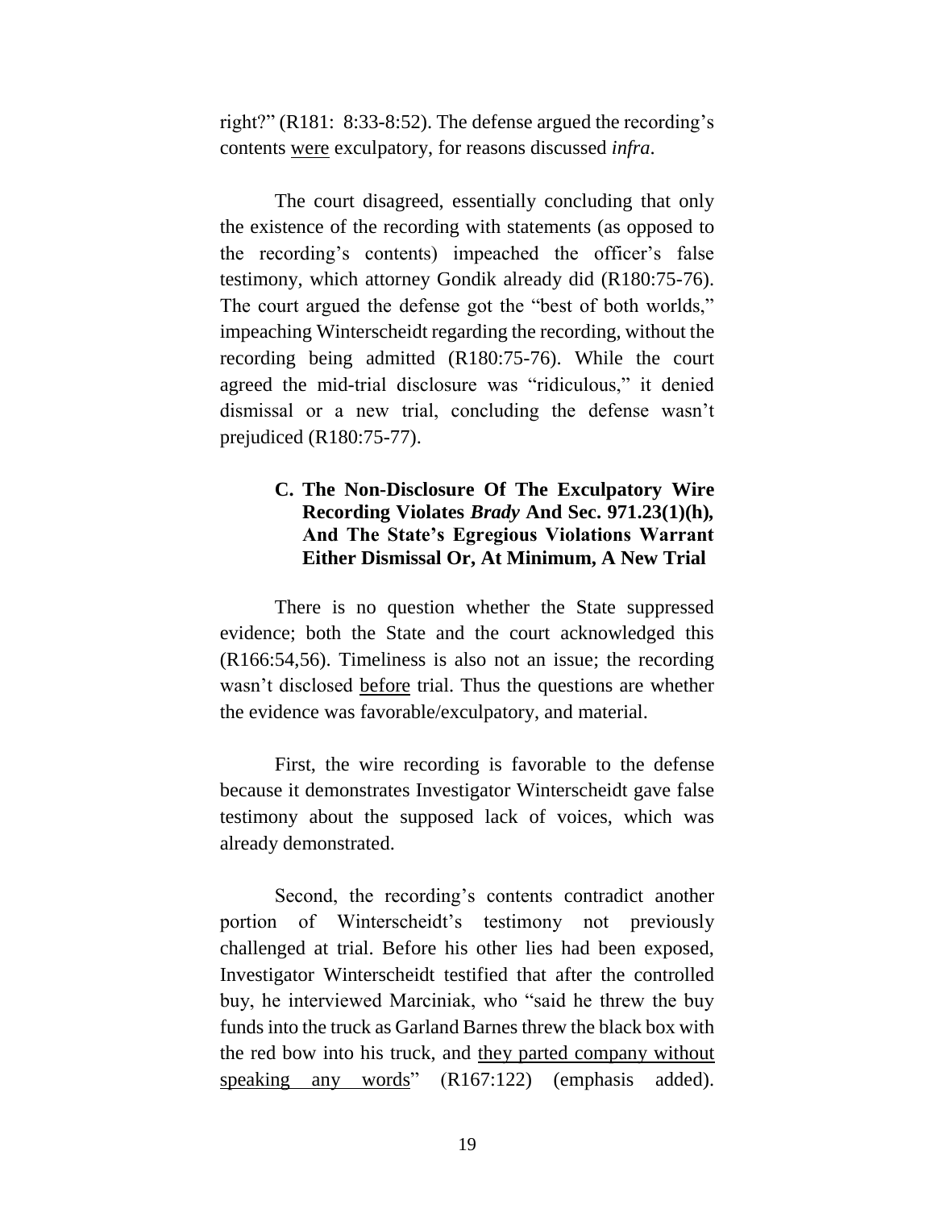right?" (R181: 8:33-8:52). The defense argued the recording's contents <u>were</u> exculpatory, for reasons discussed *infra*.

The court disagreed, essentially concluding that only the existence of the recording with statements (as opposed to the recording's contents) impeached the officer's false testimony, which attorney Gondik already did (R180:75-76). The court argued the defense got the "best of both worlds," impeaching Winterscheidt regarding the recording, without the recording being admitted (R180:75-76). While the court agreed the mid-trial disclosure was "ridiculous," it denied dismissal or a new trial, concluding the defense wasn't prejudiced (R180:75-77).

### C. The Non-Disclosure Of The Exculpatory Wire Recording Violates *Brady* And Sec. 971.23(1)(h), And The State's Egregious Violations Warrant Either Dismissal Or, At Minimum, A New Trial

There is no question whether the State suppressed evidence; both the State and the court acknowledged this (R166:54,56). Timeliness is also not an issue; the recording wasn't disclosed <u>before</u> trial. Thus the questions are whether the evidence was favorable/exculpatory, and material.

First, the wire recording is favorable to the defense because it demonstrates Investigator Winterscheidt gave false testimony about the supposed lack of voices, which was already demonstrated.

Second, the recording's contents contradict another portion of Winterscheidt's testimony not previously challenged at trial. Before his other lies had been exposed, Investigator Winterscheidt testified that after the controlled buy, he interviewed Marciniak, who "said he threw the buy funds into the truck as Garland Barnes threw the black box with the red bow into his truck, and <u>they parted company without speaking any words</u>" (R167:122) (emphasis added).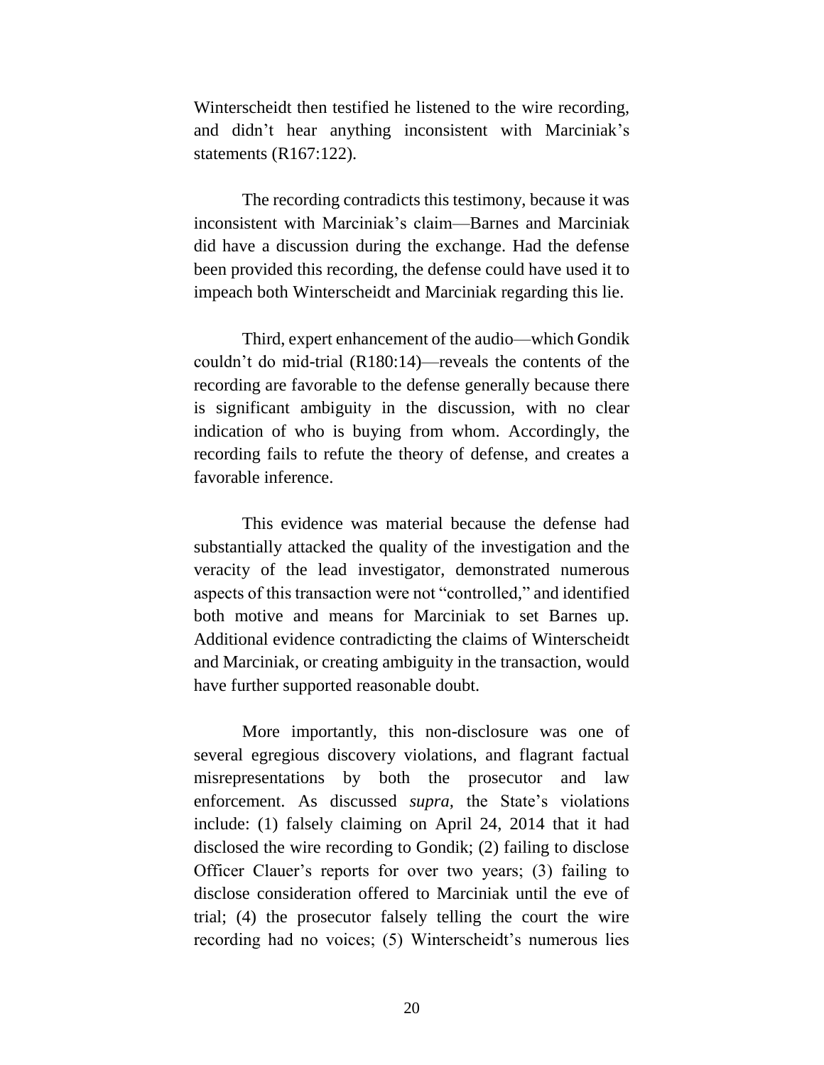Winterscheidt then testified he listened to the wire recording, and didn't hear anything inconsistent with Marciniak's statements (R167:122).

The recording contradicts this testimony, because it was inconsistent with Marciniak's claim—Barnes and Marciniak did have a discussion during the exchange. Had the defense been provided this recording, the defense could have used it to impeach both Winterscheidt and Marciniak regarding this lie.

Third, expert enhancement of the audio—which Gondik couldn't do mid-trial (R180:14)—reveals the contents of the recording are favorable to the defense generally because there is significant ambiguity in the discussion, with no clear indication of who is buying from whom. Accordingly, the recording fails to refute the theory of defense, and creates a favorable inference.

This evidence was material because the defense had substantially attacked the quality of the investigation and the veracity of the lead investigator, demonstrated numerous aspects of this transaction were not "controlled," and identified both motive and means for Marciniak to set Barnes up. Additional evidence contradicting the claims of Winterscheidt and Marciniak, or creating ambiguity in the transaction, would have further supported reasonable doubt.

More importantly, this non-disclosure was one of several egregious discovery violations, and flagrant factual misrepresentations by both the prosecutor and law enforcement. As discussed *supra,* the State's violations include: (1) falsely claiming on April 24, 2014 that it had disclosed the wire recording to Gondik; (2) failing to disclose Officer Clauer's reports for over two years; (3) failing to disclose consideration offered to Marciniak until the eve of trial; (4) the prosecutor falsely telling the court the wire recording had no voices; (5) Winterscheidt's numerous lies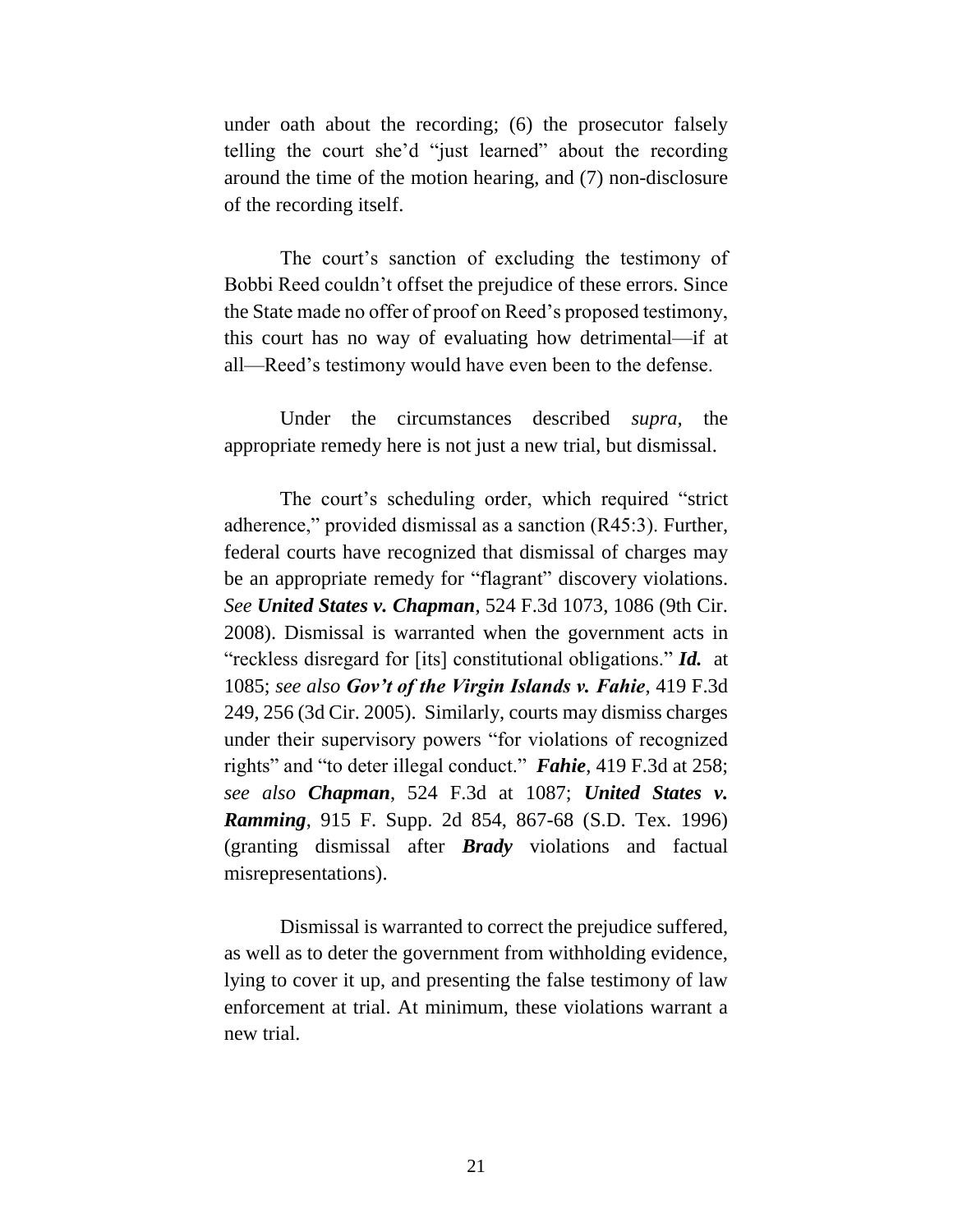under oath about the recording; (6) the prosecutor falsely telling the court she'd "just learned" about the recording around the time of the motion hearing, and (7) non-disclosure of the recording itself.

The court's sanction of excluding the testimony of Bobbi Reed couldn't offset the prejudice of these errors. Since the State made no offer of proof on Reed's proposed testimony, this court has no way of evaluating how detrimental—if at all—Reed's testimony would have even been to the defense.

Under the circumstances described *supra*, the appropriate remedy here is not just a new trial, but dismissal.

The court's scheduling order, which required "strict adherence," provided dismissal as a sanction (R45:3). Further, federal courts have recognized that dismissal of charges may be an appropriate remedy for "flagrant" discovery violations. *See* ***United States v. Chapman***, 524 F.3d 1073, 1086 (9th Cir. 2008). Dismissal is warranted when the government acts in "reckless disregard for [its] constitutional obligations." ***Id.*** at 1085; *see also* ***Gov't of the Virgin Islands v. Fahie***, 419 F.3d 249, 256 (3d Cir. 2005). Similarly, courts may dismiss charges under their supervisory powers "for violations of recognized rights" and "to deter illegal conduct." ***Fahie***, 419 F.3d at 258; *see also* ***Chapman***, 524 F.3d at 1087; ***United States v. Ramming***, 915 F. Supp. 2d 854, 867-68 (S.D. Tex. 1996) (granting dismissal after ***Brady*** violations and factual misrepresentations).

Dismissal is warranted to correct the prejudice suffered, as well as to deter the government from withholding evidence, lying to cover it up, and presenting the false testimony of law enforcement at trial. At minimum, these violations warrant a new trial.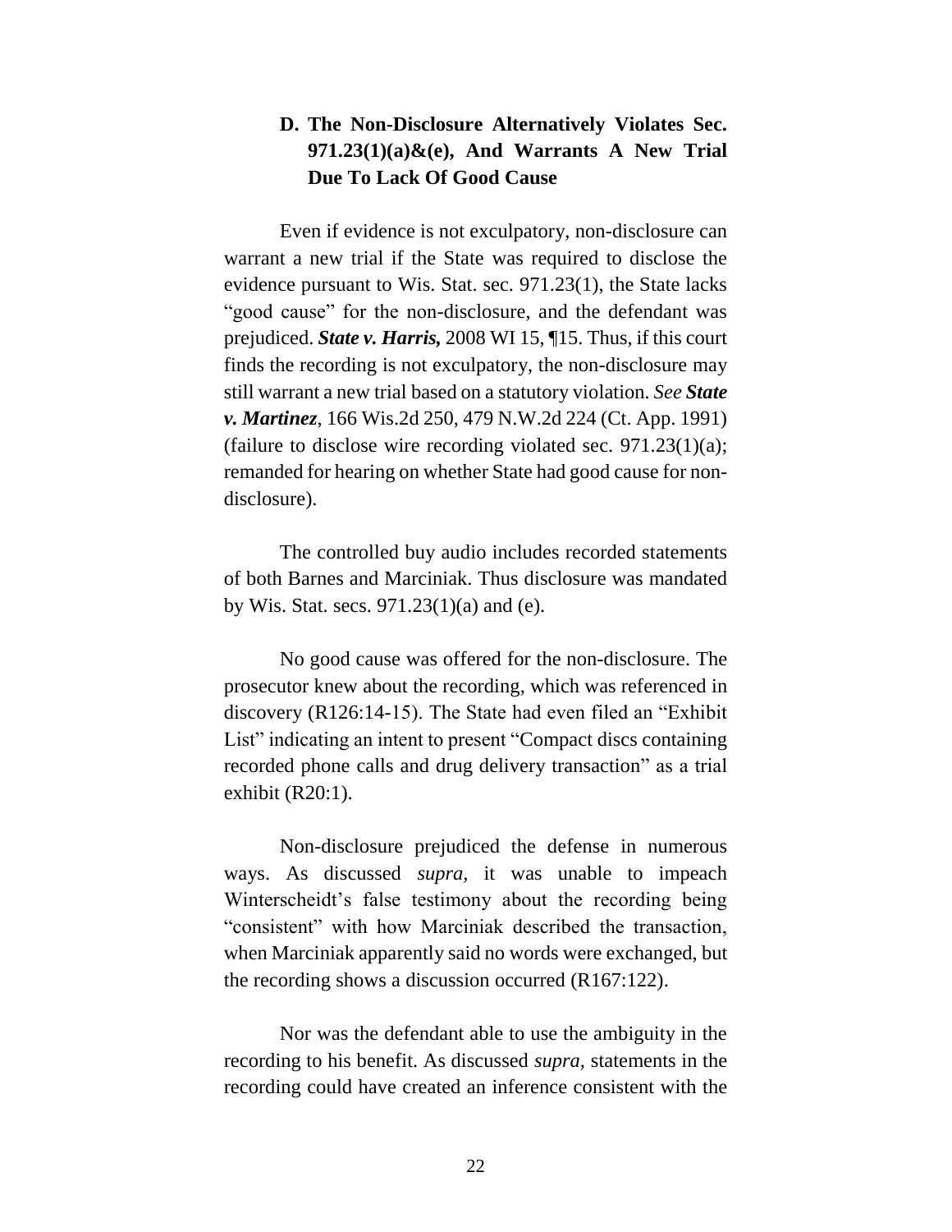### D. The Non-Disclosure Alternatively Violates Sec. 971.23(1)(a)&(e), And Warrants A New Trial Due To Lack Of Good Cause

Even if evidence is not exculpatory, non-disclosure can warrant a new trial if the State was required to disclose the evidence pursuant to Wis. Stat. sec. 971.23(1), the State lacks "good cause" for the non-disclosure, and the defendant was prejudiced. ***State v. Harris,*** 2008 WI 15, ¶15. Thus, if this court finds the recording is not exculpatory, the non-disclosure may still warrant a new trial based on a statutory violation. *See* ***State v. Martinez***, 166 Wis.2d 250, 479 N.W.2d 224 (Ct. App. 1991) (failure to disclose wire recording violated sec. 971.23(1)(a); remanded for hearing on whether State had good cause for non-disclosure).

The controlled buy audio includes recorded statements of both Barnes and Marciniak. Thus disclosure was mandated by Wis. Stat. secs. 971.23(1)(a) and (e).

No good cause was offered for the non-disclosure. The prosecutor knew about the recording, which was referenced in discovery (R126:14-15). The State had even filed an "Exhibit List" indicating an intent to present "Compact discs containing recorded phone calls and drug delivery transaction" as a trial exhibit (R20:1).

Non-disclosure prejudiced the defense in numerous ways. As discussed *supra,* it was unable to impeach Winterscheidt's false testimony about the recording being "consistent" with how Marciniak described the transaction, when Marciniak apparently said no words were exchanged, but the recording shows a discussion occurred (R167:122).

Nor was the defendant able to use the ambiguity in the recording to his benefit. As discussed *supra,* statements in the recording could have created an inference consistent with the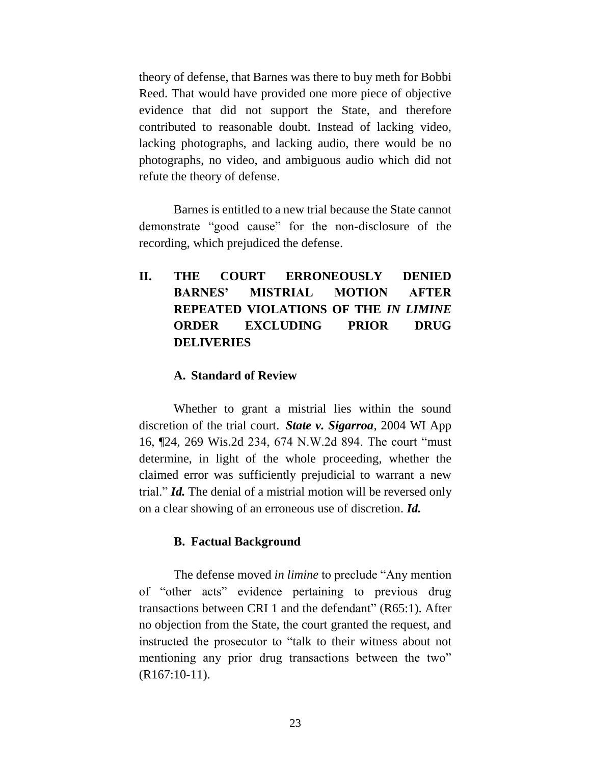theory of defense, that Barnes was there to buy meth for Bobbi Reed. That would have provided one more piece of objective evidence that did not support the State, and therefore contributed to reasonable doubt. Instead of lacking video, lacking photographs, and lacking audio, there would be no photographs, no video, and ambiguous audio which did not refute the theory of defense.

Barnes is entitled to a new trial because the State cannot demonstrate "good cause" for the non-disclosure of the recording, which prejudiced the defense.

## II. THE COURT ERRONEOUSLY DENIED BARNES' MISTRIAL MOTION AFTER REPEATED VIOLATIONS OF THE *IN LIMINE* ORDER EXCLUDING PRIOR DRUG DELIVERIES

### A. Standard of Review

Whether to grant a mistrial lies within the sound discretion of the trial court. ***State v. Sigarroa***, 2004 WI App 16, ¶24, 269 Wis.2d 234, 674 N.W.2d 894. The court "must determine, in light of the whole proceeding, whether the claimed error was sufficiently prejudicial to warrant a new trial." ***Id.*** The denial of a mistrial motion will be reversed only on a clear showing of an erroneous use of discretion. ***Id.***

### B. Factual Background

The defense moved *in limine* to preclude "Any mention of "other acts" evidence pertaining to previous drug transactions between CRI 1 and the defendant" (R65:1). After no objection from the State, the court granted the request, and instructed the prosecutor to "talk to their witness about not mentioning any prior drug transactions between the two" (R167:10-11).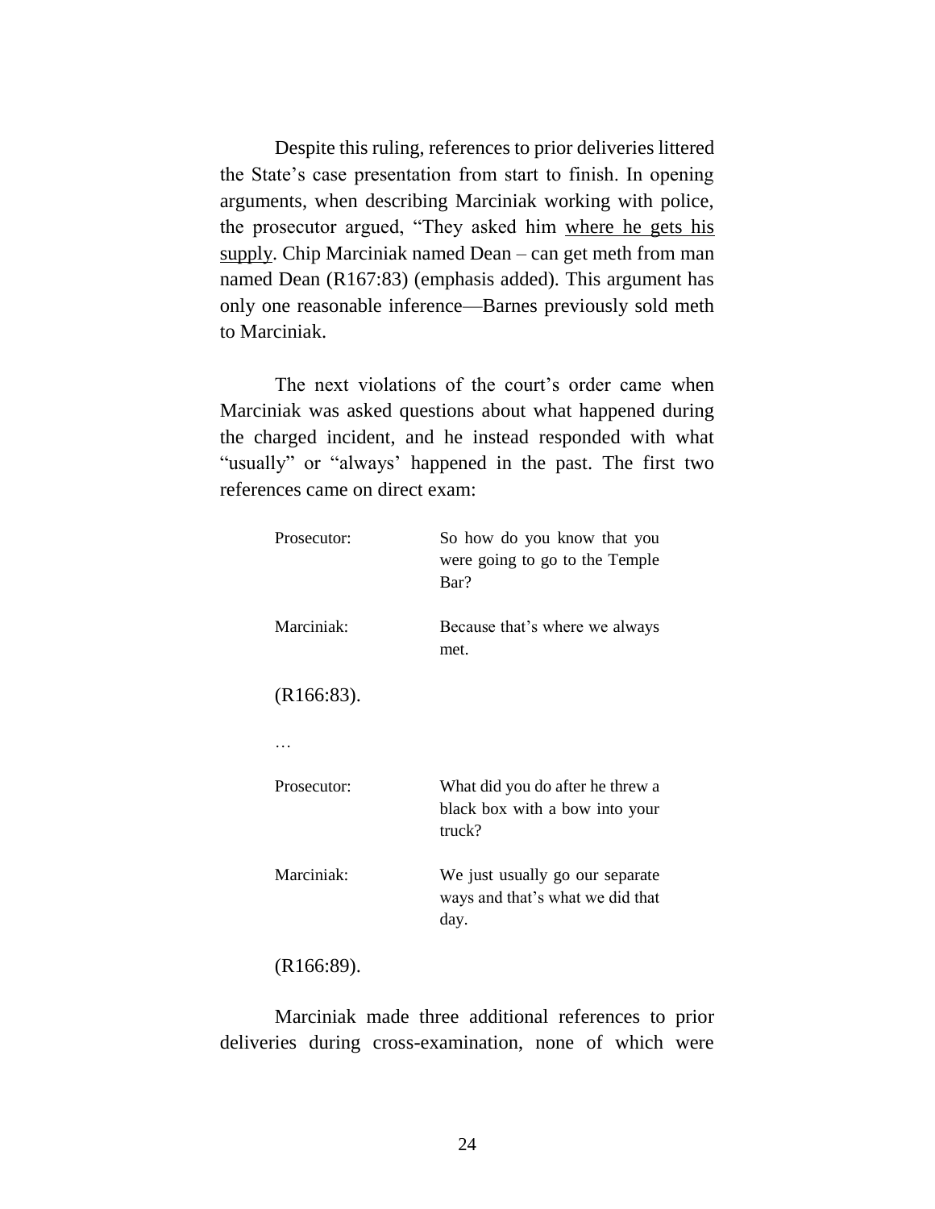Despite this ruling, references to prior deliveries littered the State's case presentation from start to finish. In opening arguments, when describing Marciniak working with police, the prosecutor argued, "They asked him <u>where he gets his supply</u>. Chip Marciniak named Dean – can get meth from man named Dean (R167:83) (emphasis added). This argument has only one reasonable inference—Barnes previously sold meth to Marciniak.

The next violations of the court's order came when Marciniak was asked questions about what happened during the charged incident, and he instead responded with what "usually" or "always' happened in the past. The first two references came on direct exam:

| | |
|---|---|
| Prosecutor: | So how do you know that you were going to go to the Temple Bar? |
| Marciniak: | Because that's where we always met. |

(R166:83).

…

| | |
|---|---|
| Prosecutor: | What did you do after he threw a black box with a bow into your truck? |
| Marciniak: | We just usually go our separate ways and that's what we did that day. |

(R166:89).

Marciniak made three additional references to prior deliveries during cross-examination, none of which were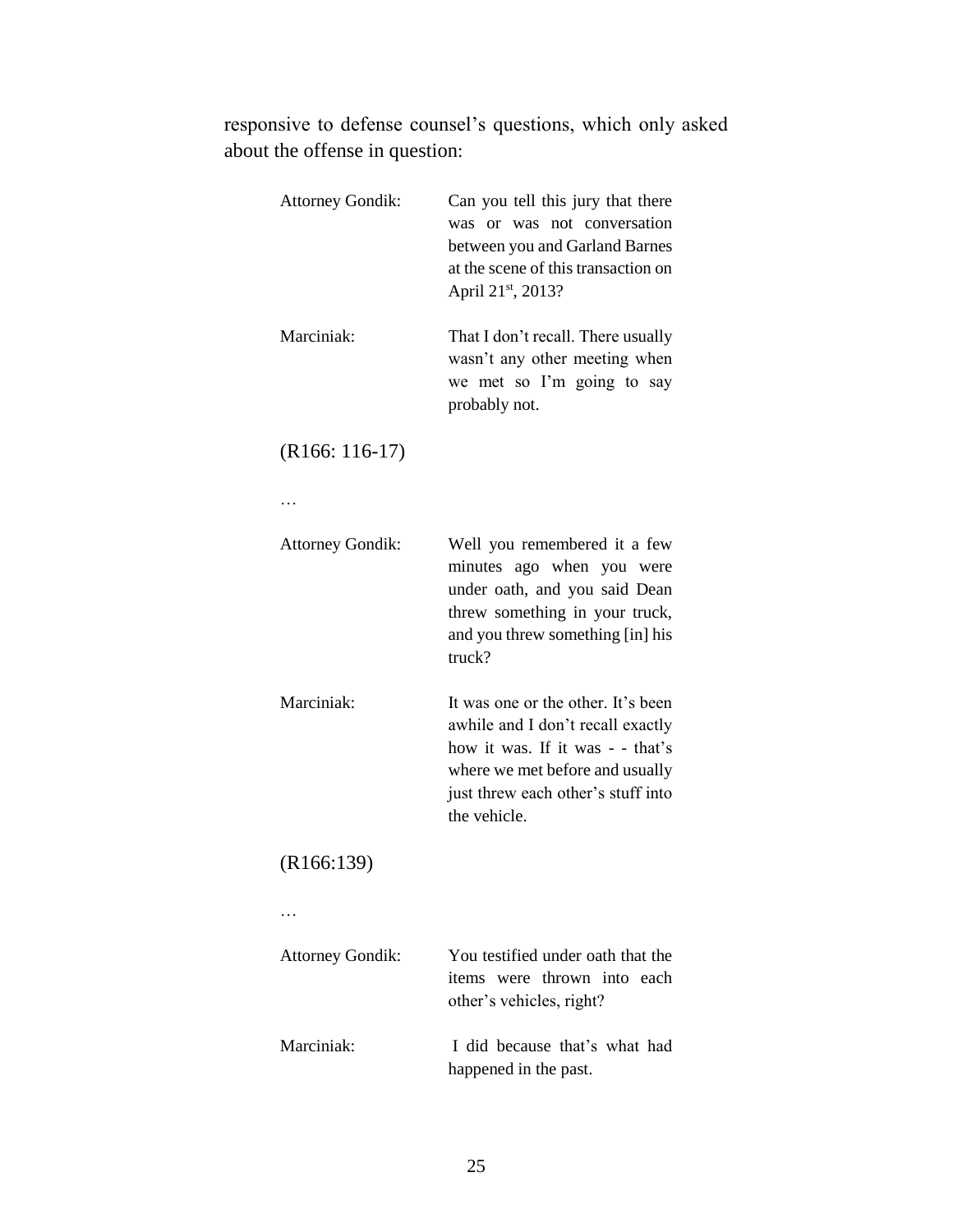responsive to defense counsel's questions, which only asked about the offense in question:

> Attorney Gondik: Can you tell this jury that there was or was not conversation between you and Garland Barnes at the scene of this transaction on April 21st, 2013?
>
> Marciniak: That I don't recall. There usually wasn't any other meeting when we met so I'm going to say probably not.
>
> (R166: 116-17)
>
> …
>
> Attorney Gondik: Well you remembered it a few minutes ago when you were under oath, and you said Dean threw something in your truck, and you threw something [in] his truck?
>
> Marciniak: It was one or the other. It's been awhile and I don't recall exactly how it was. If it was - - that's where we met before and usually just threw each other's stuff into the vehicle.
>
> (R166:139)
>
> …
>
> Attorney Gondik: You testified under oath that the items were thrown into each other's vehicles, right?
>
> Marciniak: I did because that's what had happened in the past.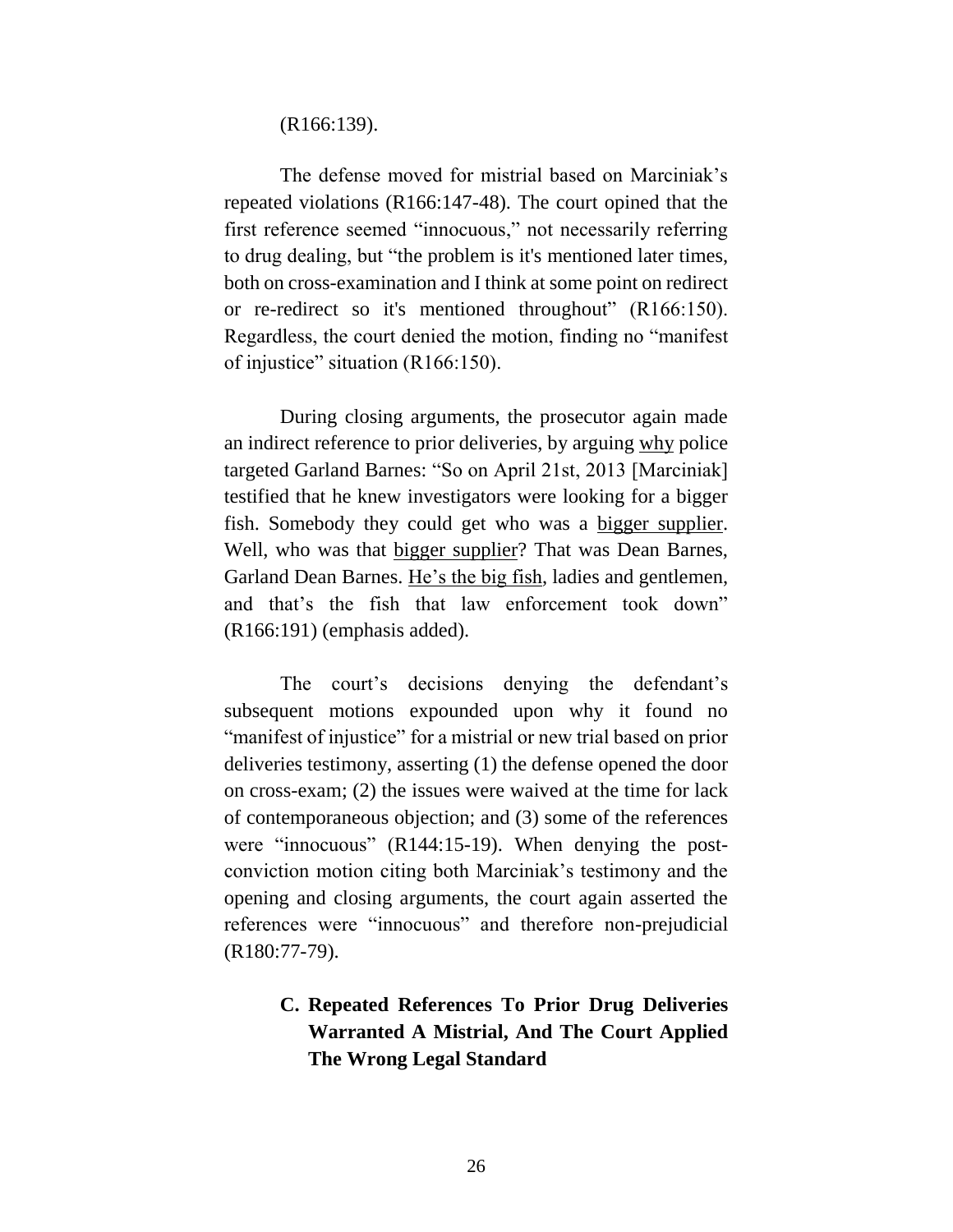(R166:139).

The defense moved for mistrial based on Marciniak's repeated violations (R166:147-48). The court opined that the first reference seemed "innocuous," not necessarily referring to drug dealing, but "the problem is it's mentioned later times, both on cross-examination and I think at some point on redirect or re-redirect so it's mentioned throughout" (R166:150). Regardless, the court denied the motion, finding no "manifest of injustice" situation (R166:150).

During closing arguments, the prosecutor again made an indirect reference to prior deliveries, by arguing <u>why</u> police targeted Garland Barnes: "So on April 21st, 2013 [Marciniak] testified that he knew investigators were looking for a bigger fish. Somebody they could get who was a <u>bigger supplier</u>. Well, who was that <u>bigger supplier</u>? That was Dean Barnes, Garland Dean Barnes. <u>He's the big fish</u>, ladies and gentlemen, and that's the fish that law enforcement took down" (R166:191) (emphasis added).

The court's decisions denying the defendant's subsequent motions expounded upon why it found no "manifest of injustice" for a mistrial or new trial based on prior deliveries testimony, asserting (1) the defense opened the door on cross-exam; (2) the issues were waived at the time for lack of contemporaneous objection; and (3) some of the references were "innocuous" (R144:15-19). When denying the post-conviction motion citing both Marciniak's testimony and the opening and closing arguments, the court again asserted the references were "innocuous" and therefore non-prejudicial (R180:77-79).

### C. Repeated References To Prior Drug Deliveries Warranted A Mistrial, And The Court Applied The Wrong Legal Standard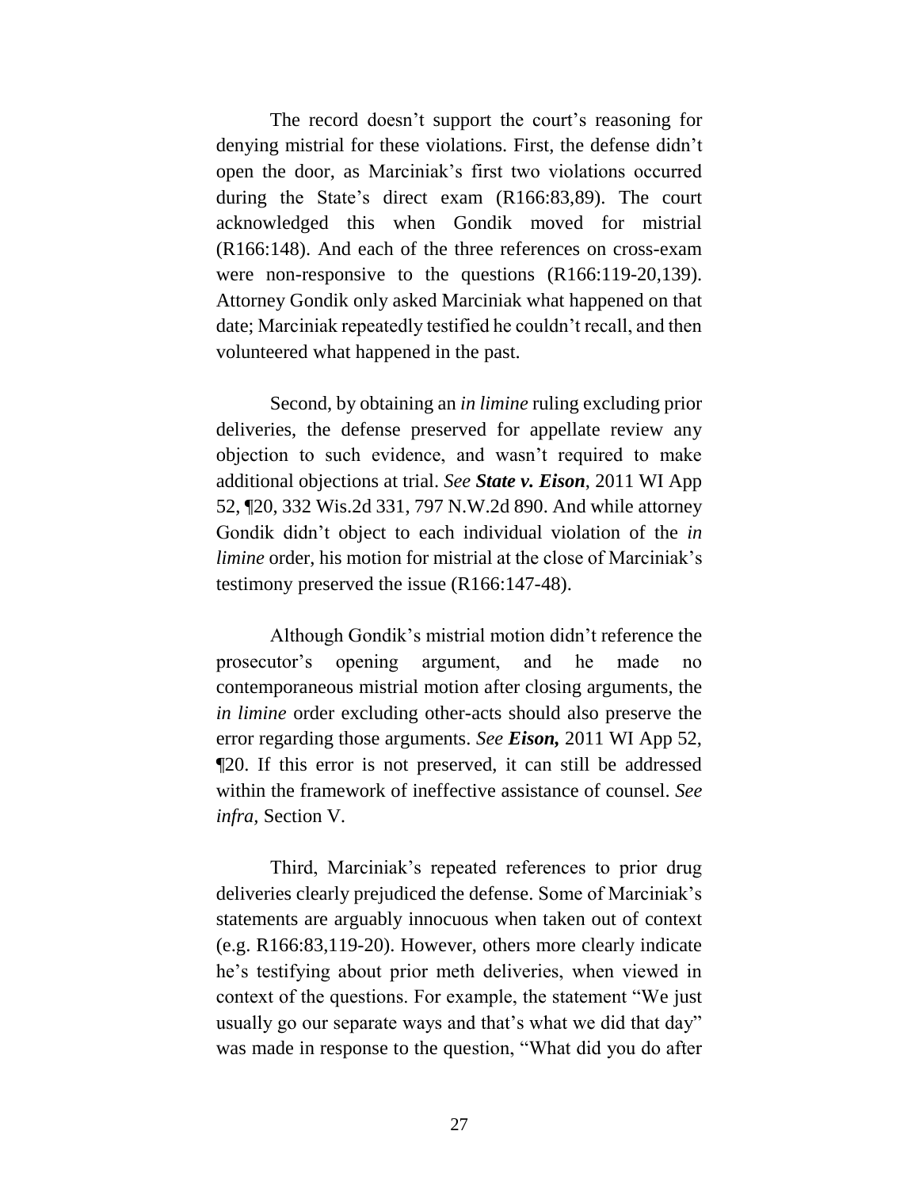The record doesn't support the court's reasoning for denying mistrial for these violations. First, the defense didn't open the door, as Marciniak's first two violations occurred during the State's direct exam (R166:83,89). The court acknowledged this when Gondik moved for mistrial (R166:148). And each of the three references on cross-exam were non-responsive to the questions (R166:119-20,139). Attorney Gondik only asked Marciniak what happened on that date; Marciniak repeatedly testified he couldn't recall, and then volunteered what happened in the past.

Second, by obtaining an *in limine* ruling excluding prior deliveries, the defense preserved for appellate review any objection to such evidence, and wasn't required to make additional objections at trial. *See **State v. Eison***, 2011 WI App 52, ¶20, 332 Wis.2d 331, 797 N.W.2d 890. And while attorney Gondik didn't object to each individual violation of the *in limine* order, his motion for mistrial at the close of Marciniak's testimony preserved the issue (R166:147-48).

Although Gondik's mistrial motion didn't reference the prosecutor's opening argument, and he made no contemporaneous mistrial motion after closing arguments, the *in limine* order excluding other-acts should also preserve the error regarding those arguments. *See **Eison,*** 2011 WI App 52, ¶20. If this error is not preserved, it can still be addressed within the framework of ineffective assistance of counsel. *See infra*, Section V.

Third, Marciniak's repeated references to prior drug deliveries clearly prejudiced the defense. Some of Marciniak's statements are arguably innocuous when taken out of context (e.g. R166:83,119-20). However, others more clearly indicate he's testifying about prior meth deliveries, when viewed in context of the questions. For example, the statement "We just usually go our separate ways and that's what we did that day" was made in response to the question, "What did you do after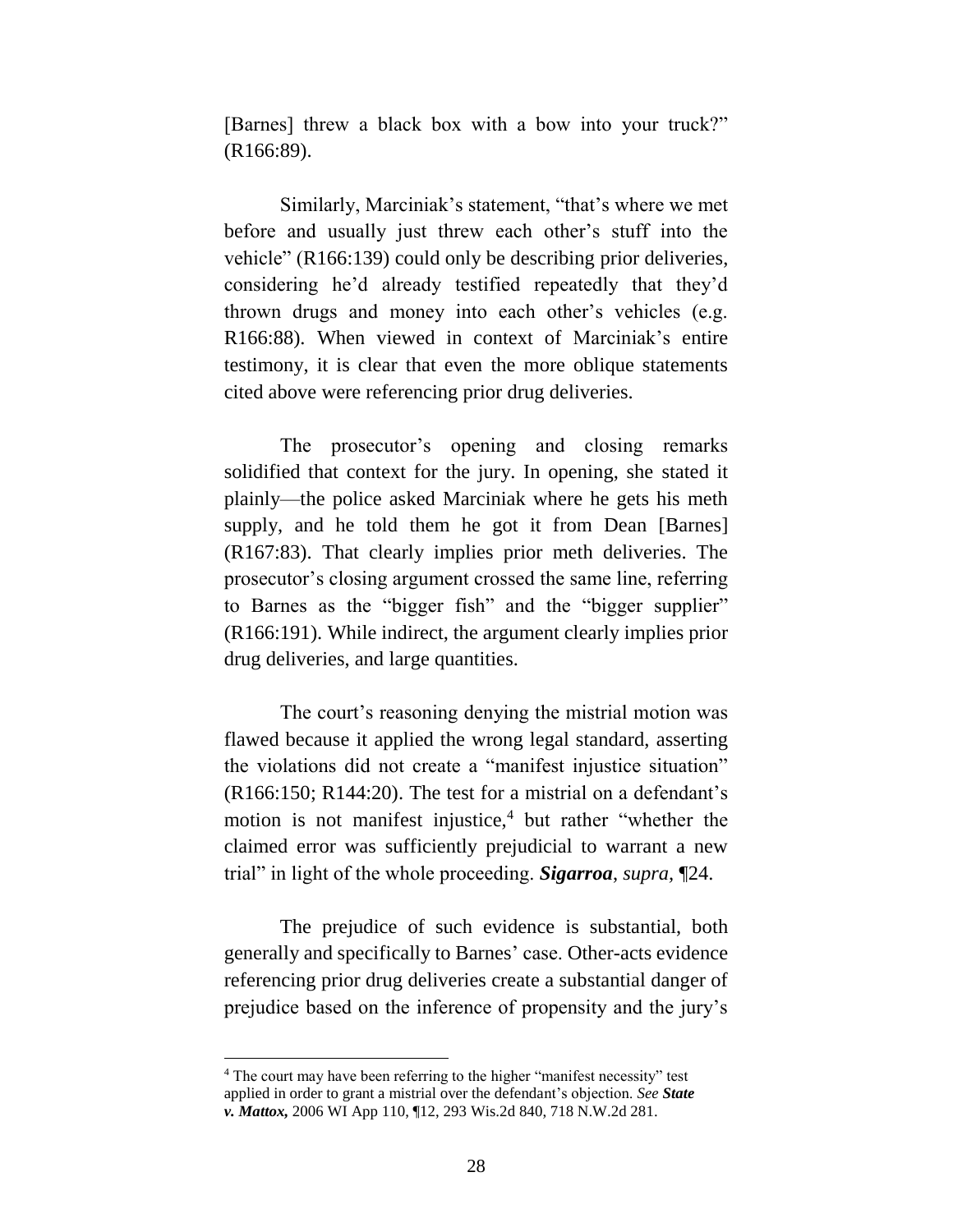[Barnes] threw a black box with a bow into your truck?" (R166:89).

Similarly, Marciniak's statement, "that's where we met before and usually just threw each other's stuff into the vehicle" (R166:139) could only be describing prior deliveries, considering he'd already testified repeatedly that they'd thrown drugs and money into each other's vehicles (e.g. R166:88). When viewed in context of Marciniak's entire testimony, it is clear that even the more oblique statements cited above were referencing prior drug deliveries.

The prosecutor's opening and closing remarks solidified that context for the jury. In opening, she stated it plainly—the police asked Marciniak where he gets his meth supply, and he told them he got it from Dean [Barnes] (R167:83). That clearly implies prior meth deliveries. The prosecutor's closing argument crossed the same line, referring to Barnes as the "bigger fish" and the "bigger supplier" (R166:191). While indirect, the argument clearly implies prior drug deliveries, and large quantities.

The court's reasoning denying the mistrial motion was flawed because it applied the wrong legal standard, asserting the violations did not create a "manifest injustice situation" (R166:150; R144:20). The test for a mistrial on a defendant's motion is not manifest injustice,[4] but rather "whether the claimed error was sufficiently prejudicial to warrant a new trial" in light of the whole proceeding. ***Sigarroa**, supra*, ¶24.

The prejudice of such evidence is substantial, both generally and specifically to Barnes' case. Other-acts evidence referencing prior drug deliveries create a substantial danger of prejudice based on the inference of propensity and the jury's

---

[4] The court may have been referring to the higher "manifest necessity" test applied in order to grant a mistrial over the defendant's objection. *See* ***State v. Mattox,*** 2006 WI App 110, ¶12, 293 Wis.2d 840, 718 N.W.2d 281.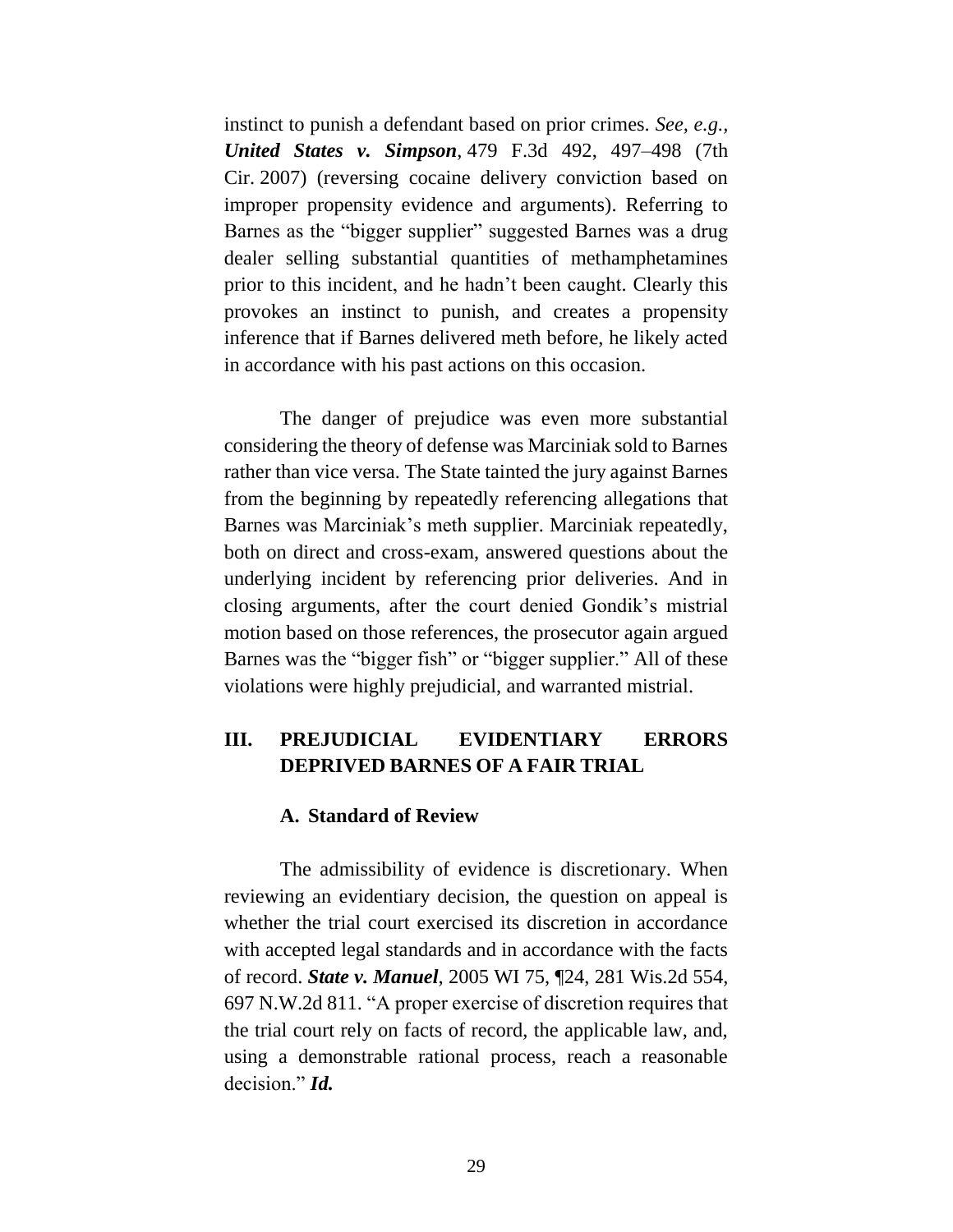instinct to punish a defendant based on prior crimes. *See, e.g.,* ***United States v. Simpson***, 479 F.3d 492, 497–498 (7th Cir. 2007) (reversing cocaine delivery conviction based on improper propensity evidence and arguments). Referring to Barnes as the "bigger supplier" suggested Barnes was a drug dealer selling substantial quantities of methamphetamines prior to this incident, and he hadn't been caught. Clearly this provokes an instinct to punish, and creates a propensity inference that if Barnes delivered meth before, he likely acted in accordance with his past actions on this occasion.

The danger of prejudice was even more substantial considering the theory of defense was Marciniak sold to Barnes rather than vice versa. The State tainted the jury against Barnes from the beginning by repeatedly referencing allegations that Barnes was Marciniak's meth supplier. Marciniak repeatedly, both on direct and cross-exam, answered questions about the underlying incident by referencing prior deliveries. And in closing arguments, after the court denied Gondik's mistrial motion based on those references, the prosecutor again argued Barnes was the "bigger fish" or "bigger supplier." All of these violations were highly prejudicial, and warranted mistrial.

## III. PREJUDICIAL EVIDENTIARY ERRORS DEPRIVED BARNES OF A FAIR TRIAL

### A. Standard of Review

The admissibility of evidence is discretionary. When reviewing an evidentiary decision, the question on appeal is whether the trial court exercised its discretion in accordance with accepted legal standards and in accordance with the facts of record. ***State v. Manuel***, 2005 WI 75, ¶24, 281 Wis.2d 554, 697 N.W.2d 811. "A proper exercise of discretion requires that the trial court rely on facts of record, the applicable law, and, using a demonstrable rational process, reach a reasonable decision." ***Id.***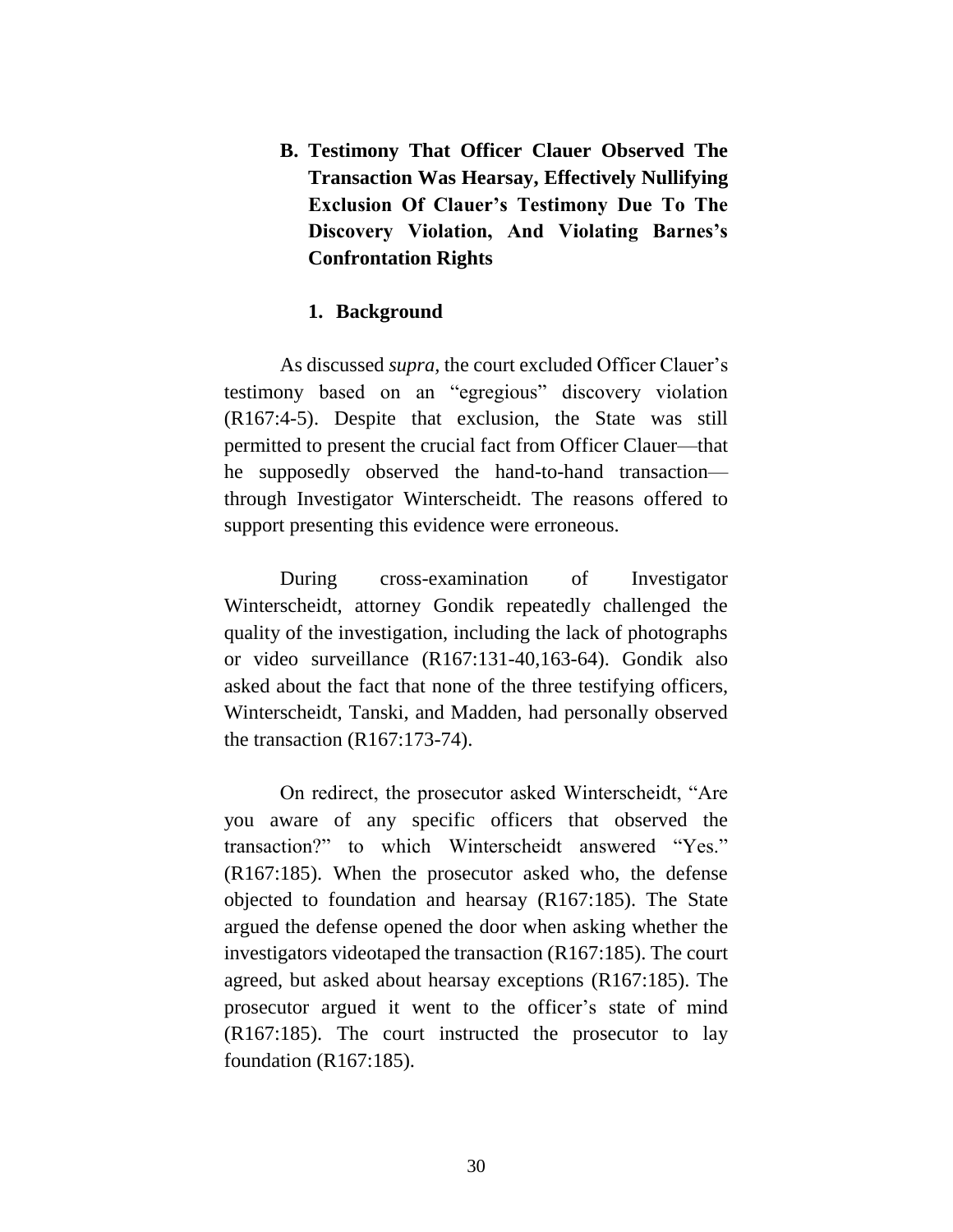### B. Testimony That Officer Clauer Observed The Transaction Was Hearsay, Effectively Nullifying Exclusion Of Clauer's Testimony Due To The Discovery Violation, And Violating Barnes's Confrontation Rights

#### 1. Background

As discussed *supra*, the court excluded Officer Clauer's testimony based on an "egregious" discovery violation (R167:4-5). Despite that exclusion, the State was still permitted to present the crucial fact from Officer Clauer—that he supposedly observed the hand-to-hand transaction—through Investigator Winterscheidt. The reasons offered to support presenting this evidence were erroneous.

During cross-examination of Investigator Winterscheidt, attorney Gondik repeatedly challenged the quality of the investigation, including the lack of photographs or video surveillance (R167:131-40,163-64). Gondik also asked about the fact that none of the three testifying officers, Winterscheidt, Tanski, and Madden, had personally observed the transaction (R167:173-74).

On redirect, the prosecutor asked Winterscheidt, "Are you aware of any specific officers that observed the transaction?" to which Winterscheidt answered "Yes." (R167:185). When the prosecutor asked who, the defense objected to foundation and hearsay (R167:185). The State argued the defense opened the door when asking whether the investigators videotaped the transaction (R167:185). The court agreed, but asked about hearsay exceptions (R167:185). The prosecutor argued it went to the officer's state of mind (R167:185). The court instructed the prosecutor to lay foundation (R167:185).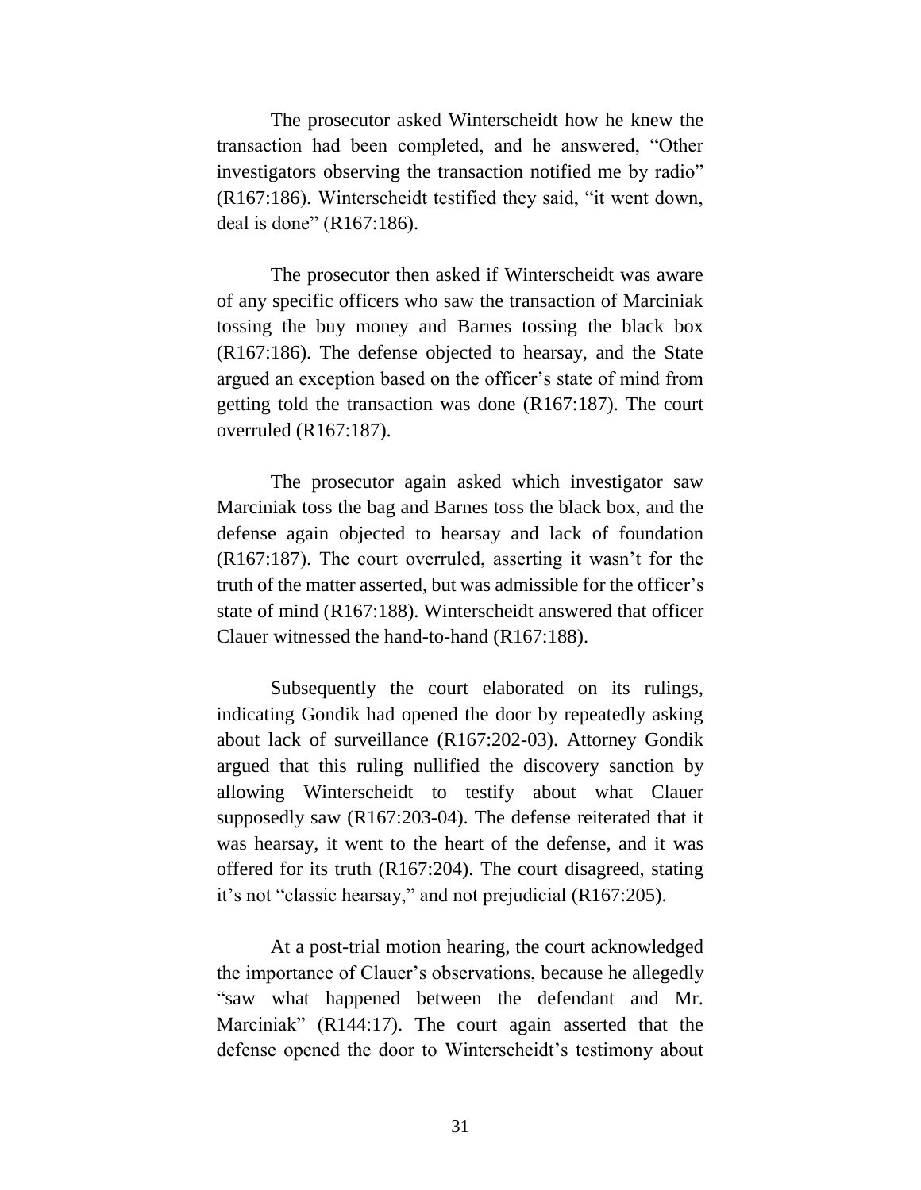The prosecutor asked Winterscheidt how he knew the transaction had been completed, and he answered, "Other investigators observing the transaction notified me by radio" (R167:186). Winterscheidt testified they said, "it went down, deal is done" (R167:186).

The prosecutor then asked if Winterscheidt was aware of any specific officers who saw the transaction of Marciniak tossing the buy money and Barnes tossing the black box (R167:186). The defense objected to hearsay, and the State argued an exception based on the officer's state of mind from getting told the transaction was done (R167:187). The court overruled (R167:187).

The prosecutor again asked which investigator saw Marciniak toss the bag and Barnes toss the black box, and the defense again objected to hearsay and lack of foundation (R167:187). The court overruled, asserting it wasn't for the truth of the matter asserted, but was admissible for the officer's state of mind (R167:188). Winterscheidt answered that officer Clauer witnessed the hand-to-hand (R167:188).

Subsequently the court elaborated on its rulings, indicating Gondik had opened the door by repeatedly asking about lack of surveillance (R167:202-03). Attorney Gondik argued that this ruling nullified the discovery sanction by allowing Winterscheidt to testify about what Clauer supposedly saw (R167:203-04). The defense reiterated that it was hearsay, it went to the heart of the defense, and it was offered for its truth (R167:204). The court disagreed, stating it's not "classic hearsay," and not prejudicial (R167:205).

At a post-trial motion hearing, the court acknowledged the importance of Clauer's observations, because he allegedly "saw what happened between the defendant and Mr. Marciniak" (R144:17). The court again asserted that the defense opened the door to Winterscheidt's testimony about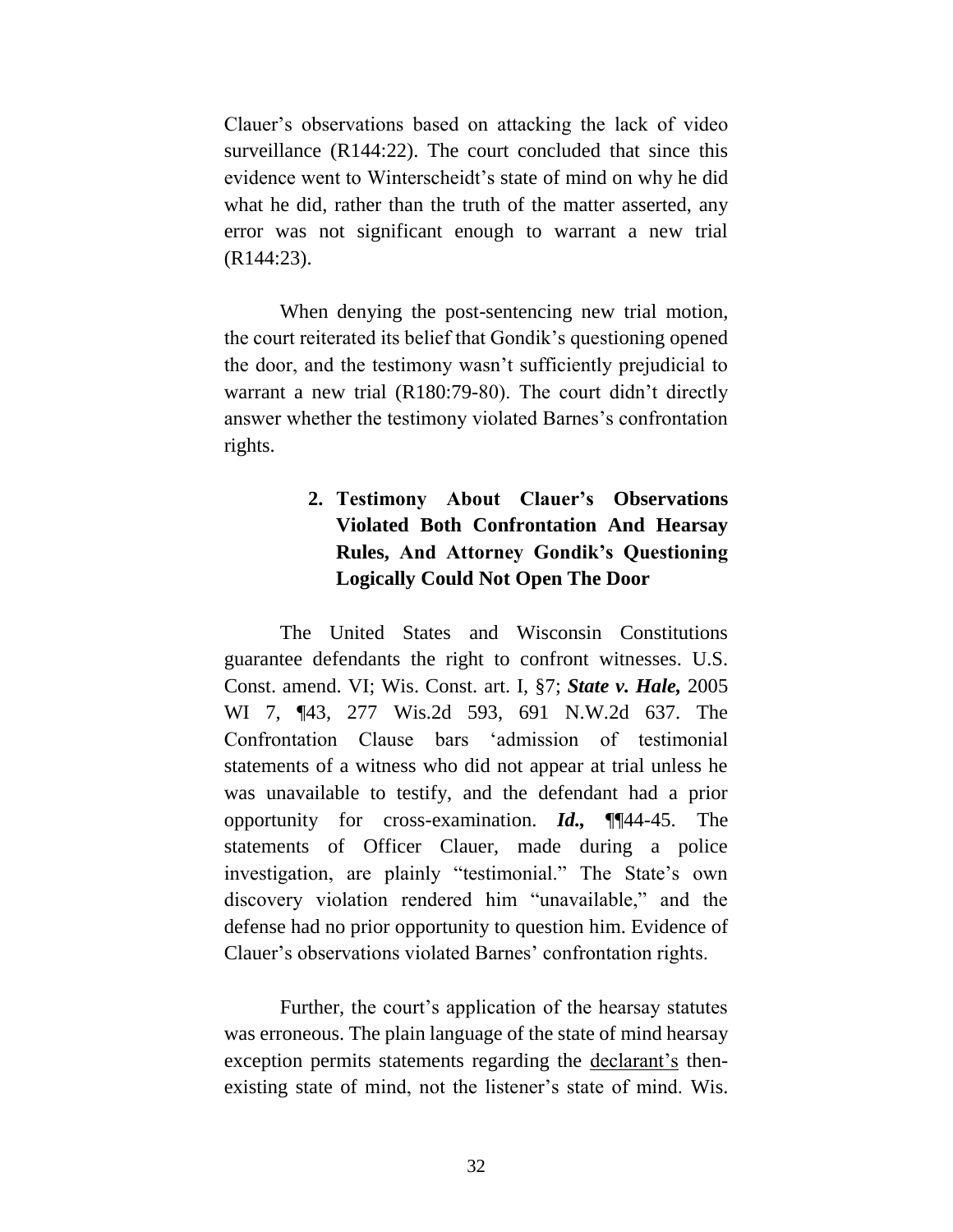Clauer's observations based on attacking the lack of video surveillance (R144:22). The court concluded that since this evidence went to Winterscheidt's state of mind on why he did what he did, rather than the truth of the matter asserted, any error was not significant enough to warrant a new trial (R144:23).

When denying the post-sentencing new trial motion, the court reiterated its belief that Gondik's questioning opened the door, and the testimony wasn't sufficiently prejudicial to warrant a new trial (R180:79-80). The court didn't directly answer whether the testimony violated Barnes's confrontation rights.

### 2. Testimony About Clauer's Observations Violated Both Confrontation And Hearsay Rules, And Attorney Gondik's Questioning Logically Could Not Open The Door

The United States and Wisconsin Constitutions guarantee defendants the right to confront witnesses. U.S. Const. amend. VI; Wis. Const. art. I, §7; ***State v. Hale,*** 2005 WI 7, ¶43, 277 Wis.2d 593, 691 N.W.2d 637. The Confrontation Clause bars 'admission of testimonial statements of a witness who did not appear at trial unless he was unavailable to testify, and the defendant had a prior opportunity for cross-examination. ***Id.,*** ¶¶44-45. The statements of Officer Clauer, made during a police investigation, are plainly "testimonial." The State's own discovery violation rendered him "unavailable," and the defense had no prior opportunity to question him. Evidence of Clauer's observations violated Barnes' confrontation rights.

Further, the court's application of the hearsay statutes was erroneous. The plain language of the state of mind hearsay exception permits statements regarding the <u>declarant's</u> then-existing state of mind, not the listener's state of mind. Wis.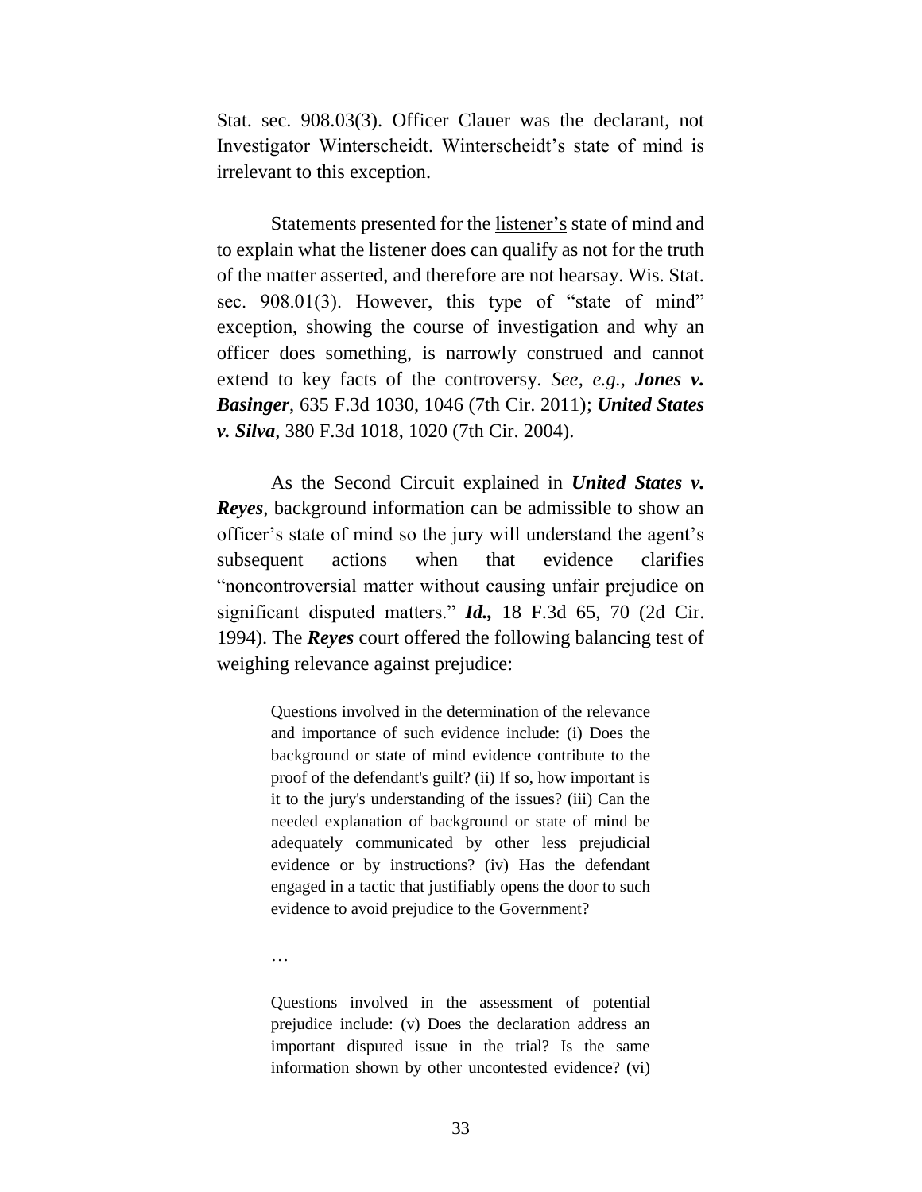Stat. sec. 908.03(3). Officer Clauer was the declarant, not Investigator Winterscheidt. Winterscheidt's state of mind is irrelevant to this exception.

Statements presented for the <u>listener's</u> state of mind and to explain what the listener does can qualify as not for the truth of the matter asserted, and therefore are not hearsay. Wis. Stat. sec. 908.01(3). However, this type of "state of mind" exception, showing the course of investigation and why an officer does something, is narrowly construed and cannot extend to key facts of the controversy. *See, e.g.*, ***Jones v. Basinger***, 635 F.3d 1030, 1046 (7th Cir. 2011); ***United States v. Silva***, 380 F.3d 1018, 1020 (7th Cir. 2004).

As the Second Circuit explained in ***United States v. Reyes***, background information can be admissible to show an officer's state of mind so the jury will understand the agent's subsequent actions when that evidence clarifies "noncontroversial matter without causing unfair prejudice on significant disputed matters." ***Id.,*** 18 F.3d 65, 70 (2d Cir. 1994). The ***Reyes*** court offered the following balancing test of weighing relevance against prejudice:

> Questions involved in the determination of the relevance and importance of such evidence include: (i) Does the background or state of mind evidence contribute to the proof of the defendant's guilt? (ii) If so, how important is it to the jury's understanding of the issues? (iii) Can the needed explanation of background or state of mind be adequately communicated by other less prejudicial evidence or by instructions? (iv) Has the defendant engaged in a tactic that justifiably opens the door to such evidence to avoid prejudice to the Government?
>
> …
>
> Questions involved in the assessment of potential prejudice include: (v) Does the declaration address an important disputed issue in the trial? Is the same information shown by other uncontested evidence? (vi)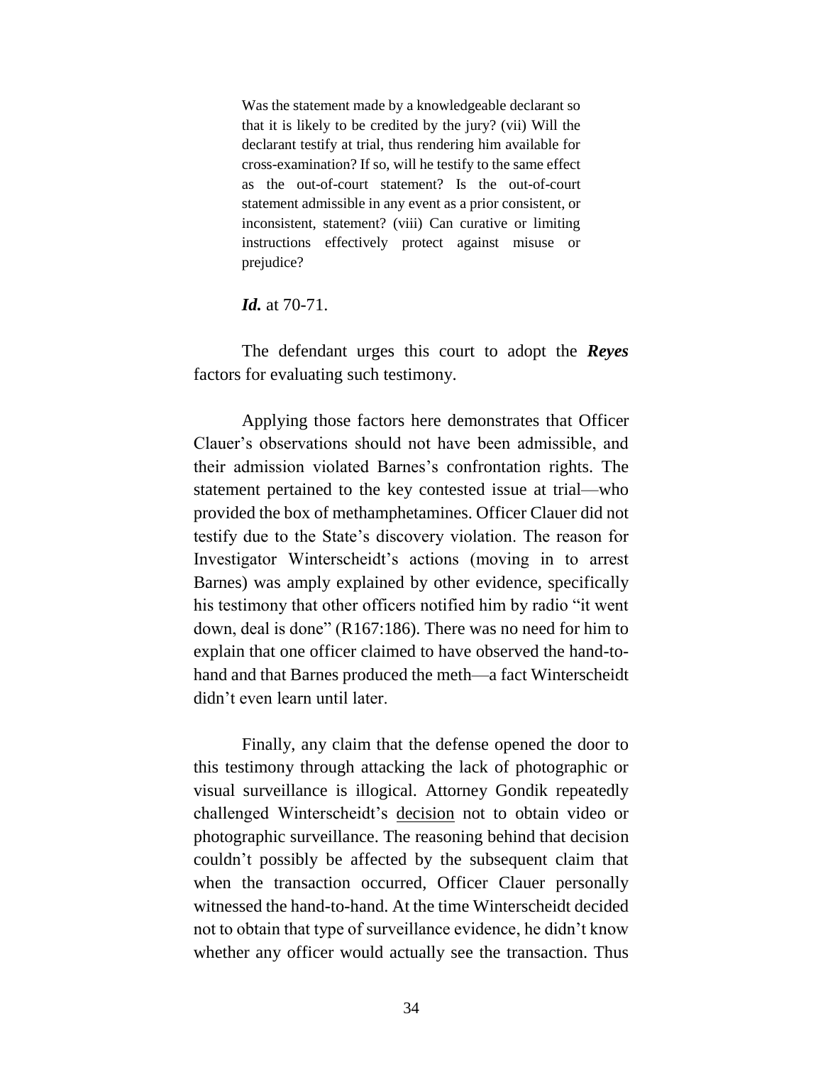> Was the statement made by a knowledgeable declarant so that it is likely to be credited by the jury? (vii) Will the declarant testify at trial, thus rendering him available for cross-examination? If so, will he testify to the same effect as the out-of-court statement? Is the out-of-court statement admissible in any event as a prior consistent, or inconsistent, statement? (viii) Can curative or limiting instructions effectively protect against misuse or prejudice?

***Id.*** at 70-71.

The defendant urges this court to adopt the ***Reyes*** factors for evaluating such testimony.

Applying those factors here demonstrates that Officer Clauer's observations should not have been admissible, and their admission violated Barnes's confrontation rights. The statement pertained to the key contested issue at trial—who provided the box of methamphetamines. Officer Clauer did not testify due to the State's discovery violation. The reason for Investigator Winterscheidt's actions (moving in to arrest Barnes) was amply explained by other evidence, specifically his testimony that other officers notified him by radio "it went down, deal is done" (R167:186). There was no need for him to explain that one officer claimed to have observed the hand-to-hand and that Barnes produced the meth—a fact Winterscheidt didn't even learn until later.

Finally, any claim that the defense opened the door to this testimony through attacking the lack of photographic or visual surveillance is illogical. Attorney Gondik repeatedly challenged Winterscheidt's <u>decision</u> not to obtain video or photographic surveillance. The reasoning behind that decision couldn't possibly be affected by the subsequent claim that when the transaction occurred, Officer Clauer personally witnessed the hand-to-hand. At the time Winterscheidt decided not to obtain that type of surveillance evidence, he didn't know whether any officer would actually see the transaction. Thus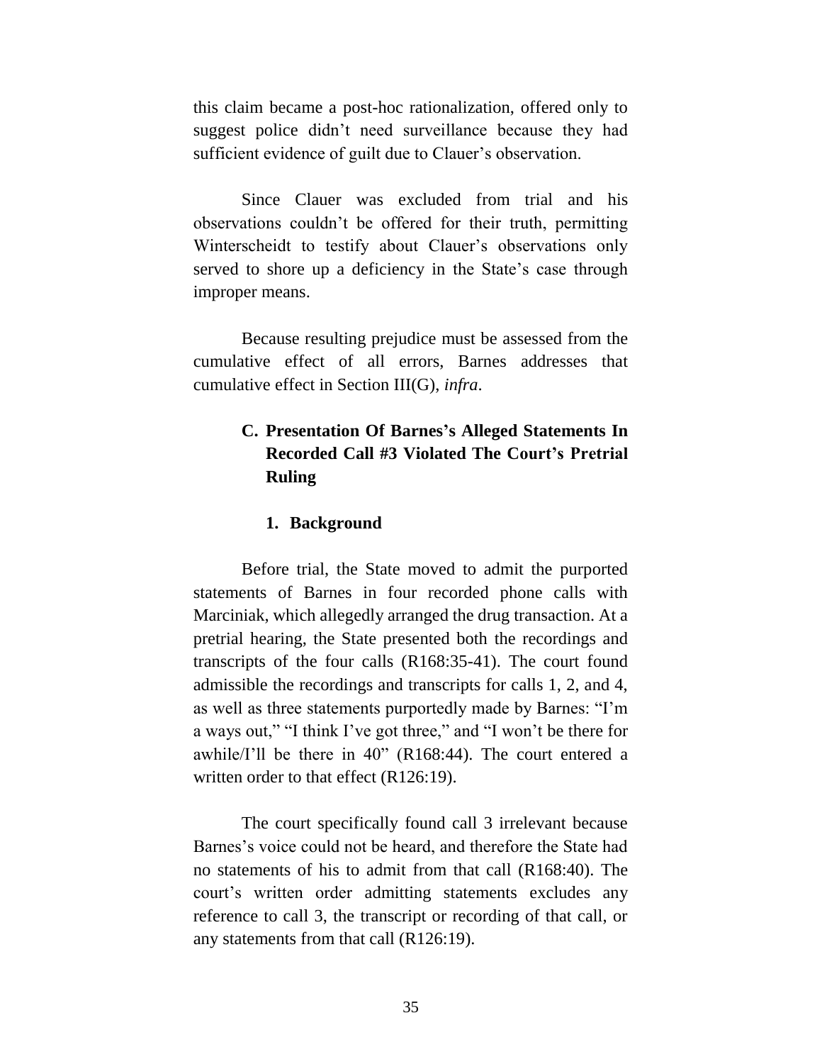this claim became a post-hoc rationalization, offered only to suggest police didn't need surveillance because they had sufficient evidence of guilt due to Clauer's observation.

Since Clauer was excluded from trial and his observations couldn't be offered for their truth, permitting Winterscheidt to testify about Clauer's observations only served to shore up a deficiency in the State's case through improper means.

Because resulting prejudice must be assessed from the cumulative effect of all errors, Barnes addresses that cumulative effect in Section III(G), *infra*.

### C. Presentation Of Barnes's Alleged Statements In Recorded Call #3 Violated The Court's Pretrial Ruling

#### 1. Background

Before trial, the State moved to admit the purported statements of Barnes in four recorded phone calls with Marciniak, which allegedly arranged the drug transaction. At a pretrial hearing, the State presented both the recordings and transcripts of the four calls (R168:35-41). The court found admissible the recordings and transcripts for calls 1, 2, and 4, as well as three statements purportedly made by Barnes: "I'm a ways out," "I think I've got three," and "I won't be there for awhile/I'll be there in 40" (R168:44). The court entered a written order to that effect (R126:19).

The court specifically found call 3 irrelevant because Barnes's voice could not be heard, and therefore the State had no statements of his to admit from that call (R168:40). The court's written order admitting statements excludes any reference to call 3, the transcript or recording of that call, or any statements from that call (R126:19).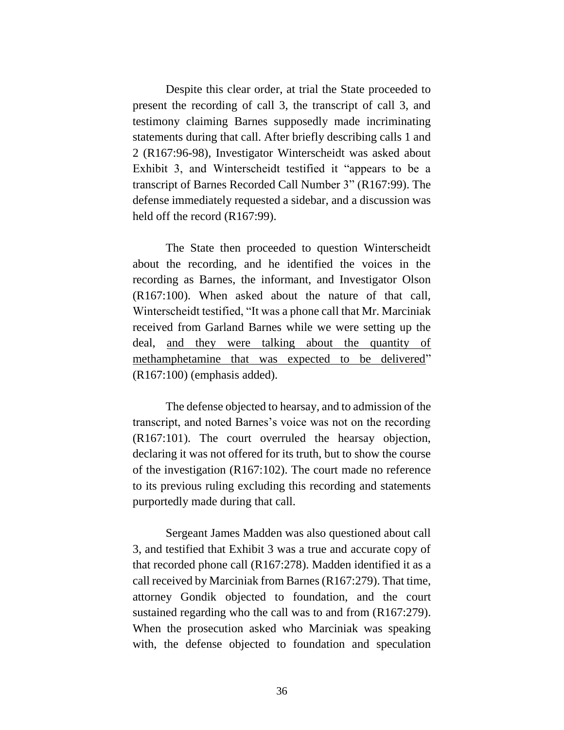Despite this clear order, at trial the State proceeded to present the recording of call 3, the transcript of call 3, and testimony claiming Barnes supposedly made incriminating statements during that call. After briefly describing calls 1 and 2 (R167:96-98), Investigator Winterscheidt was asked about Exhibit 3, and Winterscheidt testified it "appears to be a transcript of Barnes Recorded Call Number 3" (R167:99). The defense immediately requested a sidebar, and a discussion was held off the record (R167:99).

The State then proceeded to question Winterscheidt about the recording, and he identified the voices in the recording as Barnes, the informant, and Investigator Olson (R167:100). When asked about the nature of that call, Winterscheidt testified, "It was a phone call that Mr. Marciniak received from Garland Barnes while we were setting up the deal, <u>and they were talking about the quantity of methamphetamine that was expected to be delivered</u>" (R167:100) (emphasis added).

The defense objected to hearsay, and to admission of the transcript, and noted Barnes's voice was not on the recording (R167:101). The court overruled the hearsay objection, declaring it was not offered for its truth, but to show the course of the investigation (R167:102). The court made no reference to its previous ruling excluding this recording and statements purportedly made during that call.

Sergeant James Madden was also questioned about call 3, and testified that Exhibit 3 was a true and accurate copy of that recorded phone call (R167:278). Madden identified it as a call received by Marciniak from Barnes (R167:279). That time, attorney Gondik objected to foundation, and the court sustained regarding who the call was to and from (R167:279). When the prosecution asked who Marciniak was speaking with, the defense objected to foundation and speculation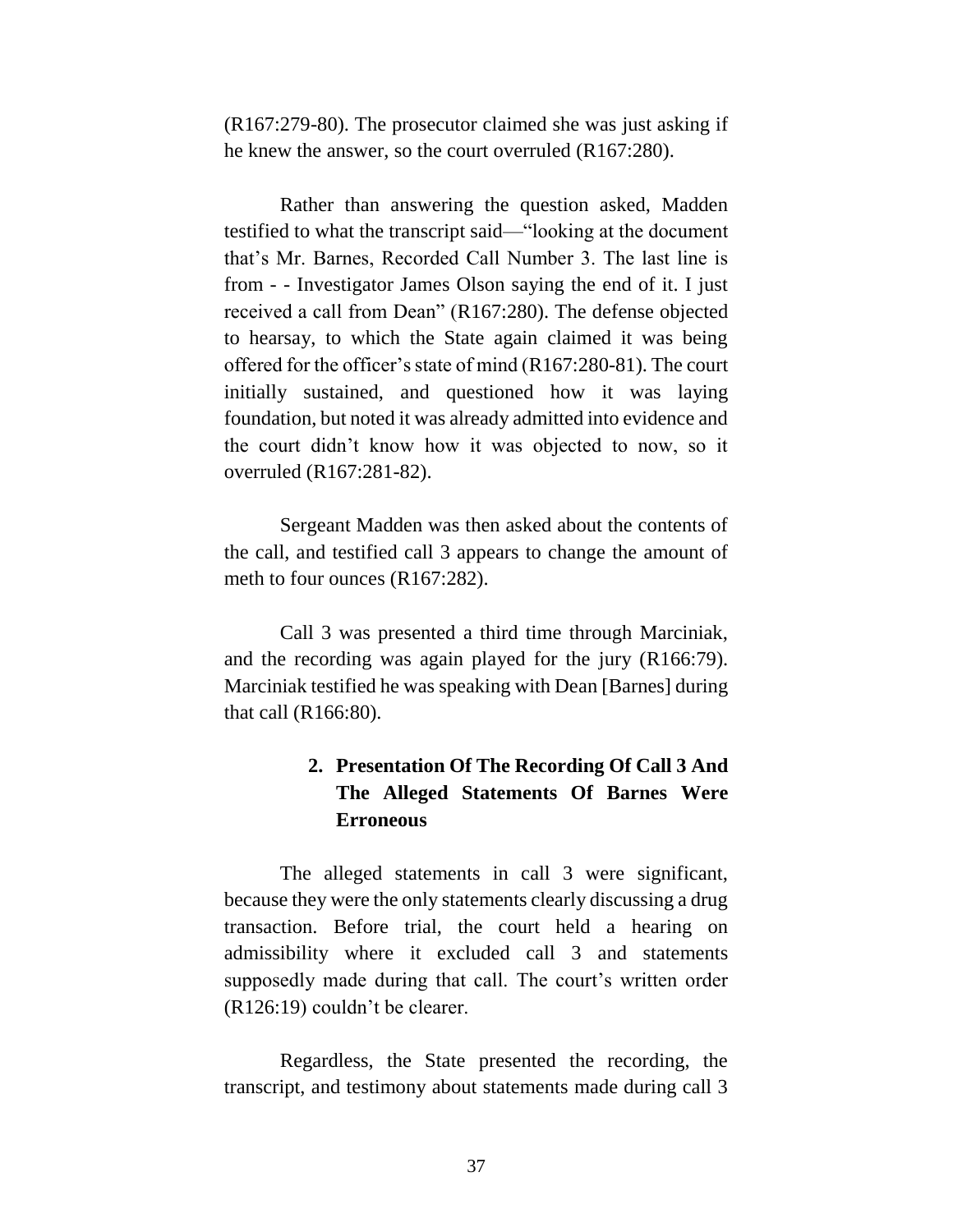(R167:279-80). The prosecutor claimed she was just asking if he knew the answer, so the court overruled (R167:280).

Rather than answering the question asked, Madden testified to what the transcript said—"looking at the document that's Mr. Barnes, Recorded Call Number 3. The last line is from - - Investigator James Olson saying the end of it. I just received a call from Dean" (R167:280). The defense objected to hearsay, to which the State again claimed it was being offered for the officer's state of mind (R167:280-81). The court initially sustained, and questioned how it was laying foundation, but noted it was already admitted into evidence and the court didn't know how it was objected to now, so it overruled (R167:281-82).

Sergeant Madden was then asked about the contents of the call, and testified call 3 appears to change the amount of meth to four ounces (R167:282).

Call 3 was presented a third time through Marciniak, and the recording was again played for the jury (R166:79). Marciniak testified he was speaking with Dean [Barnes] during that call (R166:80).

### 2. Presentation Of The Recording Of Call 3 And The Alleged Statements Of Barnes Were Erroneous

The alleged statements in call 3 were significant, because they were the only statements clearly discussing a drug transaction. Before trial, the court held a hearing on admissibility where it excluded call 3 and statements supposedly made during that call. The court's written order (R126:19) couldn't be clearer.

Regardless, the State presented the recording, the transcript, and testimony about statements made during call 3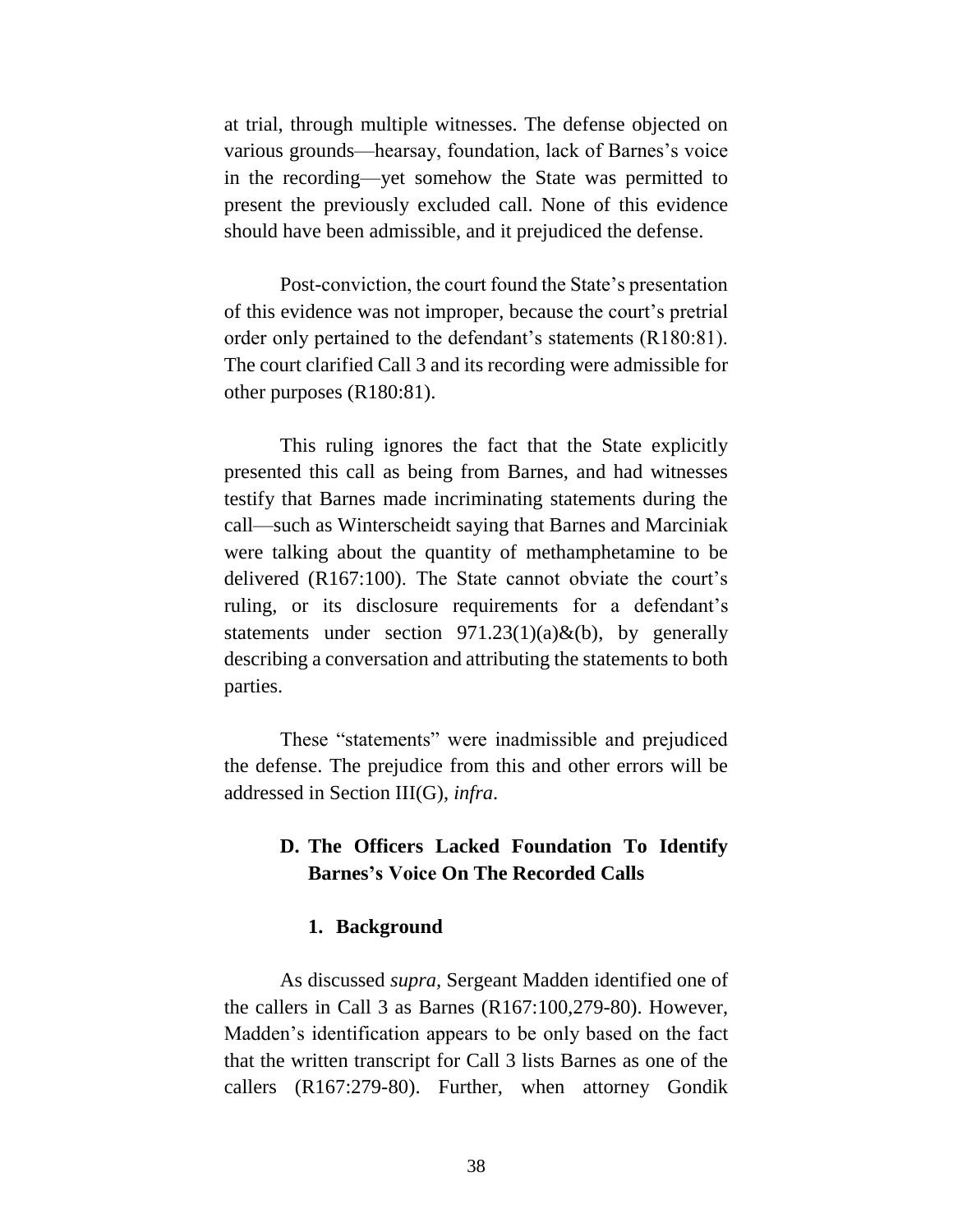at trial, through multiple witnesses. The defense objected on various grounds—hearsay, foundation, lack of Barnes's voice in the recording—yet somehow the State was permitted to present the previously excluded call. None of this evidence should have been admissible, and it prejudiced the defense.

Post-conviction, the court found the State's presentation of this evidence was not improper, because the court's pretrial order only pertained to the defendant's statements (R180:81). The court clarified Call 3 and its recording were admissible for other purposes (R180:81).

This ruling ignores the fact that the State explicitly presented this call as being from Barnes, and had witnesses testify that Barnes made incriminating statements during the call—such as Winterscheidt saying that Barnes and Marciniak were talking about the quantity of methamphetamine to be delivered (R167:100). The State cannot obviate the court's ruling, or its disclosure requirements for a defendant's statements under section 971.23(1)(a)&(b), by generally describing a conversation and attributing the statements to both parties.

These "statements" were inadmissible and prejudiced the defense. The prejudice from this and other errors will be addressed in Section III(G), *infra*.

### D. The Officers Lacked Foundation To Identify Barnes's Voice On The Recorded Calls

#### 1. Background

As discussed *supra*, Sergeant Madden identified one of the callers in Call 3 as Barnes (R167:100,279-80). However, Madden's identification appears to be only based on the fact that the written transcript for Call 3 lists Barnes as one of the callers (R167:279-80). Further, when attorney Gondik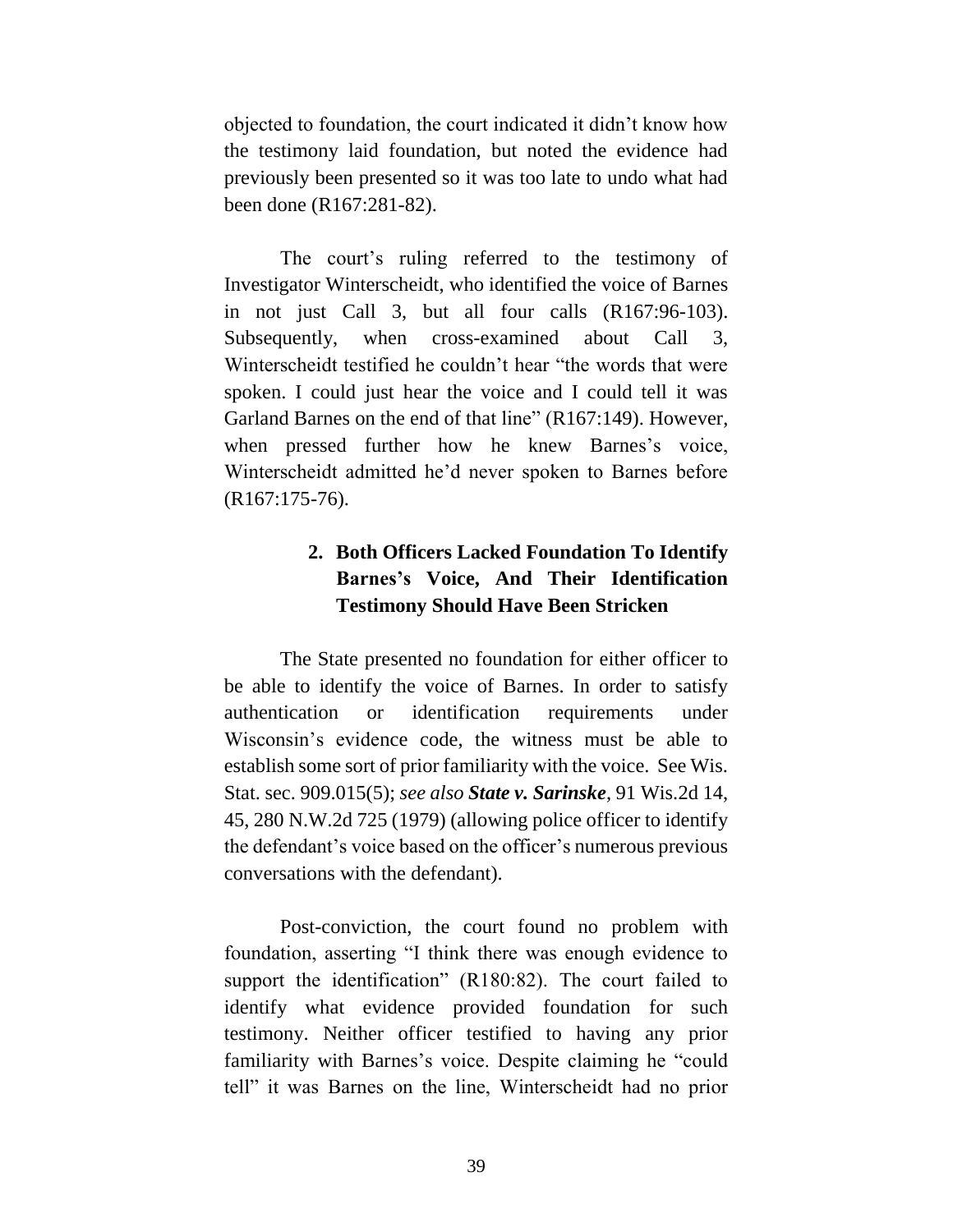objected to foundation, the court indicated it didn't know how the testimony laid foundation, but noted the evidence had previously been presented so it was too late to undo what had been done (R167:281-82).

The court's ruling referred to the testimony of Investigator Winterscheidt, who identified the voice of Barnes in not just Call 3, but all four calls (R167:96-103). Subsequently, when cross-examined about Call 3, Winterscheidt testified he couldn't hear "the words that were spoken. I could just hear the voice and I could tell it was Garland Barnes on the end of that line" (R167:149). However, when pressed further how he knew Barnes's voice, Winterscheidt admitted he'd never spoken to Barnes before (R167:175-76).

#### 2. Both Officers Lacked Foundation To Identify Barnes's Voice, And Their Identification Testimony Should Have Been Stricken

The State presented no foundation for either officer to be able to identify the voice of Barnes. In order to satisfy authentication or identification requirements under Wisconsin's evidence code, the witness must be able to establish some sort of prior familiarity with the voice. See Wis. Stat. sec. 909.015(5); *see also* ***State v. Sarinske***, 91 Wis.2d 14, 45, 280 N.W.2d 725 (1979) (allowing police officer to identify the defendant's voice based on the officer's numerous previous conversations with the defendant).

Post-conviction, the court found no problem with foundation, asserting "I think there was enough evidence to support the identification" (R180:82). The court failed to identify what evidence provided foundation for such testimony. Neither officer testified to having any prior familiarity with Barnes's voice. Despite claiming he "could tell" it was Barnes on the line, Winterscheidt had no prior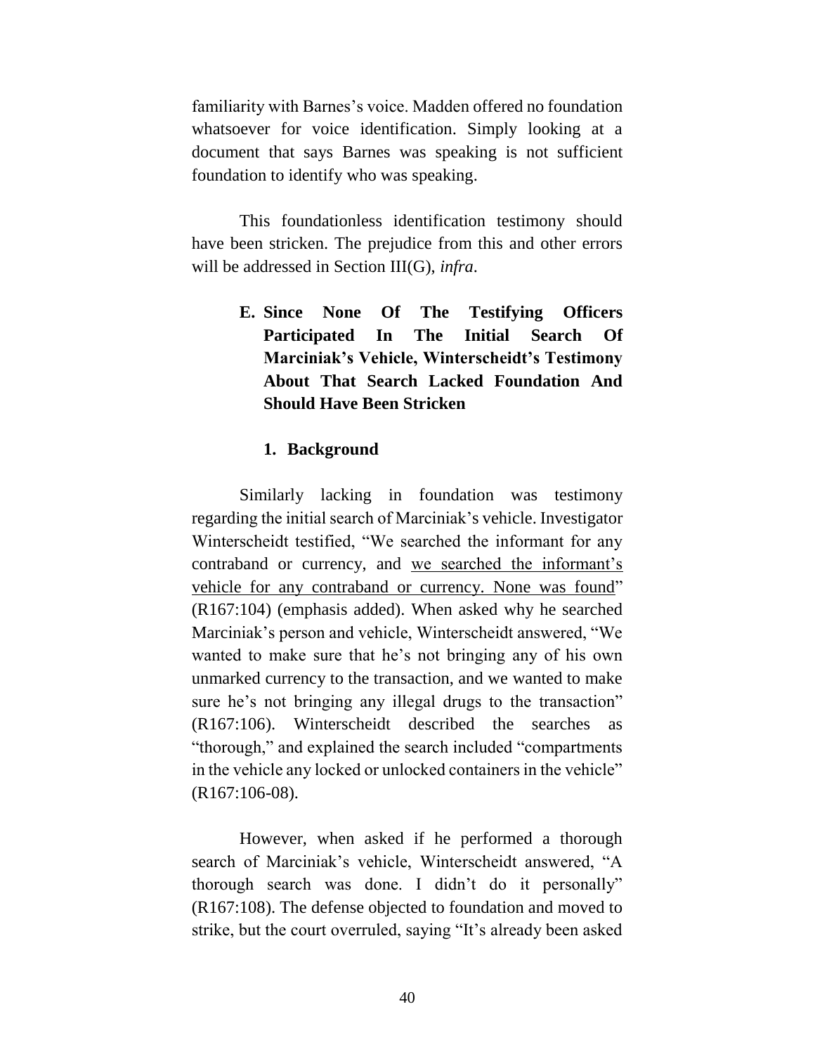familiarity with Barnes's voice. Madden offered no foundation whatsoever for voice identification. Simply looking at a document that says Barnes was speaking is not sufficient foundation to identify who was speaking.

This foundationless identification testimony should have been stricken. The prejudice from this and other errors will be addressed in Section III(G), *infra*.

### E. Since None Of The Testifying Officers Participated In The Initial Search Of Marciniak's Vehicle, Winterscheidt's Testimony About That Search Lacked Foundation And Should Have Been Stricken

#### 1. Background

Similarly lacking in foundation was testimony regarding the initial search of Marciniak's vehicle. Investigator Winterscheidt testified, "We searched the informant for any contraband or currency, and <u>we searched the informant's vehicle for any contraband or currency. None was found</u>" (R167:104) (emphasis added). When asked why he searched Marciniak's person and vehicle, Winterscheidt answered, "We wanted to make sure that he's not bringing any of his own unmarked currency to the transaction, and we wanted to make sure he's not bringing any illegal drugs to the transaction" (R167:106). Winterscheidt described the searches as "thorough," and explained the search included "compartments in the vehicle any locked or unlocked containers in the vehicle" (R167:106-08).

However, when asked if he performed a thorough search of Marciniak's vehicle, Winterscheidt answered, "A thorough search was done. I didn't do it personally" (R167:108). The defense objected to foundation and moved to strike, but the court overruled, saying "It's already been asked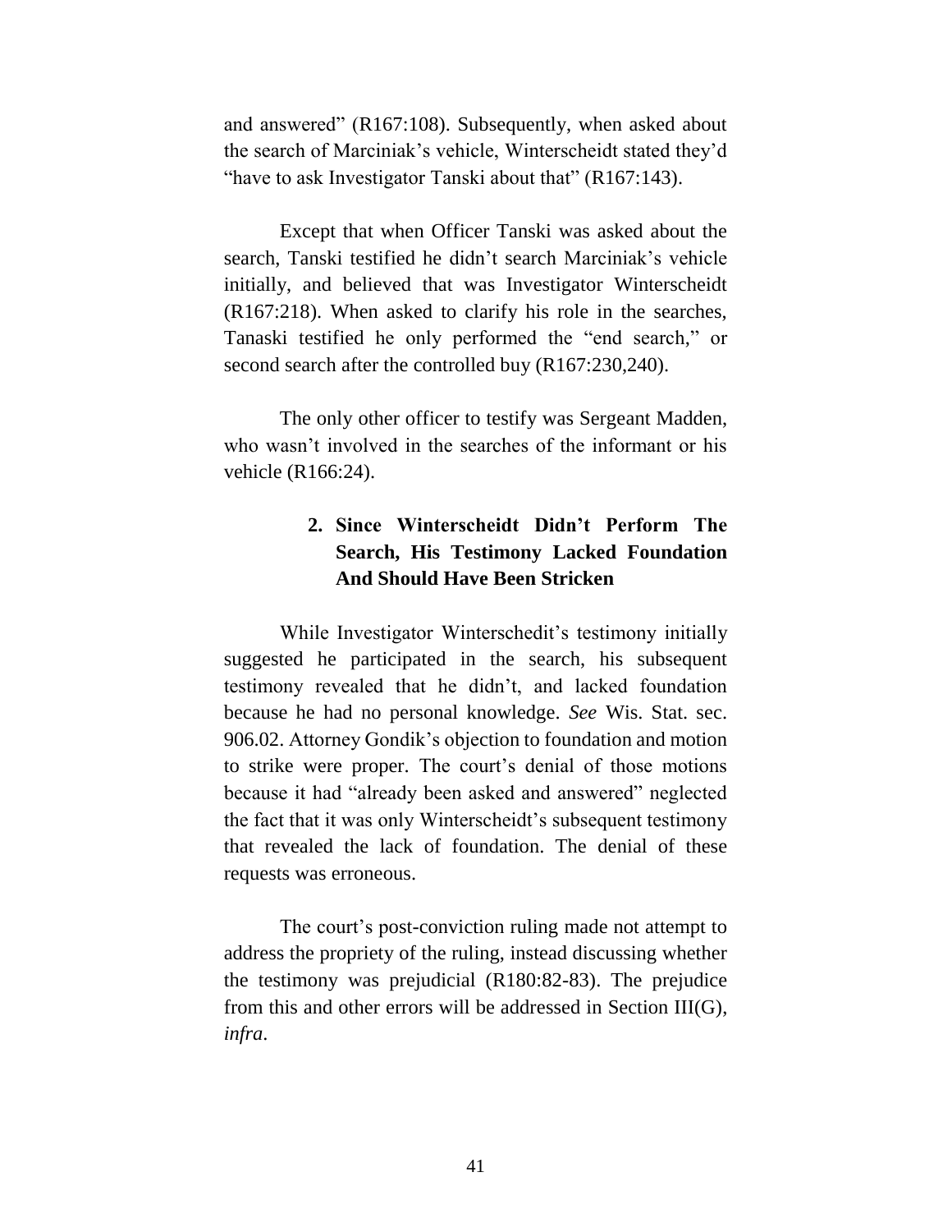and answered" (R167:108). Subsequently, when asked about the search of Marciniak's vehicle, Winterscheidt stated they'd "have to ask Investigator Tanski about that" (R167:143).

Except that when Officer Tanski was asked about the search, Tanski testified he didn't search Marciniak's vehicle initially, and believed that was Investigator Winterscheidt (R167:218). When asked to clarify his role in the searches, Tanaski testified he only performed the "end search," or second search after the controlled buy (R167:230,240).

The only other officer to testify was Sergeant Madden, who wasn't involved in the searches of the informant or his vehicle (R166:24).

#### 2. Since Winterscheidt Didn't Perform The Search, His Testimony Lacked Foundation And Should Have Been Stricken

While Investigator Winterschedit's testimony initially suggested he participated in the search, his subsequent testimony revealed that he didn't, and lacked foundation because he had no personal knowledge. *See* Wis. Stat. sec. 906.02. Attorney Gondik's objection to foundation and motion to strike were proper. The court's denial of those motions because it had "already been asked and answered" neglected the fact that it was only Winterscheidt's subsequent testimony that revealed the lack of foundation. The denial of these requests was erroneous.

The court's post-conviction ruling made not attempt to address the propriety of the ruling, instead discussing whether the testimony was prejudicial (R180:82-83). The prejudice from this and other errors will be addressed in Section III(G), *infra*.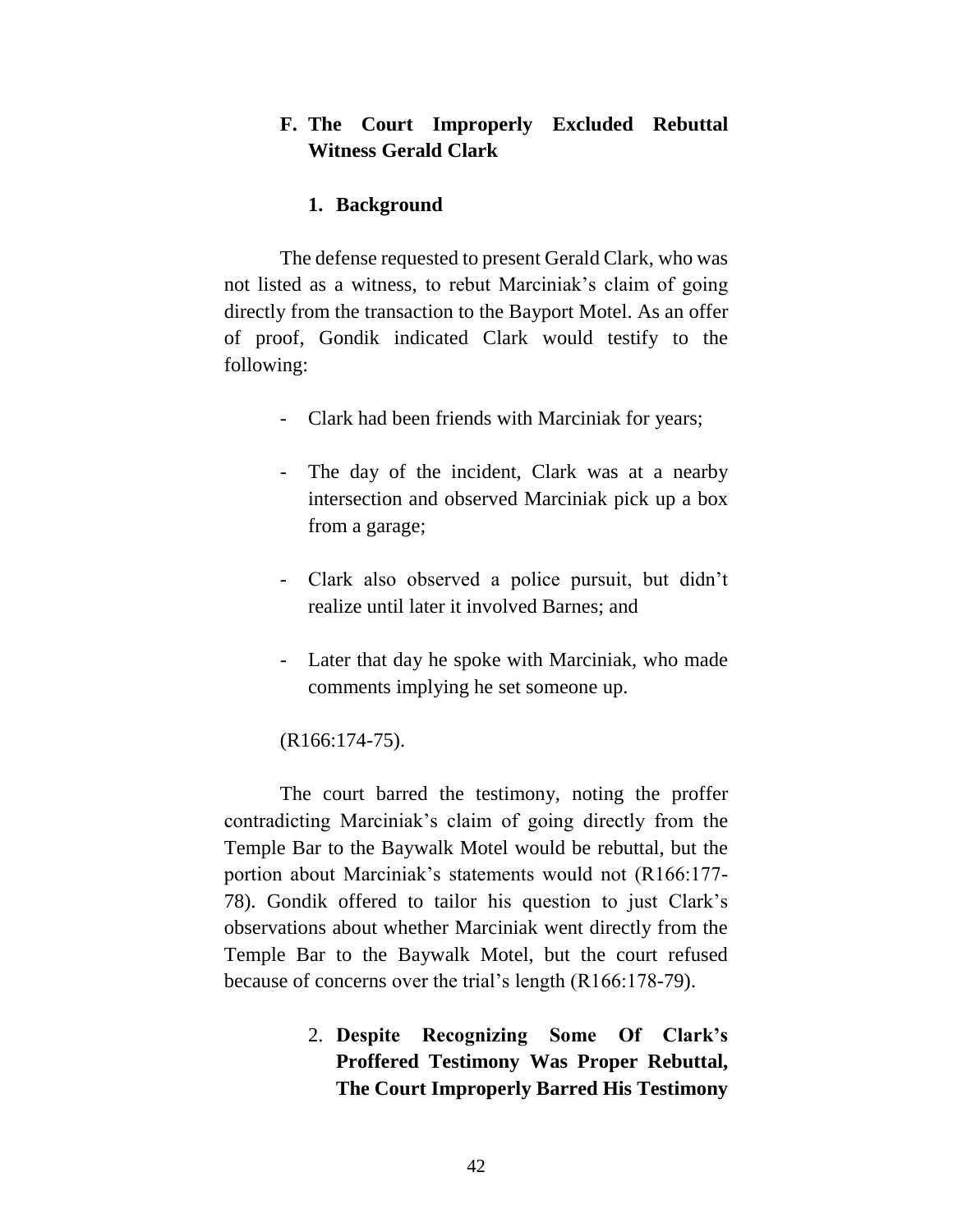## F. The Court Improperly Excluded Rebuttal Witness Gerald Clark

### 1. Background

The defense requested to present Gerald Clark, who was not listed as a witness, to rebut Marciniak's claim of going directly from the transaction to the Bayport Motel. As an offer of proof, Gondik indicated Clark would testify to the following:

- Clark had been friends with Marciniak for years;
- The day of the incident, Clark was at a nearby intersection and observed Marciniak pick up a box from a garage;
- Clark also observed a police pursuit, but didn't realize until later it involved Barnes; and
- Later that day he spoke with Marciniak, who made comments implying he set someone up.

(R166:174-75).

The court barred the testimony, noting the proffer contradicting Marciniak's claim of going directly from the Temple Bar to the Baywalk Motel would be rebuttal, but the portion about Marciniak's statements would not (R166:177-78). Gondik offered to tailor his question to just Clark's observations about whether Marciniak went directly from the Temple Bar to the Baywalk Motel, but the court refused because of concerns over the trial's length (R166:178-79).

### 2. Despite Recognizing Some Of Clark's Proffered Testimony Was Proper Rebuttal, The Court Improperly Barred His Testimony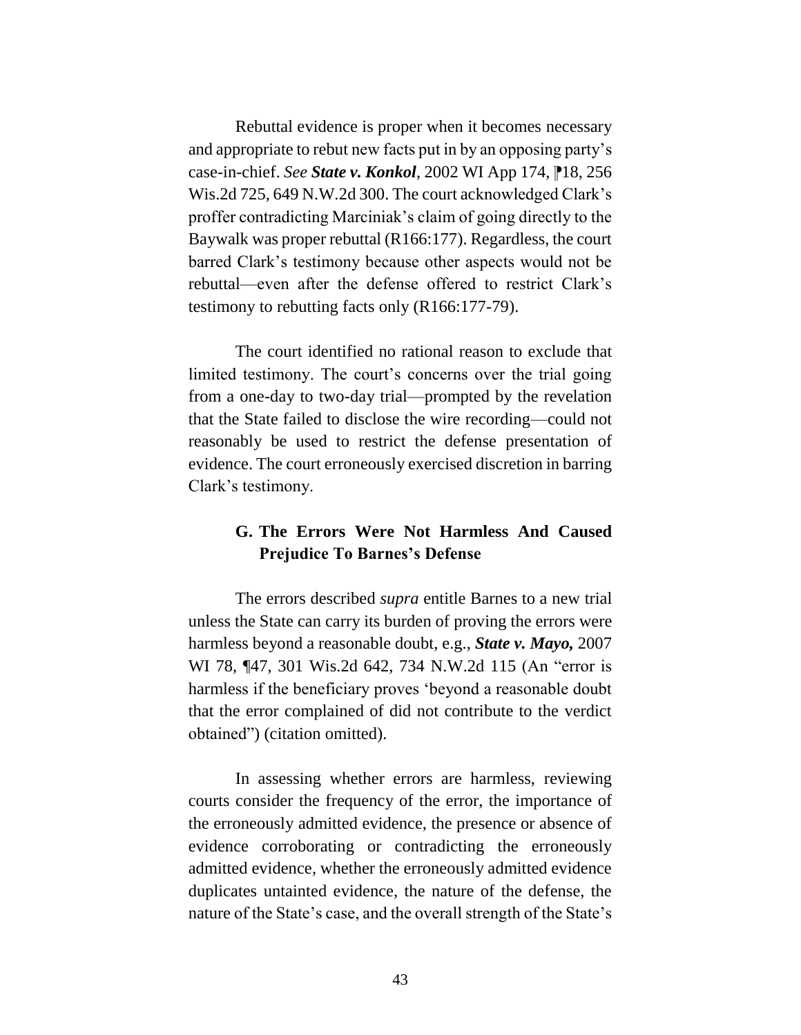Rebuttal evidence is proper when it becomes necessary and appropriate to rebut new facts put in by an opposing party's case-in-chief. *See* ***State v. Konkol***, 2002 WI App 174, ⁋18, 256 Wis.2d 725, 649 N.W.2d 300. The court acknowledged Clark's proffer contradicting Marciniak's claim of going directly to the Baywalk was proper rebuttal (R166:177). Regardless, the court barred Clark's testimony because other aspects would not be rebuttal—even after the defense offered to restrict Clark's testimony to rebutting facts only (R166:177-79).

The court identified no rational reason to exclude that limited testimony. The court's concerns over the trial going from a one-day to two-day trial—prompted by the revelation that the State failed to disclose the wire recording—could not reasonably be used to restrict the defense presentation of evidence. The court erroneously exercised discretion in barring Clark's testimony.

### G. The Errors Were Not Harmless And Caused Prejudice To Barnes's Defense

The errors described *supra* entitle Barnes to a new trial unless the State can carry its burden of proving the errors were harmless beyond a reasonable doubt, e.g., ***State v. Mayo,*** 2007 WI 78, ¶47, 301 Wis.2d 642, 734 N.W.2d 115 (An "error is harmless if the beneficiary proves 'beyond a reasonable doubt that the error complained of did not contribute to the verdict obtained") (citation omitted).

In assessing whether errors are harmless, reviewing courts consider the frequency of the error, the importance of the erroneously admitted evidence, the presence or absence of evidence corroborating or contradicting the erroneously admitted evidence, whether the erroneously admitted evidence duplicates untainted evidence, the nature of the defense, the nature of the State's case, and the overall strength of the State's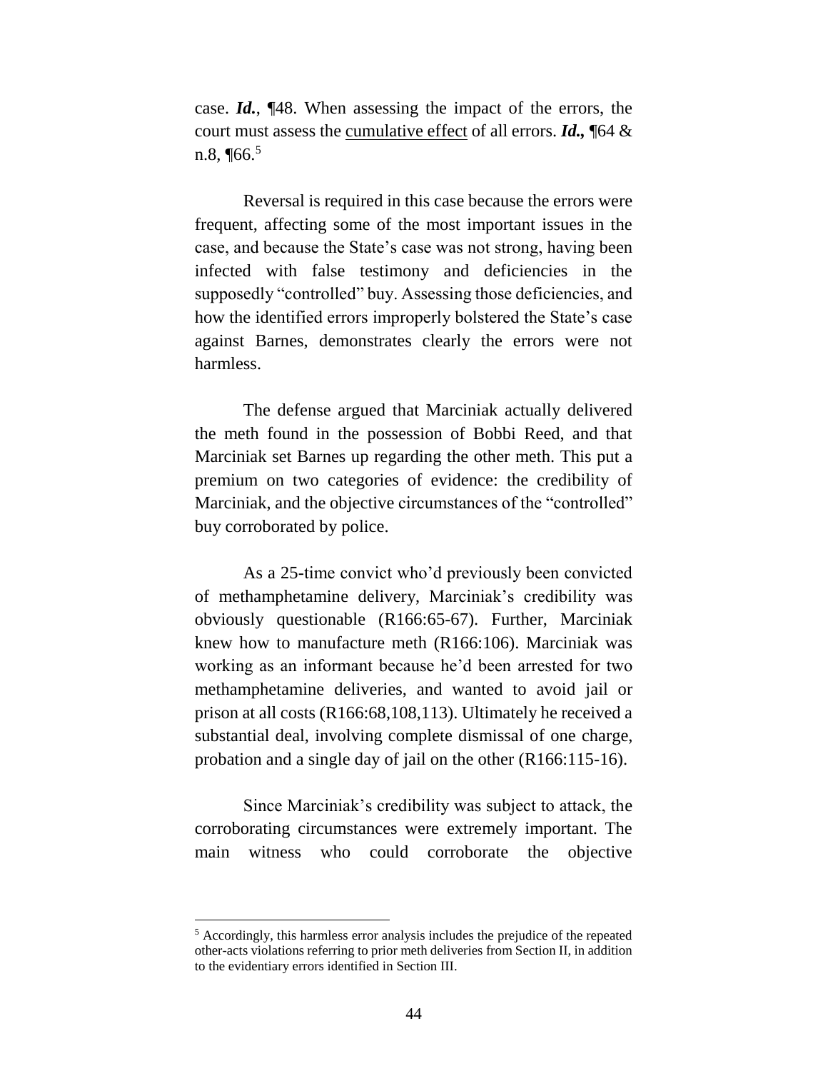case. ***Id.***, ¶48. When assessing the impact of the errors, the court must assess the <u>cumulative effect</u> of all errors. ***Id.,*** ¶64 & n.8, ¶66.[5]

Reversal is required in this case because the errors were frequent, affecting some of the most important issues in the case, and because the State's case was not strong, having been infected with false testimony and deficiencies in the supposedly "controlled" buy. Assessing those deficiencies, and how the identified errors improperly bolstered the State's case against Barnes, demonstrates clearly the errors were not harmless.

The defense argued that Marciniak actually delivered the meth found in the possession of Bobbi Reed, and that Marciniak set Barnes up regarding the other meth. This put a premium on two categories of evidence: the credibility of Marciniak, and the objective circumstances of the "controlled" buy corroborated by police.

As a 25-time convict who'd previously been convicted of methamphetamine delivery, Marciniak's credibility was obviously questionable (R166:65-67). Further, Marciniak knew how to manufacture meth (R166:106). Marciniak was working as an informant because he'd been arrested for two methamphetamine deliveries, and wanted to avoid jail or prison at all costs (R166:68,108,113). Ultimately he received a substantial deal, involving complete dismissal of one charge, probation and a single day of jail on the other (R166:115-16).

Since Marciniak's credibility was subject to attack, the corroborating circumstances were extremely important. The main witness who could corroborate the objective

[5] Accordingly, this harmless error analysis includes the prejudice of the repeated other-acts violations referring to prior meth deliveries from Section II, in addition to the evidentiary errors identified in Section III.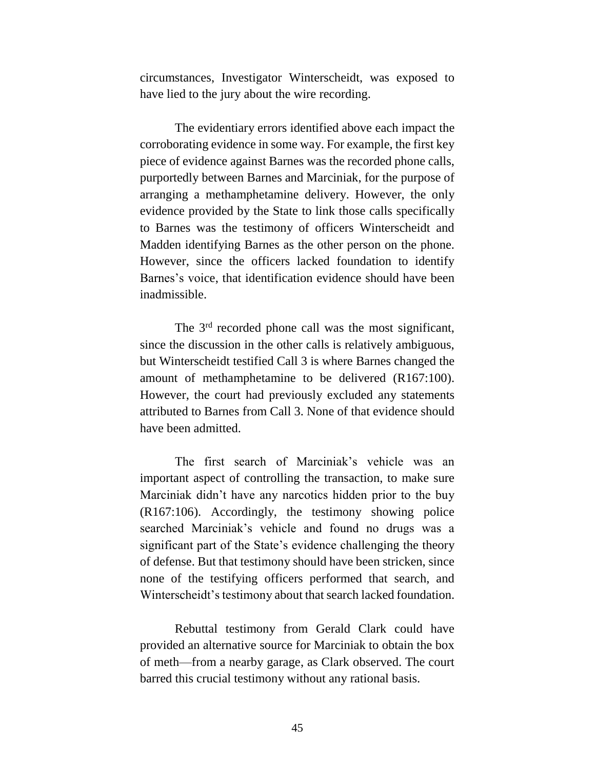circumstances, Investigator Winterscheidt, was exposed to have lied to the jury about the wire recording.

The evidentiary errors identified above each impact the corroborating evidence in some way. For example, the first key piece of evidence against Barnes was the recorded phone calls, purportedly between Barnes and Marciniak, for the purpose of arranging a methamphetamine delivery. However, the only evidence provided by the State to link those calls specifically to Barnes was the testimony of officers Winterscheidt and Madden identifying Barnes as the other person on the phone. However, since the officers lacked foundation to identify Barnes's voice, that identification evidence should have been inadmissible.

The 3rd recorded phone call was the most significant, since the discussion in the other calls is relatively ambiguous, but Winterscheidt testified Call 3 is where Barnes changed the amount of methamphetamine to be delivered (R167:100). However, the court had previously excluded any statements attributed to Barnes from Call 3. None of that evidence should have been admitted.

The first search of Marciniak's vehicle was an important aspect of controlling the transaction, to make sure Marciniak didn't have any narcotics hidden prior to the buy (R167:106). Accordingly, the testimony showing police searched Marciniak's vehicle and found no drugs was a significant part of the State's evidence challenging the theory of defense. But that testimony should have been stricken, since none of the testifying officers performed that search, and Winterscheidt's testimony about that search lacked foundation.

Rebuttal testimony from Gerald Clark could have provided an alternative source for Marciniak to obtain the box of meth—from a nearby garage, as Clark observed. The court barred this crucial testimony without any rational basis.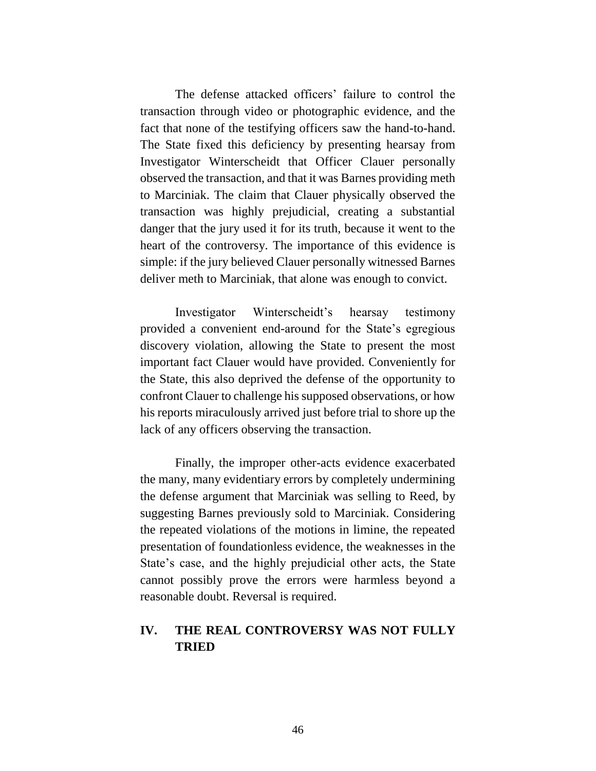The defense attacked officers' failure to control the transaction through video or photographic evidence, and the fact that none of the testifying officers saw the hand-to-hand. The State fixed this deficiency by presenting hearsay from Investigator Winterscheidt that Officer Clauer personally observed the transaction, and that it was Barnes providing meth to Marciniak. The claim that Clauer physically observed the transaction was highly prejudicial, creating a substantial danger that the jury used it for its truth, because it went to the heart of the controversy. The importance of this evidence is simple: if the jury believed Clauer personally witnessed Barnes deliver meth to Marciniak, that alone was enough to convict.

Investigator Winterscheidt's hearsay testimony provided a convenient end-around for the State's egregious discovery violation, allowing the State to present the most important fact Clauer would have provided. Conveniently for the State, this also deprived the defense of the opportunity to confront Clauer to challenge his supposed observations, or how his reports miraculously arrived just before trial to shore up the lack of any officers observing the transaction.

Finally, the improper other-acts evidence exacerbated the many, many evidentiary errors by completely undermining the defense argument that Marciniak was selling to Reed, by suggesting Barnes previously sold to Marciniak. Considering the repeated violations of the motions in limine, the repeated presentation of foundationless evidence, the weaknesses in the State's case, and the highly prejudicial other acts, the State cannot possibly prove the errors were harmless beyond a reasonable doubt. Reversal is required.

## IV. THE REAL CONTROVERSY WAS NOT FULLY TRIED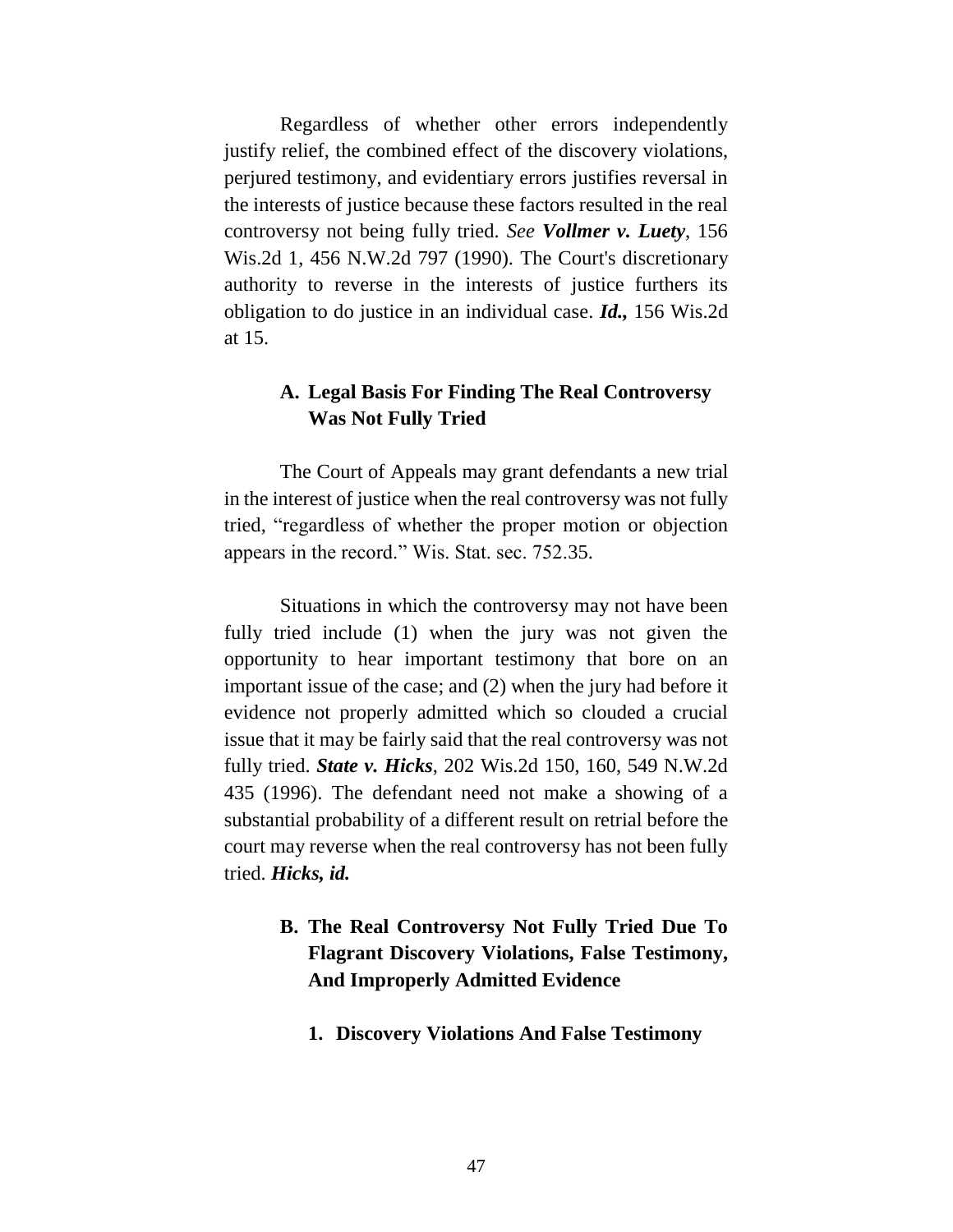Regardless of whether other errors independently justify relief, the combined effect of the discovery violations, perjured testimony, and evidentiary errors justifies reversal in the interests of justice because these factors resulted in the real controversy not being fully tried. *See* ***Vollmer v. Luety***, 156 Wis.2d 1, 456 N.W.2d 797 (1990). The Court's discretionary authority to reverse in the interests of justice furthers its obligation to do justice in an individual case. ***Id.,*** 156 Wis.2d at 15.

### A. Legal Basis For Finding The Real Controversy Was Not Fully Tried

The Court of Appeals may grant defendants a new trial in the interest of justice when the real controversy was not fully tried, "regardless of whether the proper motion or objection appears in the record." Wis. Stat. sec. 752.35.

Situations in which the controversy may not have been fully tried include (1) when the jury was not given the opportunity to hear important testimony that bore on an important issue of the case; and (2) when the jury had before it evidence not properly admitted which so clouded a crucial issue that it may be fairly said that the real controversy was not fully tried. ***State v. Hicks***, 202 Wis.2d 150, 160, 549 N.W.2d 435 (1996). The defendant need not make a showing of a substantial probability of a different result on retrial before the court may reverse when the real controversy has not been fully tried. ***Hicks, id.***

### B. The Real Controversy Not Fully Tried Due To Flagrant Discovery Violations, False Testimony, And Improperly Admitted Evidence

#### 1. Discovery Violations And False Testimony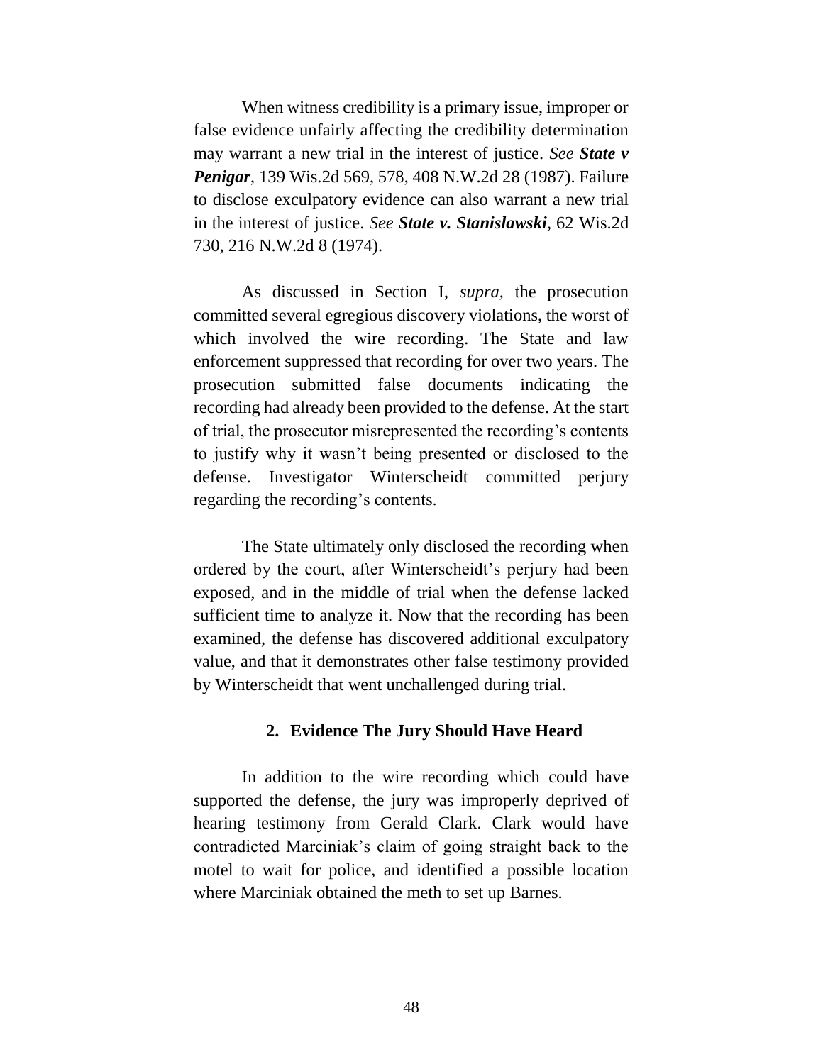When witness credibility is a primary issue, improper or false evidence unfairly affecting the credibility determination may warrant a new trial in the interest of justice. *See **State v Penigar***, 139 Wis.2d 569, 578, 408 N.W.2d 28 (1987). Failure to disclose exculpatory evidence can also warrant a new trial in the interest of justice. *See **State v. Stanislawski***, 62 Wis.2d 730, 216 N.W.2d 8 (1974).

As discussed in Section I, *supra*, the prosecution committed several egregious discovery violations, the worst of which involved the wire recording. The State and law enforcement suppressed that recording for over two years. The prosecution submitted false documents indicating the recording had already been provided to the defense. At the start of trial, the prosecutor misrepresented the recording's contents to justify why it wasn't being presented or disclosed to the defense. Investigator Winterscheidt committed perjury regarding the recording's contents.

The State ultimately only disclosed the recording when ordered by the court, after Winterscheidt's perjury had been exposed, and in the middle of trial when the defense lacked sufficient time to analyze it. Now that the recording has been examined, the defense has discovered additional exculpatory value, and that it demonstrates other false testimony provided by Winterscheidt that went unchallenged during trial.

### 2. Evidence The Jury Should Have Heard

In addition to the wire recording which could have supported the defense, the jury was improperly deprived of hearing testimony from Gerald Clark. Clark would have contradicted Marciniak's claim of going straight back to the motel to wait for police, and identified a possible location where Marciniak obtained the meth to set up Barnes.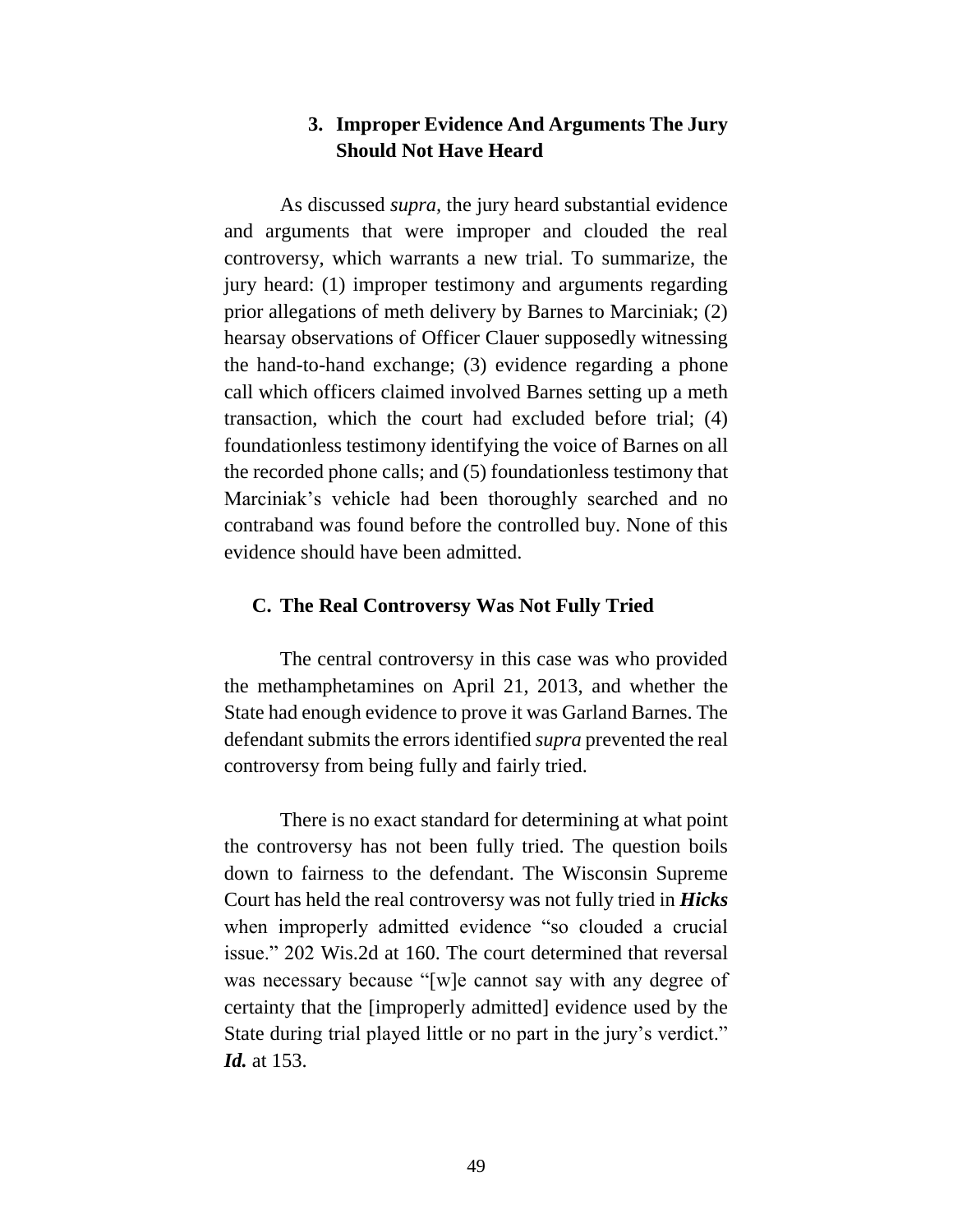### 3. Improper Evidence And Arguments The Jury Should Not Have Heard

As discussed *supra*, the jury heard substantial evidence and arguments that were improper and clouded the real controversy, which warrants a new trial. To summarize, the jury heard: (1) improper testimony and arguments regarding prior allegations of meth delivery by Barnes to Marciniak; (2) hearsay observations of Officer Clauer supposedly witnessing the hand-to-hand exchange; (3) evidence regarding a phone call which officers claimed involved Barnes setting up a meth transaction, which the court had excluded before trial; (4) foundationless testimony identifying the voice of Barnes on all the recorded phone calls; and (5) foundationless testimony that Marciniak's vehicle had been thoroughly searched and no contraband was found before the controlled buy. None of this evidence should have been admitted.

## C. The Real Controversy Was Not Fully Tried

The central controversy in this case was who provided the methamphetamines on April 21, 2013, and whether the State had enough evidence to prove it was Garland Barnes. The defendant submits the errors identified *supra* prevented the real controversy from being fully and fairly tried.

There is no exact standard for determining at what point the controversy has not been fully tried. The question boils down to fairness to the defendant. The Wisconsin Supreme Court has held the real controversy was not fully tried in ***Hicks*** when improperly admitted evidence "so clouded a crucial issue." 202 Wis.2d at 160. The court determined that reversal was necessary because "[w]e cannot say with any degree of certainty that the [improperly admitted] evidence used by the State during trial played little or no part in the jury's verdict." ***Id.*** at 153.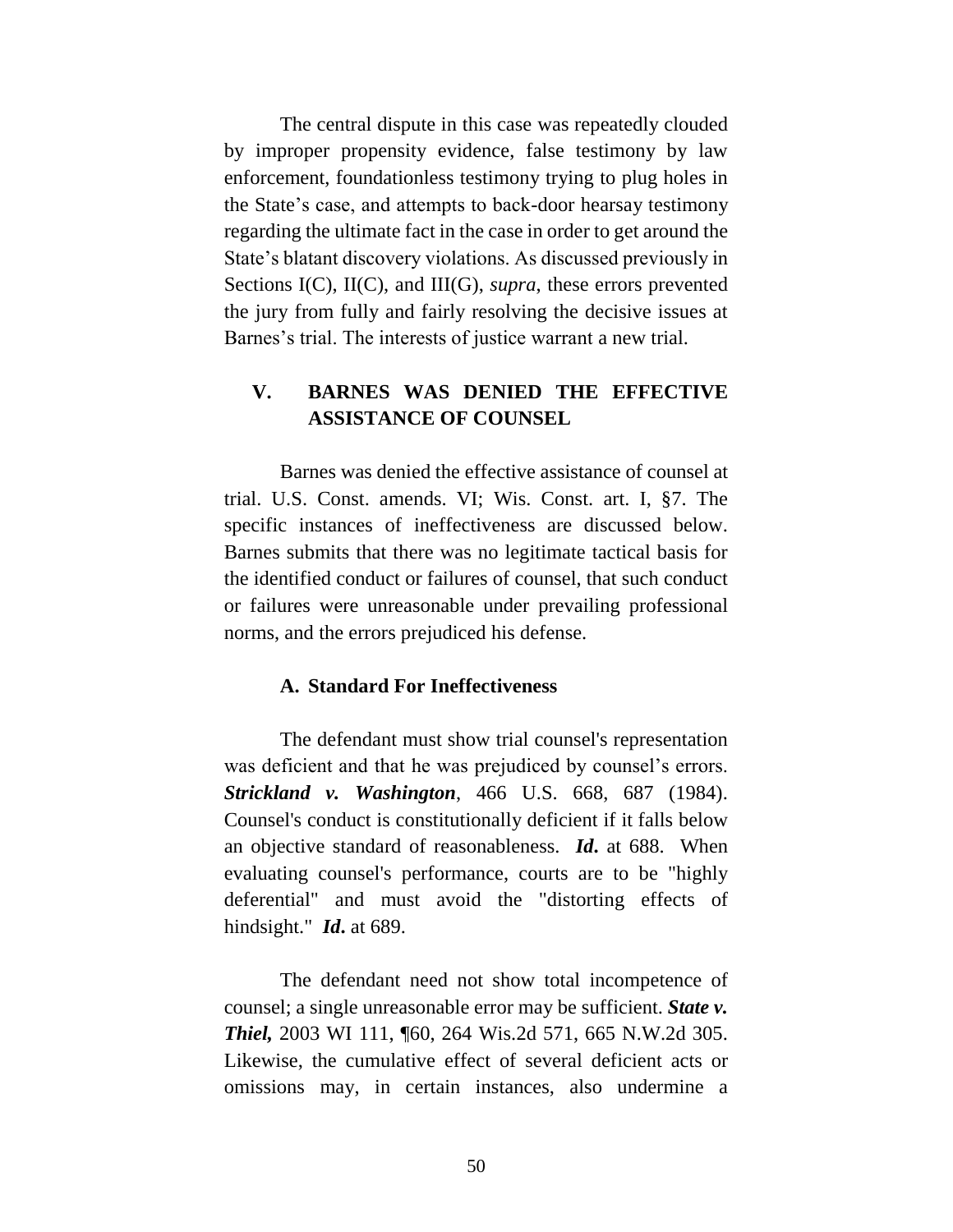The central dispute in this case was repeatedly clouded by improper propensity evidence, false testimony by law enforcement, foundationless testimony trying to plug holes in the State's case, and attempts to back-door hearsay testimony regarding the ultimate fact in the case in order to get around the State's blatant discovery violations. As discussed previously in Sections I(C), II(C), and III(G), *supra*, these errors prevented the jury from fully and fairly resolving the decisive issues at Barnes's trial. The interests of justice warrant a new trial.

## V. BARNES WAS DENIED THE EFFECTIVE ASSISTANCE OF COUNSEL

Barnes was denied the effective assistance of counsel at trial. U.S. Const. amends. VI; Wis. Const. art. I, §7. The specific instances of ineffectiveness are discussed below. Barnes submits that there was no legitimate tactical basis for the identified conduct or failures of counsel, that such conduct or failures were unreasonable under prevailing professional norms, and the errors prejudiced his defense.

### A. Standard For Ineffectiveness

The defendant must show trial counsel's representation was deficient and that he was prejudiced by counsel's errors. ***Strickland v. Washington***, 466 U.S. 668, 687 (1984). Counsel's conduct is constitutionally deficient if it falls below an objective standard of reasonableness. ***Id*.** at 688. When evaluating counsel's performance, courts are to be "highly deferential" and must avoid the "distorting effects of hindsight." ***Id*.** at 689.

The defendant need not show total incompetence of counsel; a single unreasonable error may be sufficient. ***State v. Thiel,*** 2003 WI 111, ¶60, 264 Wis.2d 571, 665 N.W.2d 305. Likewise, the cumulative effect of several deficient acts or omissions may, in certain instances, also undermine a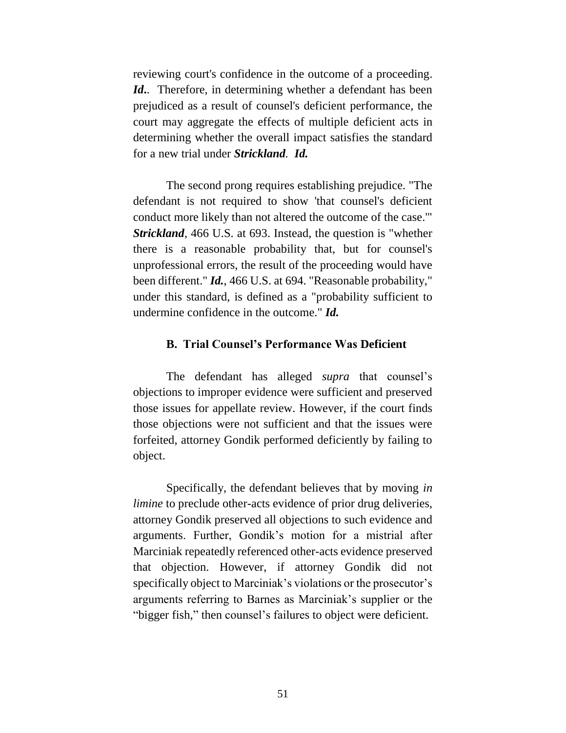reviewing court's confidence in the outcome of a proceeding. ***Id.***. Therefore, in determining whether a defendant has been prejudiced as a result of counsel's deficient performance, the court may aggregate the effects of multiple deficient acts in determining whether the overall impact satisfies the standard for a new trial under ***Strickland***. ***Id.***

The second prong requires establishing prejudice. "The defendant is not required to show 'that counsel's deficient conduct more likely than not altered the outcome of the case.'" ***Strickland***, 466 U.S. at 693. Instead, the question is "whether there is a reasonable probability that, but for counsel's unprofessional errors, the result of the proceeding would have been different." ***Id.***, 466 U.S. at 694. "Reasonable probability," under this standard, is defined as a "probability sufficient to undermine confidence in the outcome." ***Id.***

### B. Trial Counsel's Performance Was Deficient

The defendant has alleged *supra* that counsel's objections to improper evidence were sufficient and preserved those issues for appellate review. However, if the court finds those objections were not sufficient and that the issues were forfeited, attorney Gondik performed deficiently by failing to object.

Specifically, the defendant believes that by moving *in limine* to preclude other-acts evidence of prior drug deliveries, attorney Gondik preserved all objections to such evidence and arguments. Further, Gondik's motion for a mistrial after Marciniak repeatedly referenced other-acts evidence preserved that objection. However, if attorney Gondik did not specifically object to Marciniak's violations or the prosecutor's arguments referring to Barnes as Marciniak's supplier or the "bigger fish," then counsel's failures to object were deficient.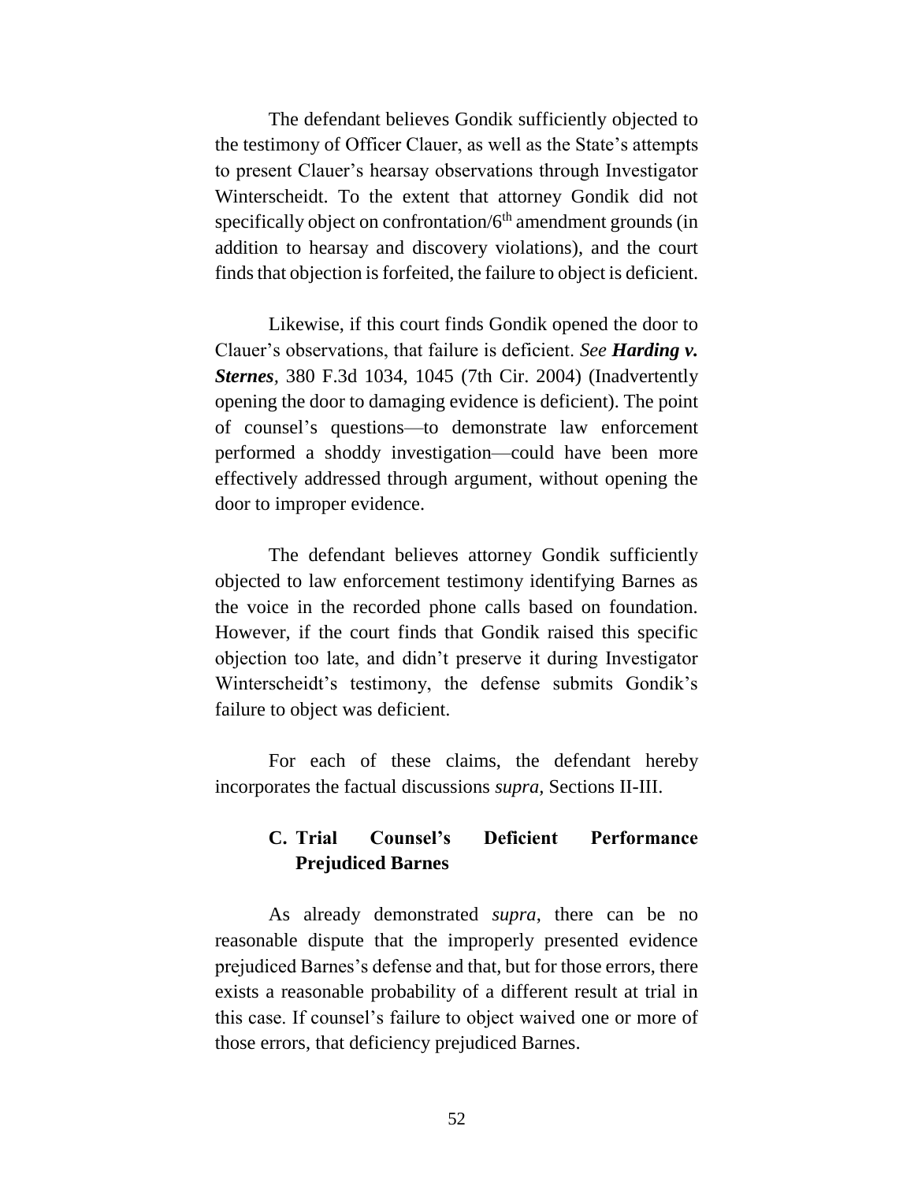The defendant believes Gondik sufficiently objected to the testimony of Officer Clauer, as well as the State's attempts to present Clauer's hearsay observations through Investigator Winterscheidt. To the extent that attorney Gondik did not specifically object on confrontation/6th amendment grounds (in addition to hearsay and discovery violations), and the court finds that objection is forfeited, the failure to object is deficient.

Likewise, if this court finds Gondik opened the door to Clauer's observations, that failure is deficient. *See* ***Harding v. Sternes***, 380 F.3d 1034, 1045 (7th Cir. 2004) (Inadvertently opening the door to damaging evidence is deficient). The point of counsel's questions—to demonstrate law enforcement performed a shoddy investigation—could have been more effectively addressed through argument, without opening the door to improper evidence.

The defendant believes attorney Gondik sufficiently objected to law enforcement testimony identifying Barnes as the voice in the recorded phone calls based on foundation. However, if the court finds that Gondik raised this specific objection too late, and didn't preserve it during Investigator Winterscheidt's testimony, the defense submits Gondik's failure to object was deficient.

For each of these claims, the defendant hereby incorporates the factual discussions *supra*, Sections II-III.

### C. Trial Counsel's Deficient Performance Prejudiced Barnes

As already demonstrated *supra*, there can be no reasonable dispute that the improperly presented evidence prejudiced Barnes's defense and that, but for those errors, there exists a reasonable probability of a different result at trial in this case. If counsel's failure to object waived one or more of those errors, that deficiency prejudiced Barnes.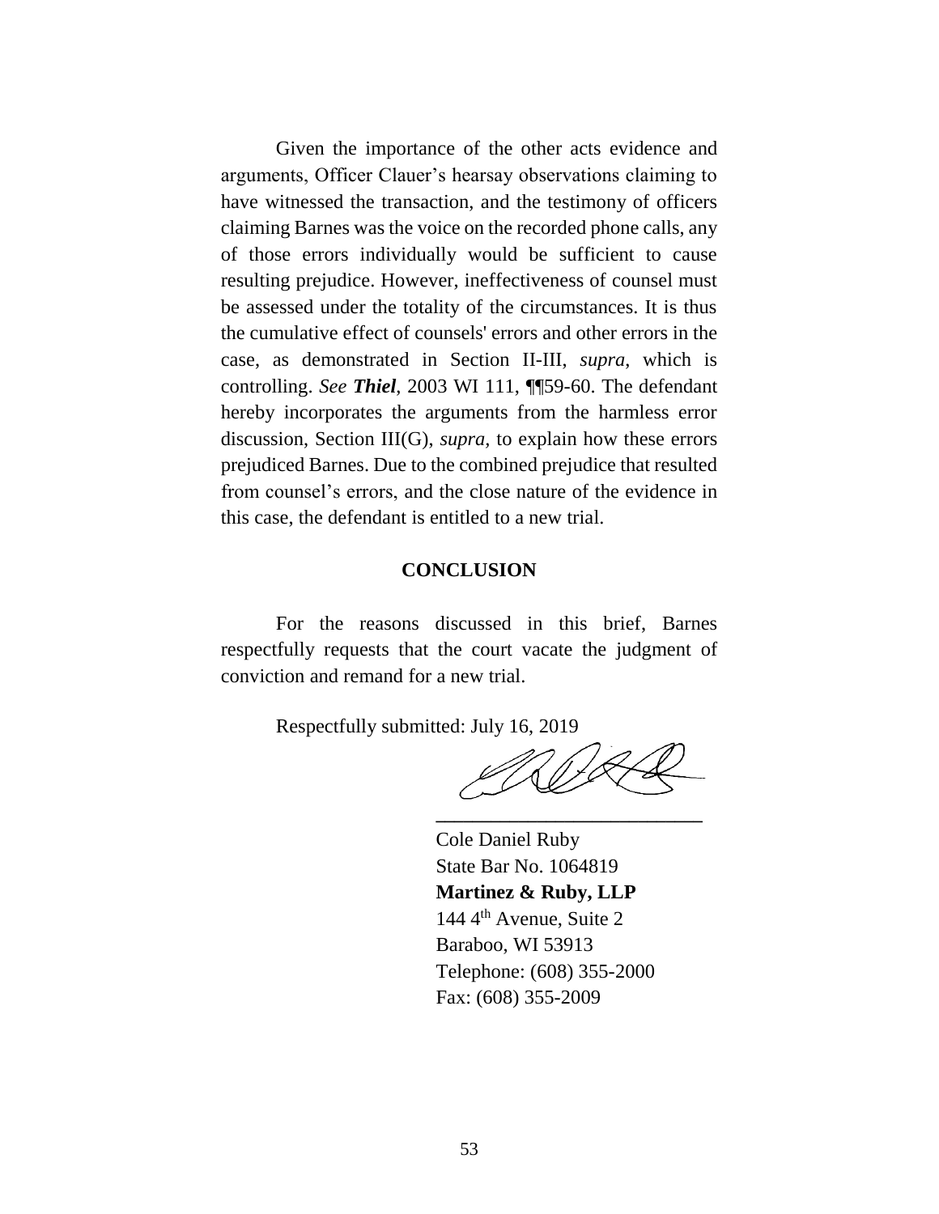Given the importance of the other acts evidence and arguments, Officer Clauer's hearsay observations claiming to have witnessed the transaction, and the testimony of officers claiming Barnes was the voice on the recorded phone calls, any of those errors individually would be sufficient to cause resulting prejudice. However, ineffectiveness of counsel must be assessed under the totality of the circumstances. It is thus the cumulative effect of counsels' errors and other errors in the case, as demonstrated in Section II-III, *supra*, which is controlling. *See* ***Thiel***, 2003 WI 111, ¶¶59-60. The defendant hereby incorporates the arguments from the harmless error discussion, Section III(G), *supra*, to explain how these errors prejudiced Barnes. Due to the combined prejudice that resulted from counsel's errors, and the close nature of the evidence in this case, the defendant is entitled to a new trial.

## CONCLUSION

For the reasons discussed in this brief, Barnes respectfully requests that the court vacate the judgment of conviction and remand for a new trial.

Respectfully submitted: July 16, 2019

\_\_\_\_\_\_\_\_\_\_\_\_\_\_\_\_\_\_\_\_\_\_\_\_\_\_\_\_

Cole Daniel Ruby
State Bar No. 1064819
**Martinez & Ruby, LLP**
144 4th Avenue, Suite 2
Baraboo, WI 53913
Telephone: (608) 355-2000
Fax: (608) 355-2009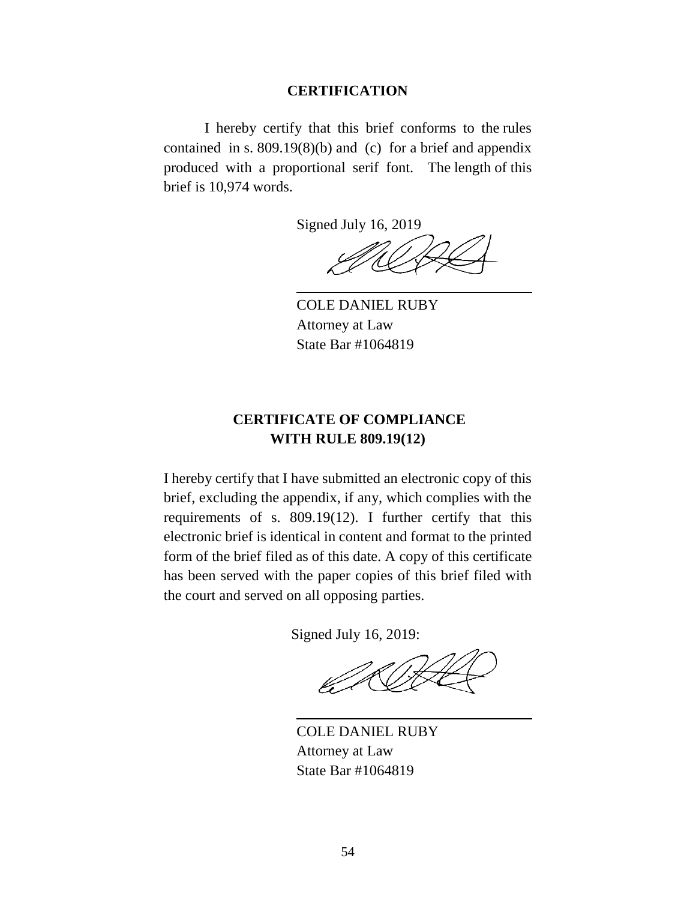## CERTIFICATION

I hereby certify that this brief conforms to the rules contained in s. 809.19(8)(b) and (c) for a brief and appendix produced with a proportional serif font. The length of this brief is 10,974 words.

Signed July 16, 2019

COLE DANIEL RUBY
Attorney at Law
State Bar #1064819

## CERTIFICATE OF COMPLIANCE WITH RULE 809.19(12)

I hereby certify that I have submitted an electronic copy of this brief, excluding the appendix, if any, which complies with the requirements of s. 809.19(12). I further certify that this electronic brief is identical in content and format to the printed form of the brief filed as of this date. A copy of this certificate has been served with the paper copies of this brief filed with the court and served on all opposing parties.

Signed July 16, 2019:

COLE DANIEL RUBY
Attorney at Law
State Bar #1064819